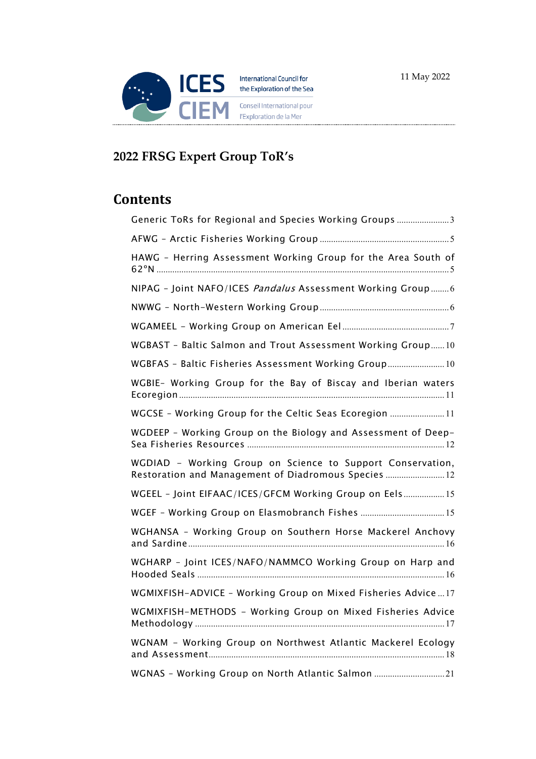ICES CIEM

International Council for the Exploration of the Sea

Conseil International pour l'Exploration de la Mer

11 May 2022

# 2022 FRSG Expert Group ToR's

## Contents

Generic ToRs for Regional and Species Working Groups ........................ 3

AFWG – Arctic Fisheries Working Group ........................................................ 5

HAWG – Herring Assessment Working Group for the Area South of 62°N ........................................................................................................................ 5

NIPAG – Joint NAFO/ICES *Pandalus* Assessment Working Group ........ 6

NWWG – North-Western Working Group ........................................................ 6

WGAMEEL – Working Group on American Eel ............................................... 7

WGBAST – Baltic Salmon and Trout Assessment Working Group ...... 10

WGBFAS – Baltic Fisheries Assessment Working Group ......................... 10

WGBIE– Working Group for the Bay of Biscay and Iberian waters Ecoregion .................................................................................................... 11

WGCSE – Working Group for the Celtic Seas Ecoregion ........................ 11

WGDEEP – Working Group on the Biology and Assessment of Deep-Sea Fisheries Resources ...................................................................... 12

WGDIAD – Working Group on Science to Support Conservation, Restoration and Management of Diadromous Species .......................... 12

WGEEL – Joint EIFAAC/ICES/GFCM Working Group on Eels .................. 15

WGEF – Working Group on Elasmobranch Fishes .................................... 15

WGHANSA – Working Group on Southern Horse Mackerel Anchovy and Sardine ................................................................................................ 16

WGHARP – Joint ICES/NAFO/NAMMCO Working Group on Harp and Hooded Seals ........................................................................................... 16

WGMIXFISH-ADVICE – Working Group on Mixed Fisheries Advice ... 17

WGMIXFISH-METHODS – Working Group on Mixed Fisheries Advice Methodology ............................................................................................ 17

WGNAM – Working Group on Northwest Atlantic Mackerel Ecology and Assessment ...................................................................................... 18

WGNAS – Working Group on North Atlantic Salmon ............................... 21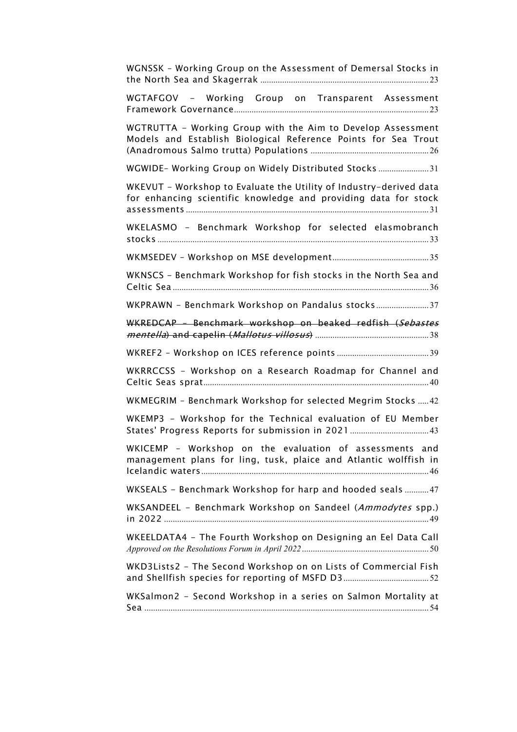WGNSSK – Working Group on the Assessment of Demersal Stocks in the North Sea and Skagerrak ........ 23

WGTAFGOV - Working Group on Transparent Assessment Framework Governance ........ 23

WGTRUTTA - Working Group with the Aim to Develop Assessment Models and Establish Biological Reference Points for Sea Trout (Anadromous Salmo trutta) Populations ........ 26

WGWIDE– Working Group on Widely Distributed Stocks ........ 31

WKEVUT - Workshop to Evaluate the Utility of Industry-derived data for enhancing scientific knowledge and providing data for stock assessments ........ 31

WKELASMO - Benchmark Workshop for selected elasmobranch stocks ........ 33

WKMSEDEV – Workshop on MSE development ........ 35

WKNSCS - Benchmark Workshop for fish stocks in the North Sea and Celtic Sea ........ 36

WKPRAWN - Benchmark Workshop on Pandalus stocks ........ 37

~~WKREDCAP – Benchmark workshop on beaked redfish (*Sebastes mentella*) and capelin (*Mallotus villosus*)~~ ........ 38

WKREF2 – Workshop on ICES reference points ........ 39

WKRRCCSS - Workshop on a Research Roadmap for Channel and Celtic Seas sprat ........ 40

WKMEGRIM – Benchmark Workshop for selected Megrim Stocks ........ 42

WKEMP3 - Workshop for the Technical evaluation of EU Member States' Progress Reports for submission in 2021 ........ 43

WKICEMP – Workshop on the evaluation of assessments and management plans for ling, tusk, plaice and Atlantic wolffish in Icelandic waters ........ 46

WKSEALS - Benchmark Workshop for harp and hooded seals ........ 47

WKSANDEEL - Benchmark Workshop on Sandeel (*Ammodytes* spp.) in 2022 ........ 49

WKEELDATA4 - The Fourth Workshop on Designing an Eel Data Call *Approved on the Resolutions Forum in April 2022* ........ 50

WKD3Lists2 - The Second Workshop on on Lists of Commercial Fish and Shellfish species for reporting of MSFD D3 ........ 52

WKSalmon2 - Second Workshop in a series on Salmon Mortality at Sea ........ 54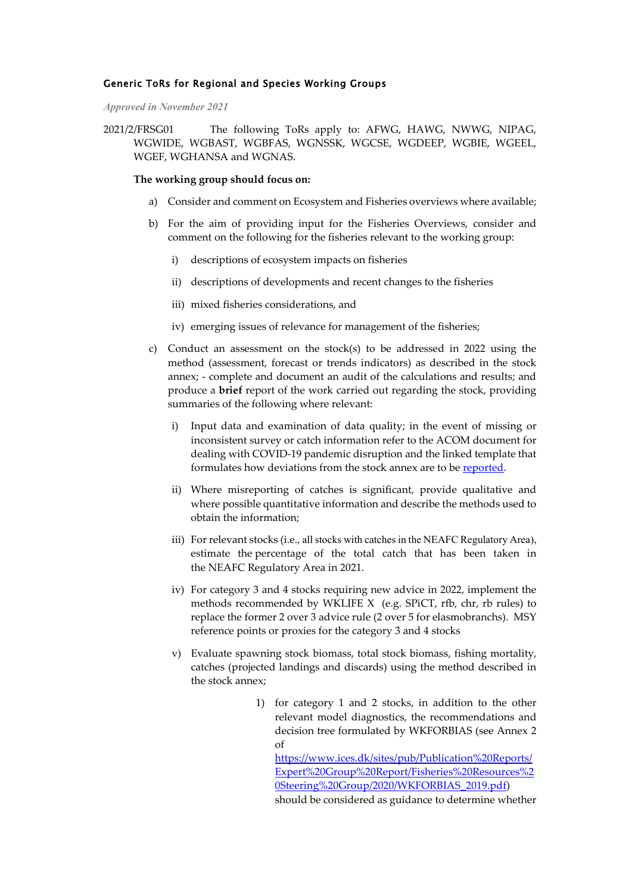### Generic ToRs for Regional and Species Working Groups

*Approved in November 2021*

2021/2/FRSG01 The following ToRs apply to: AFWG, HAWG, NWWG, NIPAG, WGWIDE, WGBAST, WGBFAS, WGNSSK, WGCSE, WGDEEP, WGBIE, WGEEL, WGEF, WGHANSA and WGNAS.

**The working group should focus on:**

a) Consider and comment on Ecosystem and Fisheries overviews where available;

b) For the aim of providing input for the Fisheries Overviews, consider and comment on the following for the fisheries relevant to the working group:

   i) descriptions of ecosystem impacts on fisheries

   ii) descriptions of developments and recent changes to the fisheries

   iii) mixed fisheries considerations, and

   iv) emerging issues of relevance for management of the fisheries;

c) Conduct an assessment on the stock(s) to be addressed in 2022 using the method (assessment, forecast or trends indicators) as described in the stock annex; - complete and document an audit of the calculations and results; and produce a **brief** report of the work carried out regarding the stock, providing summaries of the following where relevant:

   i) Input data and examination of data quality; in the event of missing or inconsistent survey or catch information refer to the ACOM document for dealing with COVID-19 pandemic disruption and the linked template that formulates how deviations from the stock annex are to be reported.

   ii) Where misreporting of catches is significant, provide qualitative and where possible quantitative information and describe the methods used to obtain the information;

   iii) For relevant stocks (i.e., all stocks with catches in the NEAFC Regulatory Area), estimate the percentage of the total catch that has been taken in the NEAFC Regulatory Area in 2021.

   iv) For category 3 and 4 stocks requiring new advice in 2022, implement the methods recommended by WKLIFE X (e.g. SPiCT, rfb, chr, rb rules) to replace the former 2 over 3 advice rule (2 over 5 for elasmobranchs). MSY reference points or proxies for the category 3 and 4 stocks

   v) Evaluate spawning stock biomass, total stock biomass, fishing mortality, catches (projected landings and discards) using the method described in the stock annex;

      1) for category 1 and 2 stocks, in addition to the other relevant model diagnostics, the recommendations and decision tree formulated by WKFORBIAS (see Annex 2 of https://www.ices.dk/sites/pub/Publication%20Reports/Expert%20Group%20Report/Fisheries%20Resources%20Steering%20Group/2020/WKFORBIAS_2019.pdf) should be considered as guidance to determine whether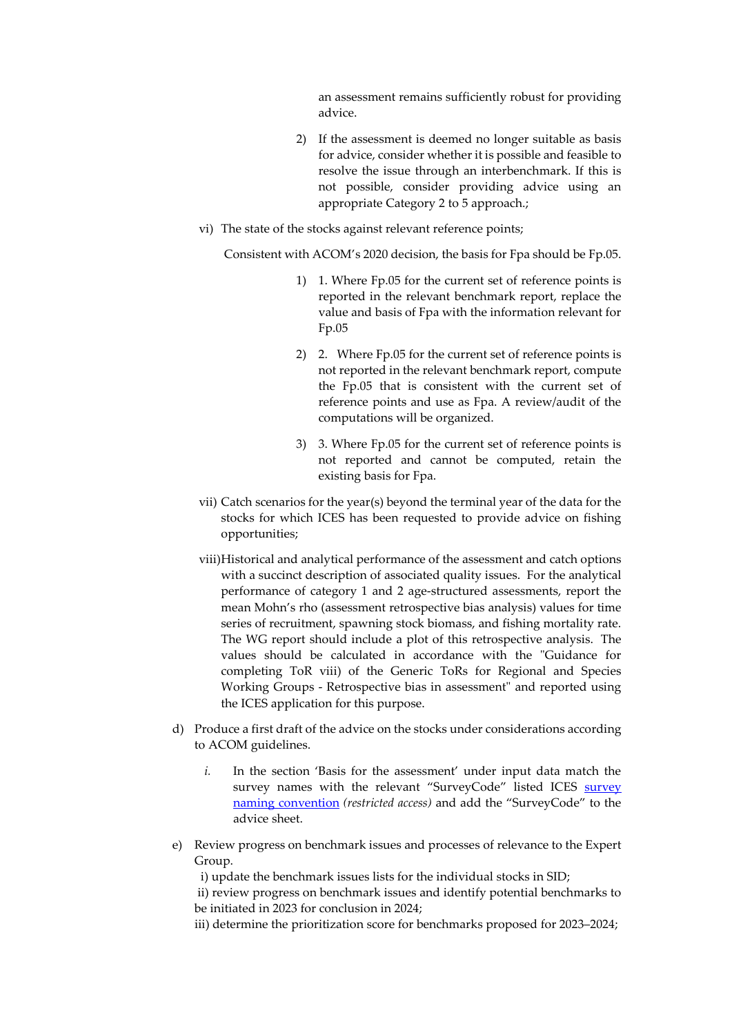an assessment remains sufficiently robust for providing advice.

2) If the assessment is deemed no longer suitable as basis for advice, consider whether it is possible and feasible to resolve the issue through an interbenchmark. If this is not possible, consider providing advice using an appropriate Category 2 to 5 approach.;

vi) The state of the stocks against relevant reference points;

Consistent with ACOM's 2020 decision, the basis for Fpa should be Fp.05.

1) 1. Where Fp.05 for the current set of reference points is reported in the relevant benchmark report, replace the value and basis of Fpa with the information relevant for Fp.05

2) 2. Where Fp.05 for the current set of reference points is not reported in the relevant benchmark report, compute the Fp.05 that is consistent with the current set of reference points and use as Fpa. A review/audit of the computations will be organized.

3) 3. Where Fp.05 for the current set of reference points is not reported and cannot be computed, retain the existing basis for Fpa.

vii) Catch scenarios for the year(s) beyond the terminal year of the data for the stocks for which ICES has been requested to provide advice on fishing opportunities;

viii) Historical and analytical performance of the assessment and catch options with a succinct description of associated quality issues. For the analytical performance of category 1 and 2 age-structured assessments, report the mean Mohn's rho (assessment retrospective bias analysis) values for time series of recruitment, spawning stock biomass, and fishing mortality rate. The WG report should include a plot of this retrospective analysis. The values should be calculated in accordance with the "Guidance for completing ToR viii) of the Generic ToRs for Regional and Species Working Groups - Retrospective bias in assessment" and reported using the ICES application for this purpose.

d) Produce a first draft of the advice on the stocks under considerations according to ACOM guidelines.

*i.* In the section 'Basis for the assessment' under input data match the survey names with the relevant "SurveyCode" listed ICES [survey naming convention](#) *(restricted access)* and add the "SurveyCode" to the advice sheet.

e) Review progress on benchmark issues and processes of relevance to the Expert Group.

i) update the benchmark issues lists for the individual stocks in SID;

ii) review progress on benchmark issues and identify potential benchmarks to be initiated in 2023 for conclusion in 2024;

iii) determine the prioritization score for benchmarks proposed for 2023–2024;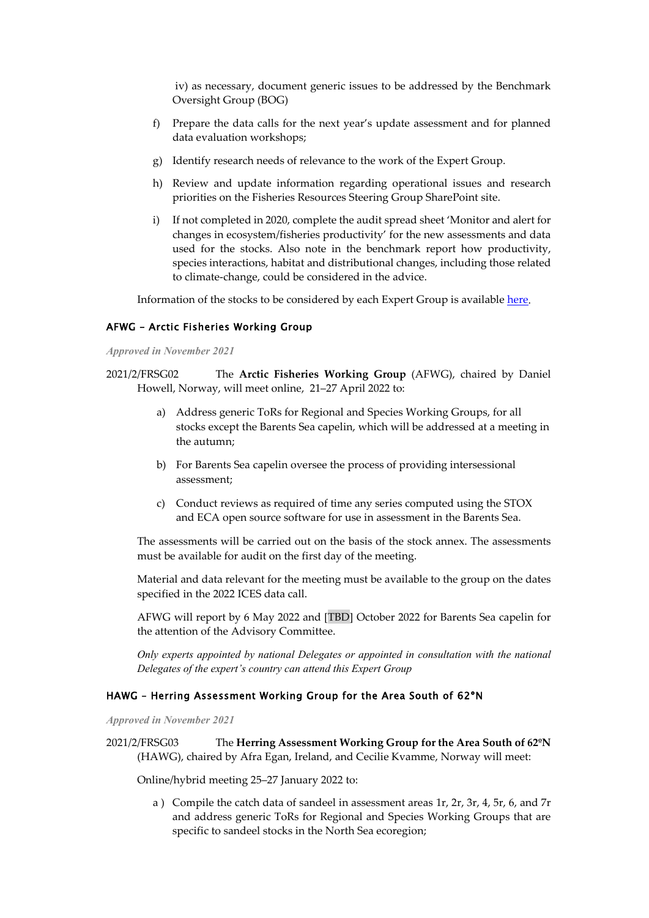iv) as necessary, document generic issues to be addressed by the Benchmark Oversight Group (BOG)

f) Prepare the data calls for the next year's update assessment and for planned data evaluation workshops;

g) Identify research needs of relevance to the work of the Expert Group.

h) Review and update information regarding operational issues and research priorities on the Fisheries Resources Steering Group SharePoint site.

i) If not completed in 2020, complete the audit spread sheet 'Monitor and alert for changes in ecosystem/fisheries productivity' for the new assessments and data used for the stocks. Also note in the benchmark report how productivity, species interactions, habitat and distributional changes, including those related to climate-change, could be considered in the advice.

Information of the stocks to be considered by each Expert Group is available [here](here).

### AFWG - Arctic Fisheries Working Group

*Approved in November 2021*

2021/2/FRSG02 The **Arctic Fisheries Working Group** (AFWG), chaired by Daniel Howell, Norway, will meet online, 21–27 April 2022 to:

a) Address generic ToRs for Regional and Species Working Groups, for all stocks except the Barents Sea capelin, which will be addressed at a meeting in the autumn;

b) For Barents Sea capelin oversee the process of providing intersessional assessment;

c) Conduct reviews as required of time any series computed using the STOX and ECA open source software for use in assessment in the Barents Sea.

The assessments will be carried out on the basis of the stock annex. The assessments must be available for audit on the first day of the meeting.

Material and data relevant for the meeting must be available to the group on the dates specified in the 2022 ICES data call.

AFWG will report by 6 May 2022 and [TBD] October 2022 for Barents Sea capelin for the attention of the Advisory Committee.

*Only experts appointed by national Delegates or appointed in consultation with the national Delegates of the expert's country can attend this Expert Group*

### HAWG – Herring Assessment Working Group for the Area South of 62°N

*Approved in November 2021*

2021/2/FRSG03 The **Herring Assessment Working Group for the Area South of 62ºN** (HAWG), chaired by Afra Egan, Ireland, and Cecilie Kvamme, Norway will meet:

Online/hybrid meeting 25–27 January 2022 to:

a ) Compile the catch data of sandeel in assessment areas 1r, 2r, 3r, 4, 5r, 6, and 7r and address generic ToRs for Regional and Species Working Groups that are specific to sandeel stocks in the North Sea ecoregion;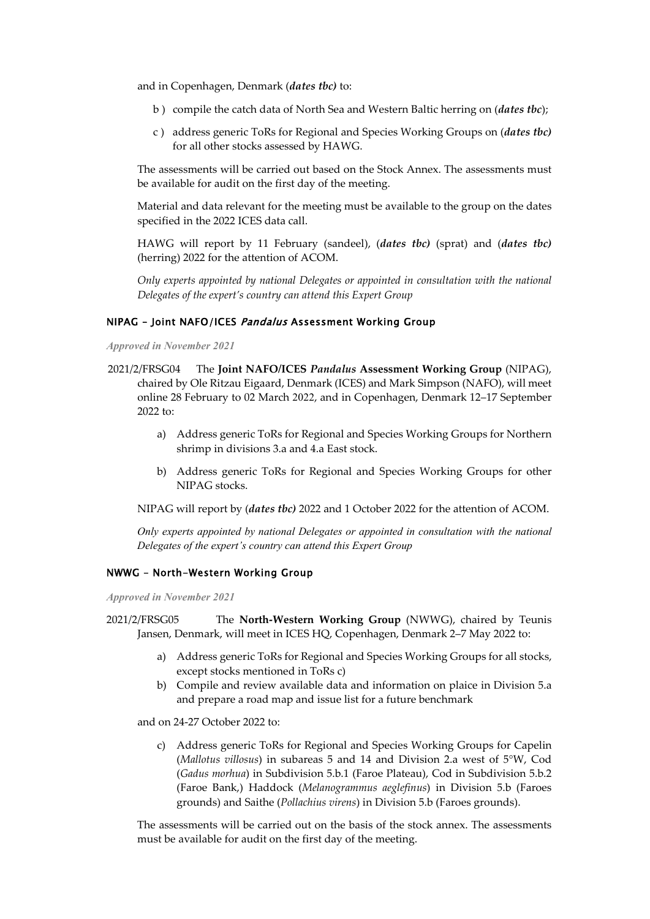and in Copenhagen, Denmark (***dates tbc)*** to:

b ) compile the catch data of North Sea and Western Baltic herring on (***dates tbc***);

c ) address generic ToRs for Regional and Species Working Groups on (***dates tbc)*** for all other stocks assessed by HAWG.

The assessments will be carried out based on the Stock Annex. The assessments must be available for audit on the first day of the meeting.

Material and data relevant for the meeting must be available to the group on the dates specified in the 2022 ICES data call.

HAWG will report by 11 February (sandeel), (***dates tbc)*** (sprat) and (***dates tbc)*** (herring) 2022 for the attention of ACOM.

*Only experts appointed by national Delegates or appointed in consultation with the national Delegates of the expert's country can attend this Expert Group*

### NIPAG – Joint NAFO/ICES *Pandalus* Assessment Working Group

*Approved in November 2021*

2021/2/FRSG04 The **Joint NAFO/ICES *Pandalus* Assessment Working Group** (NIPAG), chaired by Ole Ritzau Eigaard, Denmark (ICES) and Mark Simpson (NAFO), will meet online 28 February to 02 March 2022, and in Copenhagen, Denmark 12–17 September 2022 to:

a) Address generic ToRs for Regional and Species Working Groups for Northern shrimp in divisions 3.a and 4.a East stock.

b) Address generic ToRs for Regional and Species Working Groups for other NIPAG stocks.

NIPAG will report by (***dates tbc)*** 2022 and 1 October 2022 for the attention of ACOM.

*Only experts appointed by national Delegates or appointed in consultation with the national Delegates of the expert's country can attend this Expert Group*

### NWWG – North-Western Working Group

*Approved in November 2021*

2021/2/FRSG05 The **North-Western Working Group** (NWWG), chaired by Teunis Jansen, Denmark, will meet in ICES HQ, Copenhagen, Denmark 2–7 May 2022 to:

a) Address generic ToRs for Regional and Species Working Groups for all stocks, except stocks mentioned in ToRs c)

b) Compile and review available data and information on plaice in Division 5.a and prepare a road map and issue list for a future benchmark

and on 24-27 October 2022 to:

c) Address generic ToRs for Regional and Species Working Groups for Capelin (*Mallotus villosus*) in subareas 5 and 14 and Division 2.a west of 5°W, Cod (*Gadus morhua*) in Subdivision 5.b.1 (Faroe Plateau), Cod in Subdivision 5.b.2 (Faroe Bank,) Haddock (*Melanogrammus aeglefinus*) in Division 5.b (Faroes grounds) and Saithe (*Pollachius virens*) in Division 5.b (Faroes grounds).

The assessments will be carried out on the basis of the stock annex. The assessments must be available for audit on the first day of the meeting.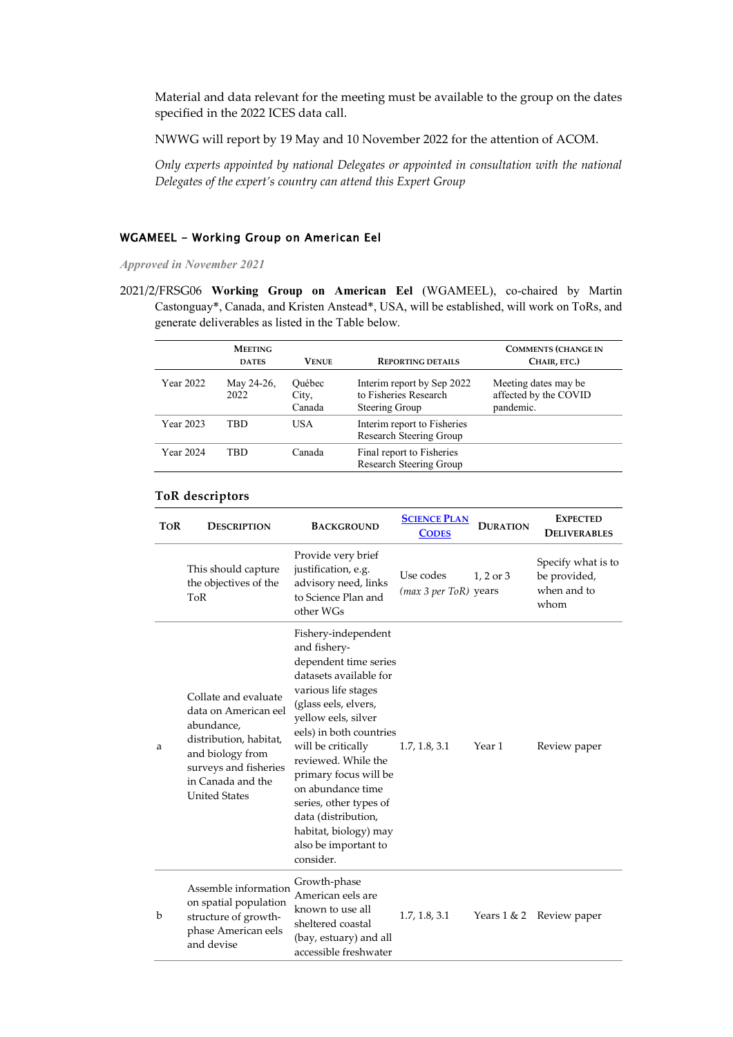Material and data relevant for the meeting must be available to the group on the dates specified in the 2022 ICES data call.

NWWG will report by 19 May and 10 November 2022 for the attention of ACOM.

*Only experts appointed by national Delegates or appointed in consultation with the national Delegates of the expert's country can attend this Expert Group*

## WGAMEEL – Working Group on American Eel

*Approved in November 2021*

2021/2/FRSG06 **Working Group on American Eel** (WGAMEEL), co-chaired by Martin Castonguay*, Canada, and Kristen Anstead*, USA, will be established, will work on ToRs, and generate deliverables as listed in the Table below.

| | Meeting dates | Venue | Reporting details | Comments (change in Chair, etc.) |
|---|---|---|---|---|
| Year 2022 | May 24-26, 2022 | Québec City, Canada | Interim report by Sep 2022 to Fisheries Research Steering Group | Meeting dates may be affected by the COVID pandemic. |
| Year 2023 | TBD | USA | Interim report to Fisheries Research Steering Group | |
| Year 2024 | TBD | Canada | Final report to Fisheries Research Steering Group | |

### ToR descriptors

| ToR | Description | Background | [Science Plan Codes] | Duration | Expected Deliverables |
|---|---|---|---|---|---|
| | This should capture the objectives of the ToR | Provide very brief justification, e.g. advisory need, links to Science Plan and other WGs | Use codes *(max 3 per ToR)* | 1, 2 or 3 years | Specify what is to be provided, when and to whom |
| a | Collate and evaluate data on American eel abundance, distribution, habitat, and biology from surveys and fisheries in Canada and the United States | Fishery-independent and fishery-dependent time series datasets available for various life stages (glass eels, elvers, yellow eels, silver eels) in both countries will be critically reviewed. While the primary focus will be on abundance time series, other types of data (distribution, habitat, biology) may also be important to consider. | 1.7, 1.8, 3.1 | Year 1 | Review paper |
| b | Assemble information on spatial population structure of growth-phase American eels and devise | Growth-phase American eels are known to use all sheltered coastal (bay, estuary) and all accessible freshwater | 1.7, 1.8, 3.1 | Years 1 & 2 | Review paper |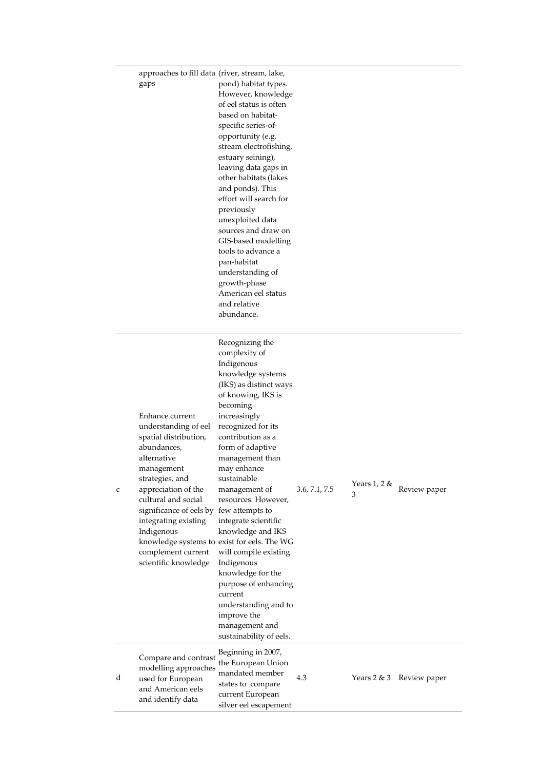|  | approaches to fill data gaps | (river, stream, lake, pond) habitat types. However, knowledge of eel status is often based on habitat-specific series-of-opportunity (e.g. stream electrofishing, estuary seining), leaving data gaps in other habitats (lakes and ponds). This effort will search for previously unexploited data sources and draw on GIS-based modelling tools to advance a pan-habitat understanding of growth-phase American eel status and relative abundance. |  |  |  |
|---|---|---|---|---|---|
| c | Enhance current understanding of eel spatial distribution, abundances, alternative management strategies, and appreciation of the cultural and social significance of eels by integrating existing Indigenous knowledge systems to complement current scientific knowledge | Recognizing the complexity of Indigenous knowledge systems (IKS) as distinct ways of knowing, IKS is becoming increasingly recognized for its contribution as a form of adaptive management than may enhance sustainable management of resources. However, few attempts to integrate scientific knowledge and IKS exist for eels. The WG will compile existing Indigenous knowledge for the purpose of enhancing current understanding and to improve the management and sustainability of eels. | 3.6, 7.1, 7.5 | Years 1, 2 & 3 | Review paper |
| d | Compare and contrast modelling approaches used for European and American eels and identify data | Beginning in 2007, the European Union mandated member states to compare current European silver eel escapement | 4.3 | Years 2 & 3 | Review paper |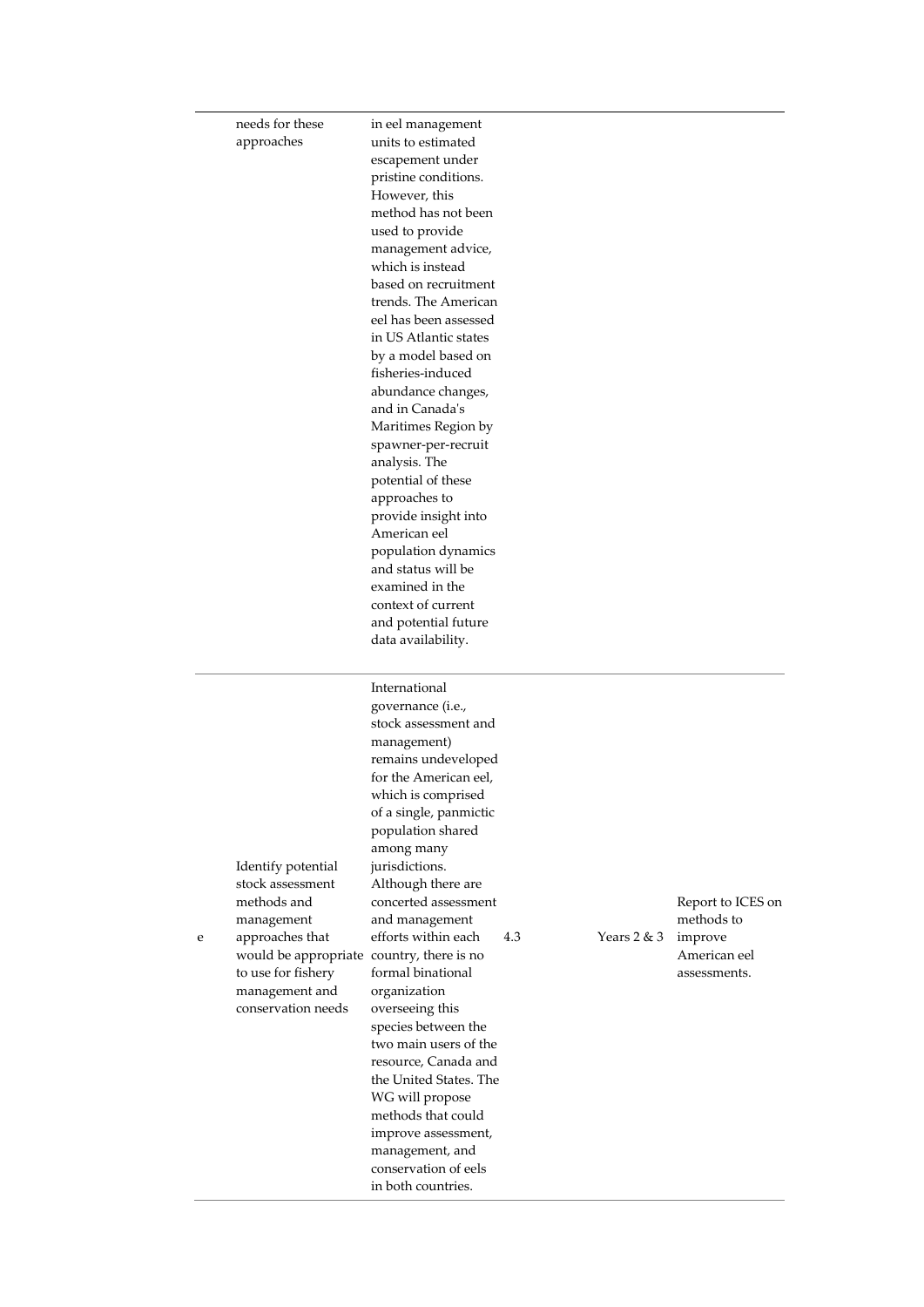|  |  |  |  |  |  |
|---|---|---|---|---|---|
|  | needs for these approaches | in eel management units to estimated escapement under pristine conditions. However, this method has not been used to provide management advice, which is instead based on recruitment trends. The American eel has been assessed in US Atlantic states by a model based on fisheries-induced abundance changes, and in Canada's Maritimes Region by spawner-per-recruit analysis. The potential of these approaches to provide insight into American eel population dynamics and status will be examined in the context of current and potential future data availability. |  |  |  |
| e | Identify potential stock assessment methods and management approaches that would be appropriate to use for fishery management and conservation needs | International governance (i.e., stock assessment and management) remains undeveloped for the American eel, which is comprised of a single, panmictic population shared among many jurisdictions. Although there are concerted assessment and management efforts within each country, there is no formal binational organization overseeing this species between the two main users of the resource, Canada and the United States. The WG will propose methods that could improve assessment, management, and conservation of eels in both countries. | 4.3 | Years 2 & 3 | Report to ICES on methods to improve American eel assessments. |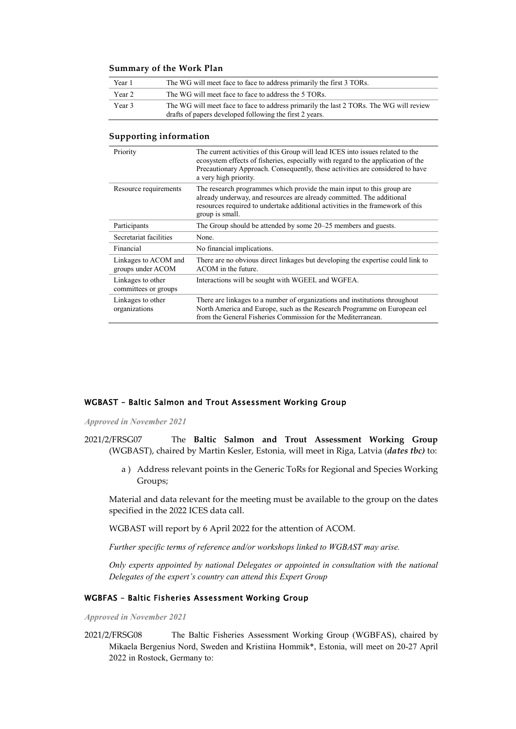### Summary of the Work Plan

| | |
|---|---|
| Year 1 | The WG will meet face to face to address primarily the first 3 TORs. |
| Year 2 | The WG will meet face to face to address the 5 TORs. |
| Year 3 | The WG will meet face to face to address primarily the last 2 TORs. The WG will review drafts of papers developed following the first 2 years. |

### Supporting information

| | |
|---|---|
| Priority | The current activities of this Group will lead ICES into issues related to the ecosystem effects of fisheries, especially with regard to the application of the Precautionary Approach. Consequently, these activities are considered to have a very high priority. |
| Resource requirements | The research programmes which provide the main input to this group are already underway, and resources are already committed. The additional resources required to undertake additional activities in the framework of this group is small. |
| Participants | The Group should be attended by some 20–25 members and guests. |
| Secretariat facilities | None. |
| Financial | No financial implications. |
| Linkages to ACOM and groups under ACOM | There are no obvious direct linkages but developing the expertise could link to ACOM in the future. |
| Linkages to other committees or groups | Interactions will be sought with WGEEL and WGFEA. |
| Linkages to other organizations | There are linkages to a number of organizations and institutions throughout North America and Europe, such as the Research Programme on European eel from the General Fisheries Commission for the Mediterranean. |

#### WGBAST – Baltic Salmon and Trout Assessment Working Group

*Approved in November 2021*

2021/2/FRSG07 The **Baltic Salmon and Trout Assessment Working Group** (WGBAST), chaired by Martin Kesler, Estonia, will meet in Riga, Latvia (***dates tbc)*** to:

a ) Address relevant points in the Generic ToRs for Regional and Species Working Groups;

Material and data relevant for the meeting must be available to the group on the dates specified in the 2022 ICES data call.

WGBAST will report by 6 April 2022 for the attention of ACOM.

*Further specific terms of reference and/or workshops linked to WGBAST may arise.*

*Only experts appointed by national Delegates or appointed in consultation with the national Delegates of the expert's country can attend this Expert Group*

#### WGBFAS – Baltic Fisheries Assessment Working Group

*Approved in November 2021*

2021/2/FRSG08 The Baltic Fisheries Assessment Working Group (WGBFAS), chaired by Mikaela Bergenius Nord, Sweden and Kristiina Hommik*, Estonia, will meet on 20-27 April 2022 in Rostock, Germany to: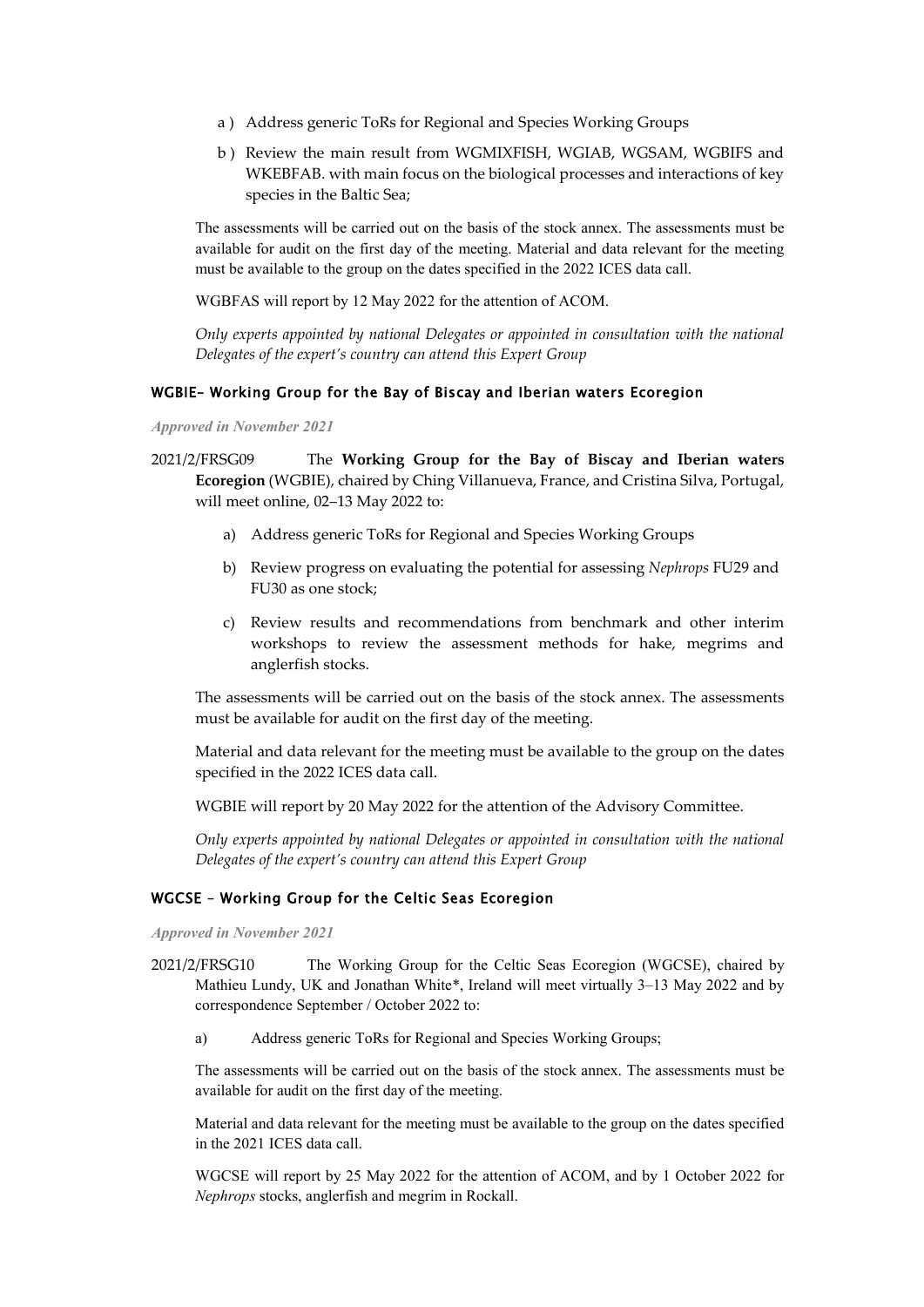a ) Address generic ToRs for Regional and Species Working Groups

b ) Review the main result from WGMIXFISH, WGIAB, WGSAM, WGBIFS and WKEBFAB. with main focus on the biological processes and interactions of key species in the Baltic Sea;

The assessments will be carried out on the basis of the stock annex. The assessments must be available for audit on the first day of the meeting. Material and data relevant for the meeting must be available to the group on the dates specified in the 2022 ICES data call.

WGBFAS will report by 12 May 2022 for the attention of ACOM.

*Only experts appointed by national Delegates or appointed in consultation with the national Delegates of the expert's country can attend this Expert Group*

### WGBIE– Working Group for the Bay of Biscay and Iberian waters Ecoregion

*Approved in November 2021*

2021/2/FRSG09 The **Working Group for the Bay of Biscay and Iberian waters Ecoregion** (WGBIE), chaired by Ching Villanueva, France, and Cristina Silva, Portugal, will meet online, 02–13 May 2022 to:

a) Address generic ToRs for Regional and Species Working Groups

b) Review progress on evaluating the potential for assessing *Nephrops* FU29 and FU30 as one stock;

c) Review results and recommendations from benchmark and other interim workshops to review the assessment methods for hake, megrims and anglerfish stocks.

The assessments will be carried out on the basis of the stock annex. The assessments must be available for audit on the first day of the meeting.

Material and data relevant for the meeting must be available to the group on the dates specified in the 2022 ICES data call.

WGBIE will report by 20 May 2022 for the attention of the Advisory Committee.

*Only experts appointed by national Delegates or appointed in consultation with the national Delegates of the expert's country can attend this Expert Group*

### WGCSE – Working Group for the Celtic Seas Ecoregion

*Approved in November 2021*

2021/2/FRSG10 The Working Group for the Celtic Seas Ecoregion (WGCSE), chaired by Mathieu Lundy, UK and Jonathan White*, Ireland will meet virtually 3–13 May 2022 and by correspondence September / October 2022 to:

a) Address generic ToRs for Regional and Species Working Groups;

The assessments will be carried out on the basis of the stock annex. The assessments must be available for audit on the first day of the meeting.

Material and data relevant for the meeting must be available to the group on the dates specified in the 2021 ICES data call.

WGCSE will report by 25 May 2022 for the attention of ACOM, and by 1 October 2022 for *Nephrops* stocks, anglerfish and megrim in Rockall.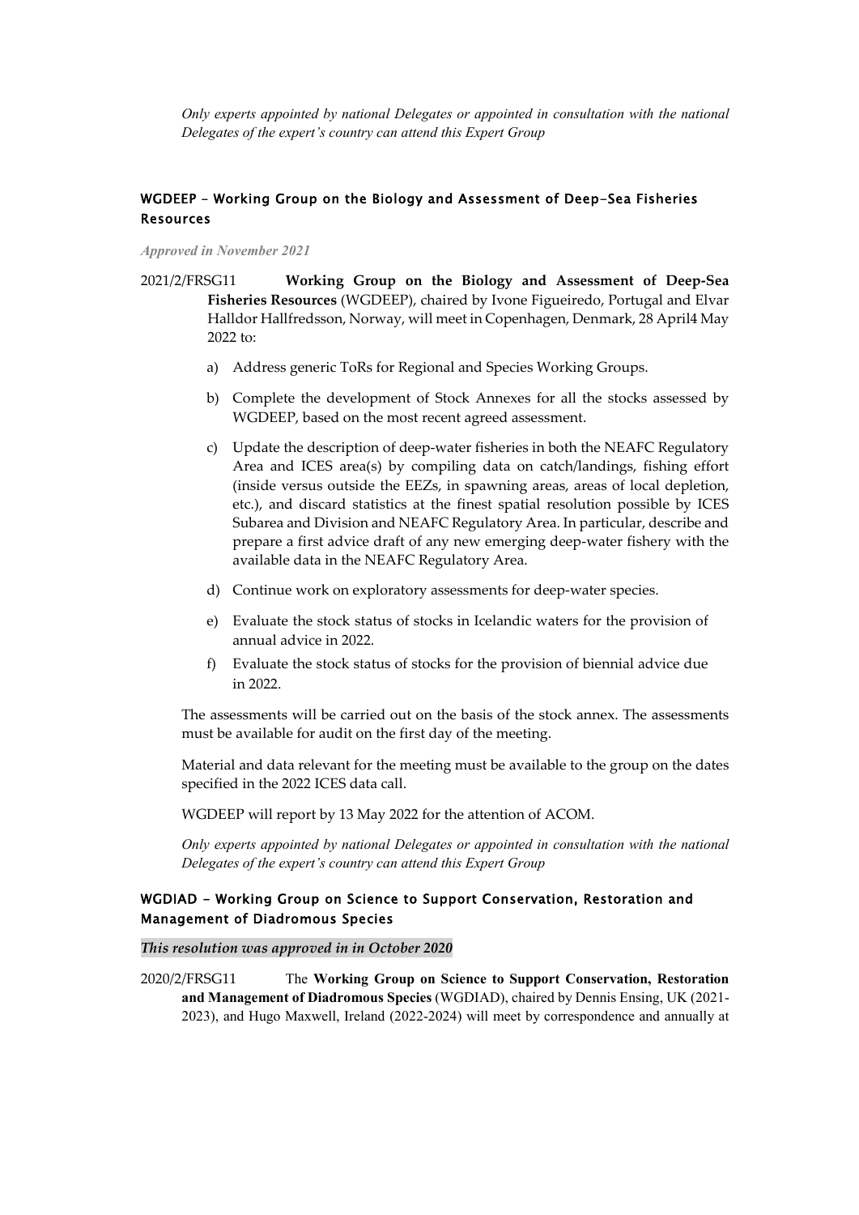*Only experts appointed by national Delegates or appointed in consultation with the national Delegates of the expert's country can attend this Expert Group*

### WGDEEP – Working Group on the Biology and Assessment of Deep-Sea Fisheries Resources

***Approved in November 2021***

2021/2/FRSG11 **Working Group on the Biology and Assessment of Deep-Sea Fisheries Resources** (WGDEEP), chaired by Ivone Figueiredo, Portugal and Elvar Halldor Hallfredsson, Norway, will meet in Copenhagen, Denmark, 28 April4 May 2022 to:

a) Address generic ToRs for Regional and Species Working Groups.

b) Complete the development of Stock Annexes for all the stocks assessed by WGDEEP, based on the most recent agreed assessment.

c) Update the description of deep-water fisheries in both the NEAFC Regulatory Area and ICES area(s) by compiling data on catch/landings, fishing effort (inside versus outside the EEZs, in spawning areas, areas of local depletion, etc.), and discard statistics at the finest spatial resolution possible by ICES Subarea and Division and NEAFC Regulatory Area. In particular, describe and prepare a first advice draft of any new emerging deep-water fishery with the available data in the NEAFC Regulatory Area.

d) Continue work on exploratory assessments for deep-water species.

e) Evaluate the stock status of stocks in Icelandic waters for the provision of annual advice in 2022.

f) Evaluate the stock status of stocks for the provision of biennial advice due in 2022.

The assessments will be carried out on the basis of the stock annex. The assessments must be available for audit on the first day of the meeting.

Material and data relevant for the meeting must be available to the group on the dates specified in the 2022 ICES data call.

WGDEEP will report by 13 May 2022 for the attention of ACOM.

*Only experts appointed by national Delegates or appointed in consultation with the national Delegates of the expert's country can attend this Expert Group*

### WGDIAD - Working Group on Science to Support Conservation, Restoration and Management of Diadromous Species

***This resolution was approved in in October 2020***

2020/2/FRSG11 The **Working Group on Science to Support Conservation, Restoration and Management of Diadromous Species** (WGDIAD), chaired by Dennis Ensing, UK (2021-2023), and Hugo Maxwell, Ireland (2022-2024) will meet by correspondence and annually at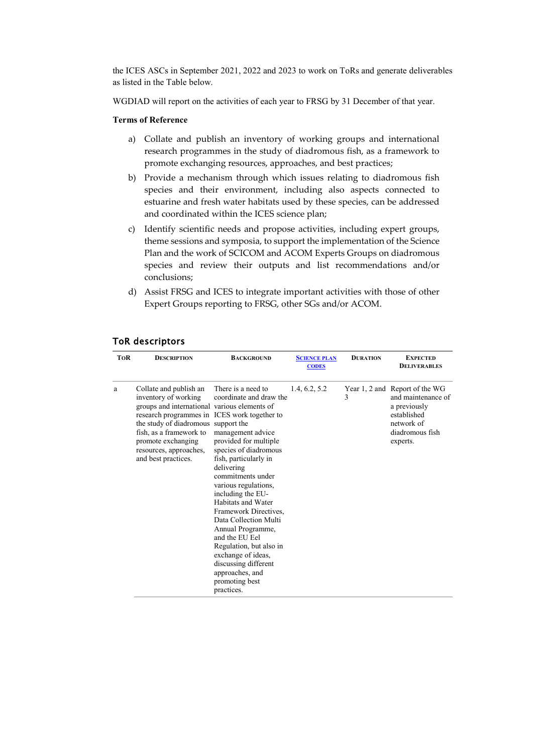the ICES ASCs in September 2021, 2022 and 2023 to work on ToRs and generate deliverables as listed in the Table below.

WGDIAD will report on the activities of each year to FRSG by 31 December of that year.

**Terms of Reference**

a) Collate and publish an inventory of working groups and international research programmes in the study of diadromous fish, as a framework to promote exchanging resources, approaches, and best practices;

b) Provide a mechanism through which issues relating to diadromous fish species and their environment, including also aspects connected to estuarine and fresh water habitats used by these species, can be addressed and coordinated within the ICES science plan;

c) Identify scientific needs and propose activities, including expert groups, theme sessions and symposia, to support the implementation of the Science Plan and the work of SCICOM and ACOM Experts Groups on diadromous species and review their outputs and list recommendations and/or conclusions;

d) Assist FRSG and ICES to integrate important activities with those of other Expert Groups reporting to FRSG, other SGs and/or ACOM.

## ToR descriptors

| ToR | Description | Background | Science Plan Codes | Duration | Expected Deliverables |
|---|---|---|---|---|---|
| a | Collate and publish an inventory of working groups and international research programmes in the study of diadromous fish, as a framework to promote exchanging resources, approaches, and best practices. | There is a need to coordinate and draw the various elements of ICES work together to support the management advice provided for multiple species of diadromous fish, particularly in delivering commitments under various regulations, including the EU-Habitats and Water Framework Directives, Data Collection Multi Annual Programme, and the EU Eel Regulation, but also in exchange of ideas, discussing different approaches, and promoting best practices. | 1.4, 6.2, 5.2 | Year 1, 2 and 3 | Report of the WG and maintenance of a previously established network of diadromous fish experts. |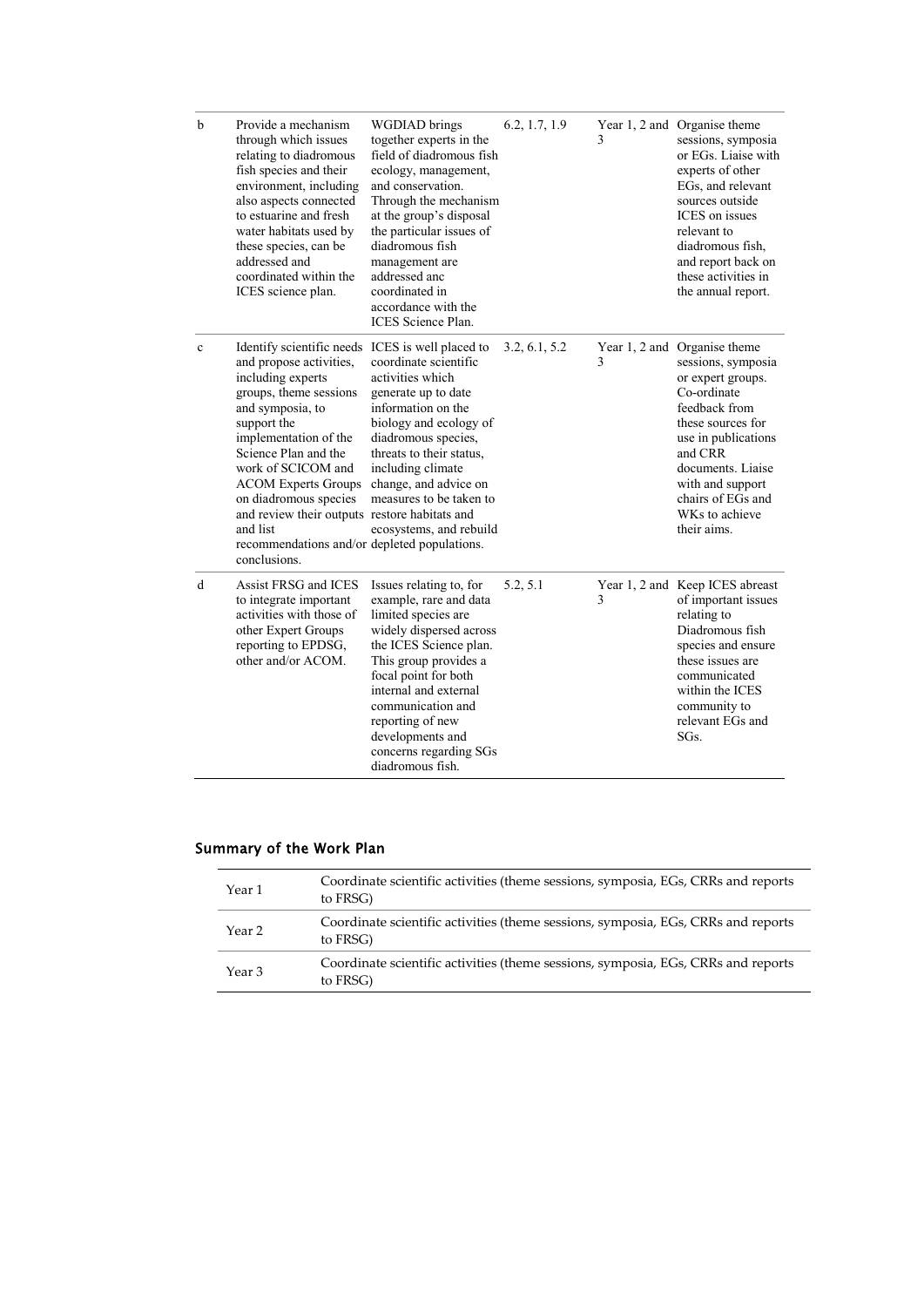| | | | | | |
|---|---|---|---|---|---|
| b | Provide a mechanism through which issues relating to diadromous fish species and their environment, including also aspects connected to estuarine and fresh water habitats used by these species, can be addressed and coordinated within the ICES science plan. | WGDIAD brings together experts in the field of diadromous fish ecology, management, and conservation. Through the mechanism at the group's disposal the particular issues of diadromous fish management are addressed anc coordinated in accordance with the ICES Science Plan. | 6.2, 1.7, 1.9 | Year 1, 2 and 3 | Organise theme sessions, symposia or EGs. Liaise with experts of other EGs, and relevant sources outside ICES on issues relevant to diadromous fish, and report back on these activities in the annual report. |
| c | Identify scientific needs and propose activities, including experts groups, theme sessions and symposia, to support the implementation of the Science Plan and the work of SCICOM and ACOM Experts Groups on diadromous species and review their outputs and list recommendations and/or conclusions. | ICES is well placed to coordinate scientific activities which generate up to date information on the biology and ecology of diadromous species, threats to their status, including climate change, and advice on measures to be taken to restore habitats and ecosystems, and rebuild depleted populations. | 3.2, 6.1, 5.2 | Year 1, 2 and 3 | Organise theme sessions, symposia or expert groups. Co-ordinate feedback from these sources for use in publications and CRR documents. Liaise with and support chairs of EGs and WKs to achieve their aims. |
| d | Assist FRSG and ICES to integrate important activities with those of other Expert Groups reporting to EPDSG, other and/or ACOM. | Issues relating to, for example, rare and data limited species are widely dispersed across the ICES Science plan. This group provides a focal point for both internal and external communication and reporting of new developments and concerns regarding SGs diadromous fish. | 5.2, 5.1 | Year 1, 2 and 3 | Keep ICES abreast of important issues relating to Diadromous fish species and ensure these issues are communicated within the ICES community to relevant EGs and SGs. |

## Summary of the Work Plan

| | |
|---|---|
| Year 1 | Coordinate scientific activities (theme sessions, symposia, EGs, CRRs and reports to FRSG) |
| Year 2 | Coordinate scientific activities (theme sessions, symposia, EGs, CRRs and reports to FRSG) |
| Year 3 | Coordinate scientific activities (theme sessions, symposia, EGs, CRRs and reports to FRSG) |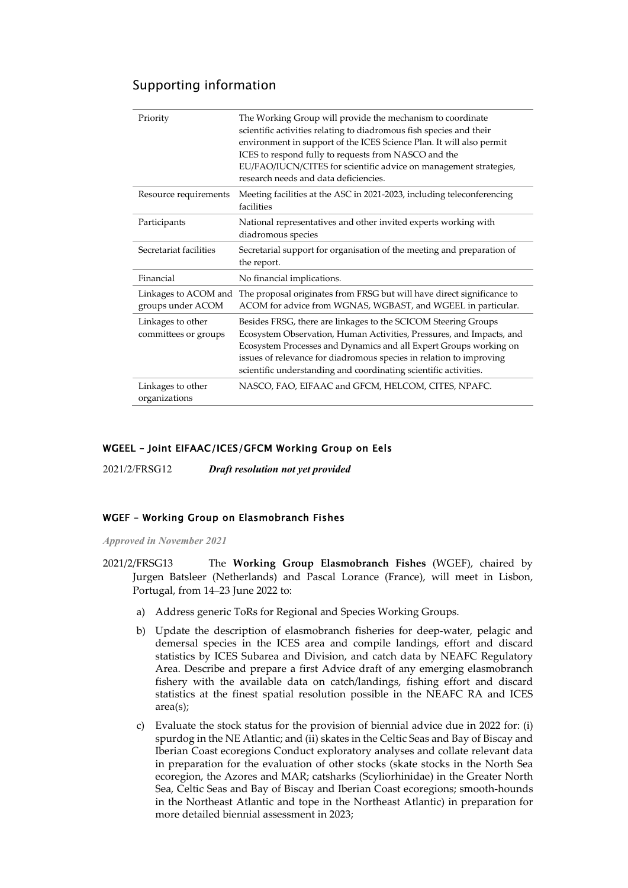## Supporting information

| Priority | The Working Group will provide the mechanism to coordinate scientific activities relating to diadromous fish species and their environment in support of the ICES Science Plan. It will also permit ICES to respond fully to requests from NASCO and the EU/FAO/IUCN/CITES for scientific advice on management strategies, research needs and data deficiencies. |
|---|---|
| Resource requirements | Meeting facilities at the ASC in 2021-2023, including teleconferencing facilities |
| Participants | National representatives and other invited experts working with diadromous species |
| Secretariat facilities | Secretarial support for organisation of the meeting and preparation of the report. |
| Financial | No financial implications. |
| Linkages to ACOM and groups under ACOM | The proposal originates from FRSG but will have direct significance to ACOM for advice from WGNAS, WGBAST, and WGEEL in particular. |
| Linkages to other committees or groups | Besides FRSG, there are linkages to the SCICOM Steering Groups Ecosystem Observation, Human Activities, Pressures, and Impacts, and Ecosystem Processes and Dynamics and all Expert Groups working on issues of relevance for diadromous species in relation to improving scientific understanding and coordinating scientific activities. |
| Linkages to other organizations | NASCO, FAO, EIFAAC and GFCM, HELCOM, CITES, NPAFC. |

#### WGEEL - Joint EIFAAC/ICES/GFCM Working Group on Eels

2021/2/FRSG12 ***Draft resolution not yet provided***

#### WGEF – Working Group on Elasmobranch Fishes

***Approved in November 2021***

2021/2/FRSG13 The **Working Group Elasmobranch Fishes** (WGEF), chaired by Jurgen Batsleer (Netherlands) and Pascal Lorance (France), will meet in Lisbon, Portugal, from 14–23 June 2022 to:

a) Address generic ToRs for Regional and Species Working Groups.

b) Update the description of elasmobranch fisheries for deep-water, pelagic and demersal species in the ICES area and compile landings, effort and discard statistics by ICES Subarea and Division, and catch data by NEAFC Regulatory Area. Describe and prepare a first Advice draft of any emerging elasmobranch fishery with the available data on catch/landings, fishing effort and discard statistics at the finest spatial resolution possible in the NEAFC RA and ICES area(s);

c) Evaluate the stock status for the provision of biennial advice due in 2022 for: (i) spurdog in the NE Atlantic; and (ii) skates in the Celtic Seas and Bay of Biscay and Iberian Coast ecoregions Conduct exploratory analyses and collate relevant data in preparation for the evaluation of other stocks (skate stocks in the North Sea ecoregion, the Azores and MAR; catsharks (Scyliorhinidae) in the Greater North Sea, Celtic Seas and Bay of Biscay and Iberian Coast ecoregions; smooth-hounds in the Northeast Atlantic and tope in the Northeast Atlantic) in preparation for more detailed biennial assessment in 2023;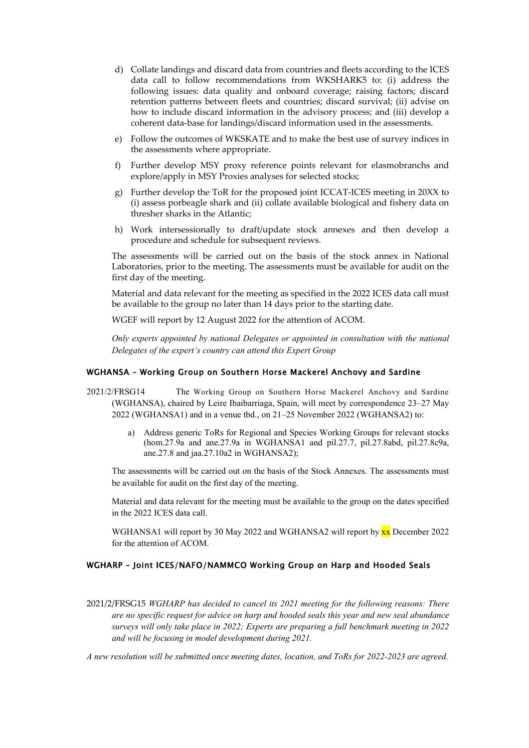d) Collate landings and discard data from countries and fleets according to the ICES data call to follow recommendations from WKSHARK5 to: (i) address the following issues: data quality and onboard coverage; raising factors; discard retention patterns between fleets and countries; discard survival; (ii) advise on how to include discard information in the advisory process; and (iii) develop a coherent data-base for landings/discard information used in the assessments.

e) Follow the outcomes of WKSKATE and to make the best use of survey indices in the assessments where appropriate.

f) Further develop MSY proxy reference points relevant for elasmobranchs and explore/apply in MSY Proxies analyses for selected stocks;

g) Further develop the ToR for the proposed joint ICCAT-ICES meeting in 20XX to (i) assess porbeagle shark and (ii) collate available biological and fishery data on thresher sharks in the Atlantic;

h) Work intersessionally to draft/update stock annexes and then develop a procedure and schedule for subsequent reviews.

The assessments will be carried out on the basis of the stock annex in National Laboratories, prior to the meeting. The assessments must be available for audit on the first day of the meeting.

Material and data relevant for the meeting as specified in the 2022 ICES data call must be available to the group no later than 14 days prior to the starting date.

WGEF will report by 12 August 2022 for the attention of ACOM.

*Only experts appointed by national Delegates or appointed in consultation with the national Delegates of the expert's country can attend this Expert Group*

### WGHANSA – Working Group on Southern Horse Mackerel Anchovy and Sardine

2021/2/FRSG14 The Working Group on Southern Horse Mackerel Anchovy and Sardine (WGHANSA), chaired by Leire Ibaibarriaga, Spain, will meet by correspondence 23–27 May 2022 (WGHANSA1) and in a venue tbd., on 21–25 November 2022 (WGHANSA2) to:

a) Address generic ToRs for Regional and Species Working Groups for relevant stocks (hom.27.9a and ane.27.9a in WGHANSA1 and pil.27.7, pil.27.8abd, pil.27.8c9a, ane.27.8 and jaa.27.10a2 in WGHANSA2);

The assessments will be carried out on the basis of the Stock Annexes. The assessments must be available for audit on the first day of the meeting.

Material and data relevant for the meeting must be available to the group on the dates specified in the 2022 ICES data call.

WGHANSA1 will report by 30 May 2022 and WGHANSA2 will report by xx December 2022 for the attention of ACOM.

### WGHARP – Joint ICES/NAFO/NAMMCO Working Group on Harp and Hooded Seals

2021/2/FRSG15 *WGHARP has decided to cancel its 2021 meeting for the following reasons: There are no specific request for advice on harp and hooded seals this year and new seal abundance surveys will only take place in 2022; Experts are preparing a full benchmark meeting in 2022 and will be focusing in model development during 2021.*

*A new resolution will be submitted once meeting dates, location, and ToRs for 2022-2023 are agreed.*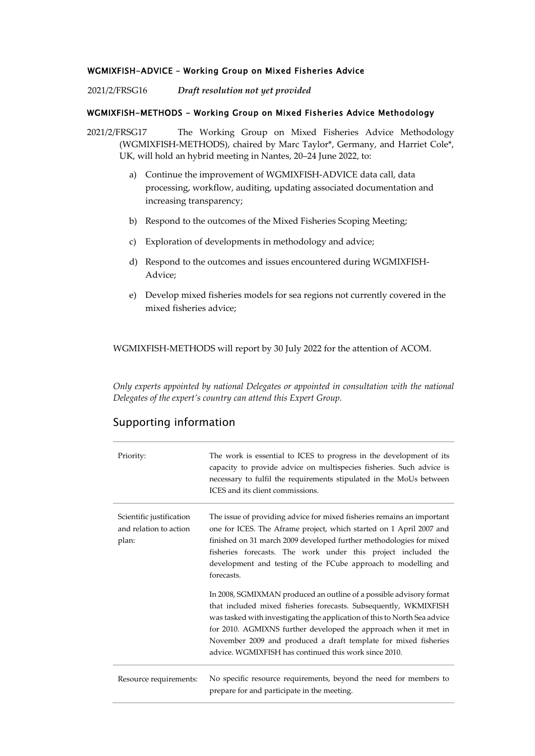### WGMIXFISH-ADVICE – Working Group on Mixed Fisheries Advice

2021/2/FRSG16 *Draft resolution not yet provided*

### WGMIXFISH-METHODS - Working Group on Mixed Fisheries Advice Methodology

2021/2/FRSG17 The Working Group on Mixed Fisheries Advice Methodology (WGMIXFISH-METHODS), chaired by Marc Taylor*, Germany, and Harriet Cole*, UK, will hold an hybrid meeting in Nantes, 20–24 June 2022, to:

a) Continue the improvement of WGMIXFISH-ADVICE data call, data processing, workflow, auditing, updating associated documentation and increasing transparency;

b) Respond to the outcomes of the Mixed Fisheries Scoping Meeting;

c) Exploration of developments in methodology and advice;

d) Respond to the outcomes and issues encountered during WGMIXFISH-Advice;

e) Develop mixed fisheries models for sea regions not currently covered in the mixed fisheries advice;

WGMIXFISH-METHODS will report by 30 July 2022 for the attention of ACOM.

*Only experts appointed by national Delegates or appointed in consultation with the national Delegates of the expert's country can attend this Expert Group.*

## Supporting information

| | |
|---|---|
| Priority: | The work is essential to ICES to progress in the development of its capacity to provide advice on multispecies fisheries. Such advice is necessary to fulfil the requirements stipulated in the MoUs between ICES and its client commissions. |
| Scientific justification and relation to action plan: | The issue of providing advice for mixed fisheries remains an important one for ICES. The Aframe project, which started on 1 April 2007 and finished on 31 march 2009 developed further methodologies for mixed fisheries forecasts. The work under this project included the development and testing of the FCube approach to modelling and forecasts.<br><br>In 2008, SGMIXMAN produced an outline of a possible advisory format that included mixed fisheries forecasts. Subsequently, WKMIXFISH was tasked with investigating the application of this to North Sea advice for 2010. AGMIXNS further developed the approach when it met in November 2009 and produced a draft template for mixed fisheries advice. WGMIXFISH has continued this work since 2010. |
| Resource requirements: | No specific resource requirements, beyond the need for members to prepare for and participate in the meeting. |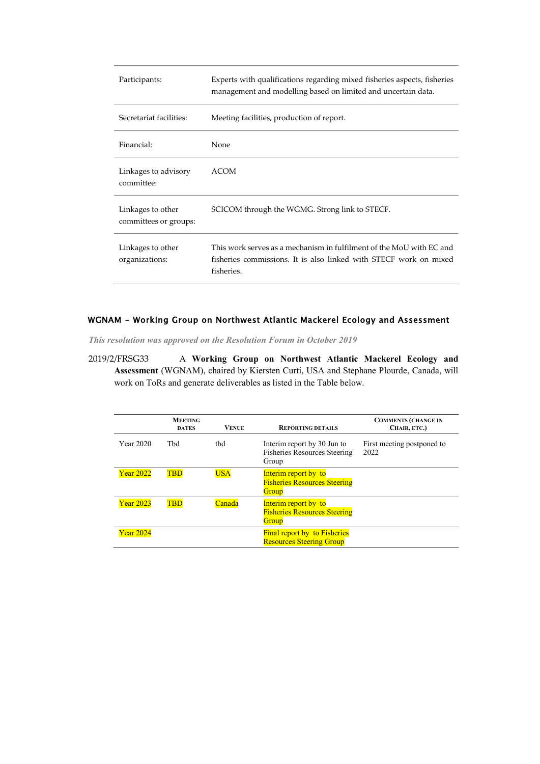| | |
|---|---|
| Participants: | Experts with qualifications regarding mixed fisheries aspects, fisheries management and modelling based on limited and uncertain data. |
| Secretariat facilities: | Meeting facilities, production of report. |
| Financial: | None |
| Linkages to advisory committee: | ACOM |
| Linkages to other committees or groups: | SCICOM through the WGMG. Strong link to STECF. |
| Linkages to other organizations: | This work serves as a mechanism in fulfilment of the MoU with EC and fisheries commissions. It is also linked with STECF work on mixed fisheries. |

## WGNAM - Working Group on Northwest Atlantic Mackerel Ecology and Assessment

*This resolution was approved on the Resolution Forum in October 2019*

2019/2/FRSG33 A **Working Group on Northwest Atlantic Mackerel Ecology and Assessment** (WGNAM), chaired by Kiersten Curti, USA and Stephane Plourde, Canada, will work on ToRs and generate deliverables as listed in the Table below.

| | Meeting dates | Venue | Reporting details | Comments (change in Chair, etc.) |
|---|---|---|---|---|
| Year 2020 | Tbd | tbd | Interim report by 30 Jun to Fisheries Resources Steering Group | First meeting postponed to 2022 |
| Year 2022 | TBD | USA | Interim report by to Fisheries Resources Steering Group | |
| Year 2023 | TBD | Canada | Interim report by to Fisheries Resources Steering Group | |
| Year 2024 | | | Final report by to Fisheries Resources Steering Group | |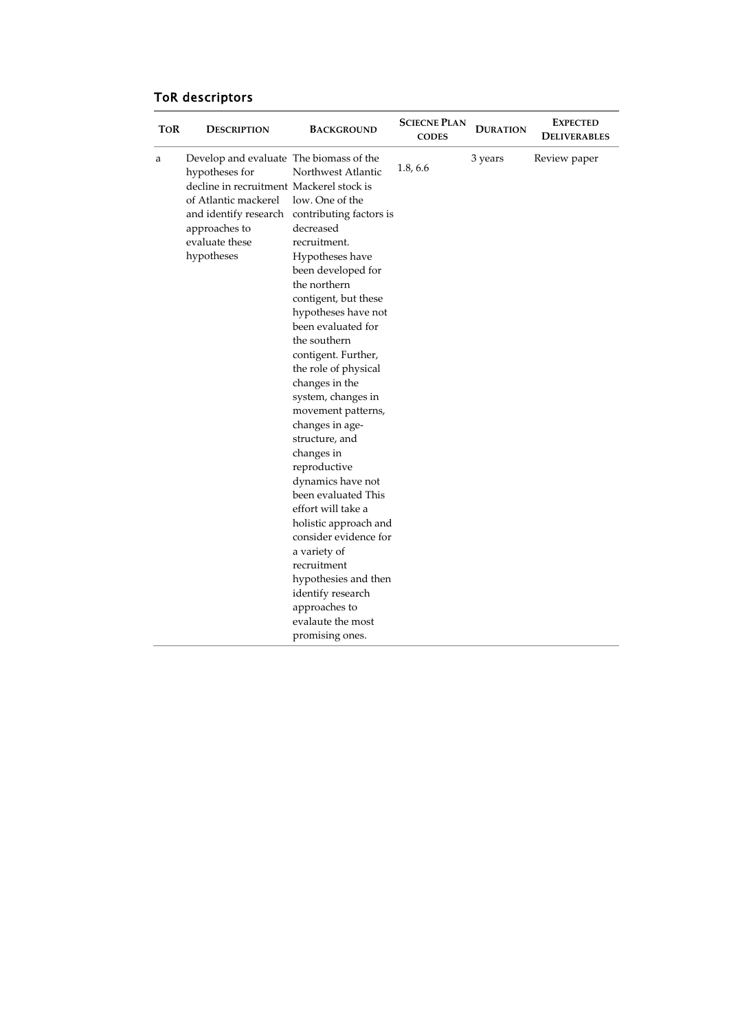## ToR descriptors

| ToR | Description | Background | Sciecne Plan codes | Duration | Expected Deliverables |
|---|---|---|---|---|---|
| a | Develop and evaluate hypotheses for decline in recruitment of Atlantic mackerel and identify research approaches to evaluate these hypotheses | The biomass of the Northwest Atlantic Mackerel stock is low. One of the contributing factors is decreased recruitment. Hypotheses have been developed for the northern contigent, but these hypotheses have not been evaluated for the southern contigent. Further, the role of physical changes in the system, changes in movement patterns, changes in age-structure, and changes in reproductive dynamics have not been evaluated This effort will take a holistic approach and consider evidence for a variety of recruitment hypothesies and then identify research approaches to evalaute the most promising ones. | 1.8, 6.6 | 3 years | Review paper |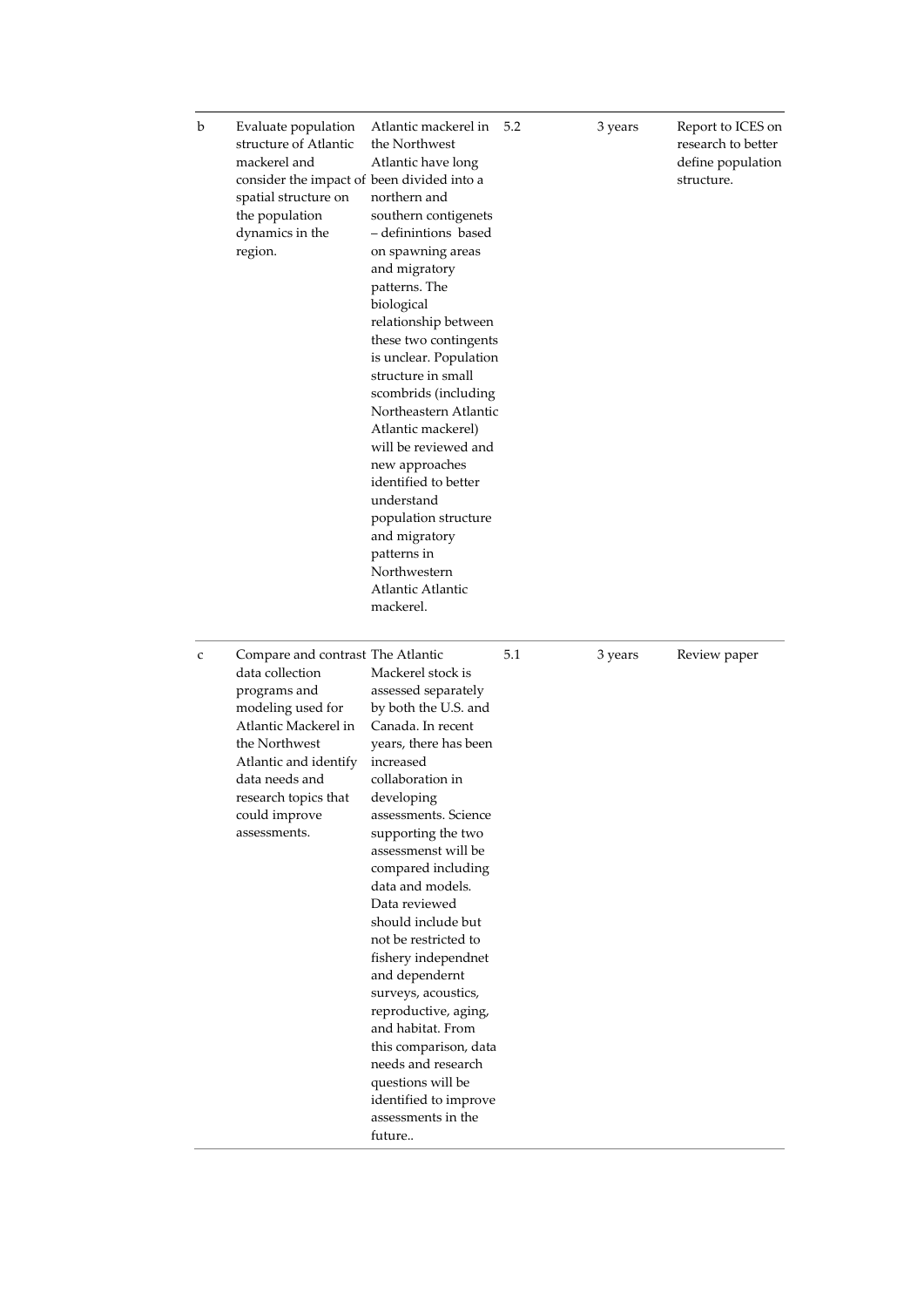| | | | | | |
|---|---|---|---|---|---|
| b | Evaluate population structure of Atlantic mackerel and consider the impact of spatial structure on the population dynamics in the region. | Atlantic mackerel in the Northwest Atlantic have long been divided into a northern and southern contigenets – definintions based on spawning areas and migratory patterns. The biological relationship between these two contingents is unclear. Population structure in small scombrids (including Northeastern Atlantic Atlantic mackerel) will be reviewed and new approaches identified to better understand population structure and migratory patterns in Northwestern Atlantic Atlantic mackerel. | 5.2 | 3 years | Report to ICES on research to better define population structure. |
| c | Compare and contrast data collection programs and modeling used for Atlantic Mackerel in the Northwest Atlantic and identify data needs and research topics that could improve assessments. | The Atlantic Mackerel stock is assessed separately by both the U.S. and Canada. In recent years, there has been increased collaboration in developing assessments. Science supporting the two assessmenst will be compared including data and models. Data reviewed should include but not be restricted to fishery independnet and dependernt surveys, acoustics, reproductive, aging, and habitat. From this comparison, data needs and research questions will be identified to improve assessments in the future.. | 5.1 | 3 years | Review paper |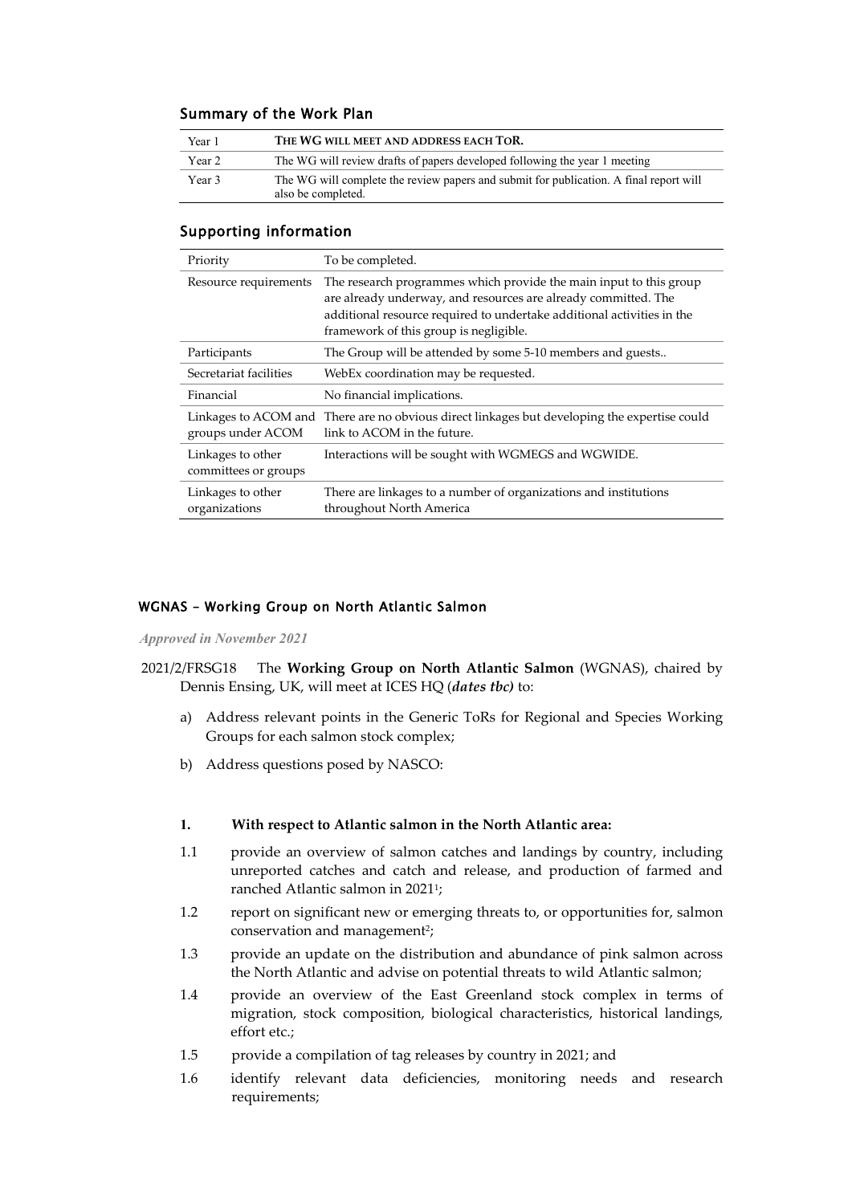## Summary of the Work Plan

| | |
|---|---|
| Year 1 | **The WG will meet and address each ToR.** |
| Year 2 | The WG will review drafts of papers developed following the year 1 meeting |
| Year 3 | The WG will complete the review papers and submit for publication. A final report will also be completed. |

## Supporting information

| | |
|---|---|
| Priority | To be completed. |
| Resource requirements | The research programmes which provide the main input to this group are already underway, and resources are already committed. The additional resource required to undertake additional activities in the framework of this group is negligible. |
| Participants | The Group will be attended by some 5-10 members and guests.. |
| Secretariat facilities | WebEx coordination may be requested. |
| Financial | No financial implications. |
| Linkages to ACOM and groups under ACOM | There are no obvious direct linkages but developing the expertise could link to ACOM in the future. |
| Linkages to other committees or groups | Interactions will be sought with WGMEGS and WGWIDE. |
| Linkages to other organizations | There are linkages to a number of organizations and institutions throughout North America |

### WGNAS – Working Group on North Atlantic Salmon

***Approved in November 2021***

2021/2/FRSG18 The **Working Group on North Atlantic Salmon** (WGNAS), chaired by Dennis Ensing, UK, will meet at ICES HQ (***dates tbc)*** to:

a) Address relevant points in the Generic ToRs for Regional and Species Working Groups for each salmon stock complex;

b) Address questions posed by NASCO:

**1. With respect to Atlantic salmon in the North Atlantic area:**

1.1 provide an overview of salmon catches and landings by country, including unreported catches and catch and release, and production of farmed and ranched Atlantic salmon in 2021[1];

1.2 report on significant new or emerging threats to, or opportunities for, salmon conservation and management[2];

1.3 provide an update on the distribution and abundance of pink salmon across the North Atlantic and advise on potential threats to wild Atlantic salmon;

1.4 provide an overview of the East Greenland stock complex in terms of migration, stock composition, biological characteristics, historical landings, effort etc.;

1.5 provide a compilation of tag releases by country in 2021; and

1.6 identify relevant data deficiencies, monitoring needs and research requirements;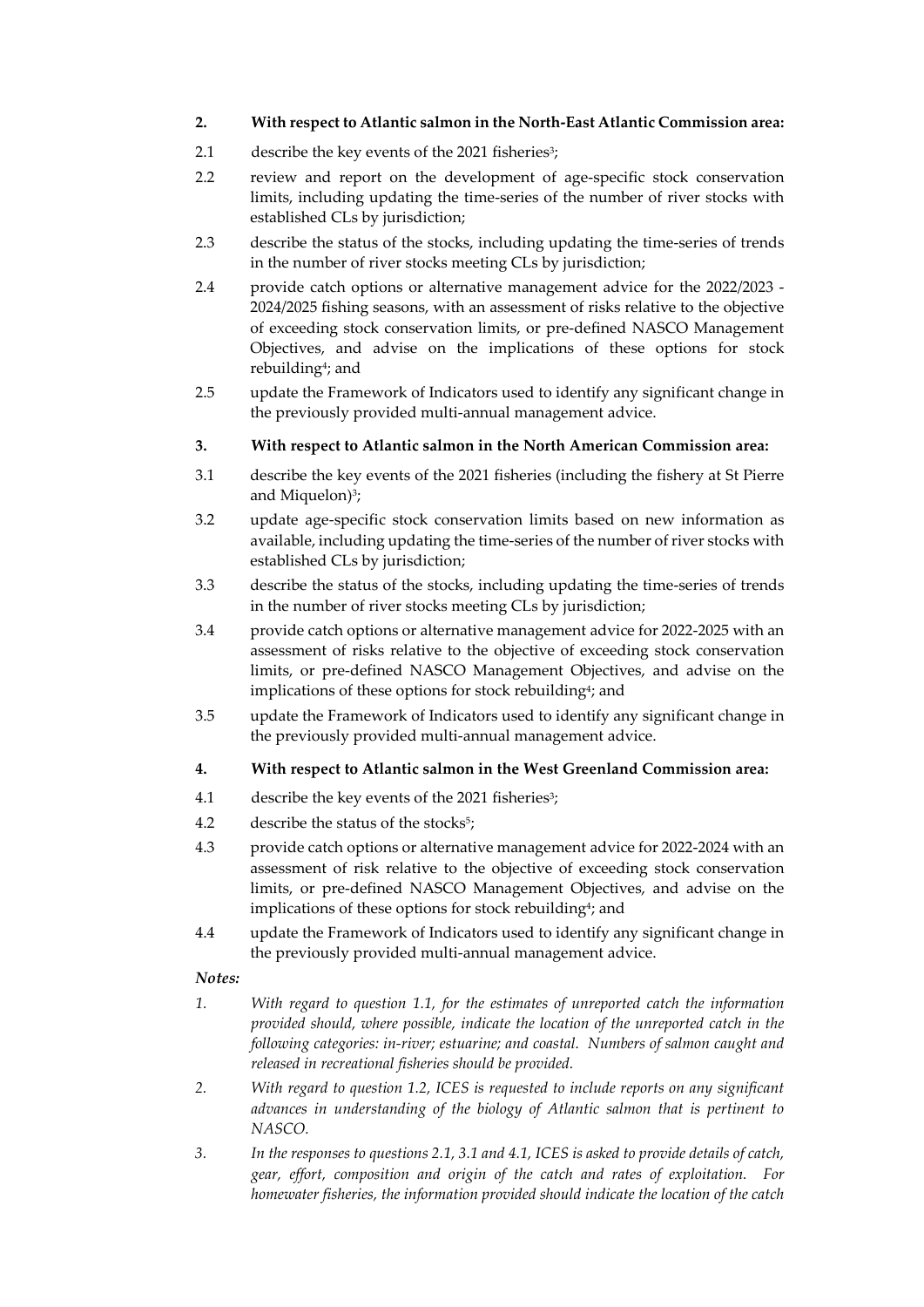**2. With respect to Atlantic salmon in the North-East Atlantic Commission area:**

2.1 describe the key events of the 2021 fisheries[3];

2.2 review and report on the development of age-specific stock conservation limits, including updating the time-series of the number of river stocks with established CLs by jurisdiction;

2.3 describe the status of the stocks, including updating the time-series of trends in the number of river stocks meeting CLs by jurisdiction;

2.4 provide catch options or alternative management advice for the 2022/2023 - 2024/2025 fishing seasons, with an assessment of risks relative to the objective of exceeding stock conservation limits, or pre-defined NASCO Management Objectives, and advise on the implications of these options for stock rebuilding[4]; and

2.5 update the Framework of Indicators used to identify any significant change in the previously provided multi-annual management advice.

**3. With respect to Atlantic salmon in the North American Commission area:**

3.1 describe the key events of the 2021 fisheries (including the fishery at St Pierre and Miquelon)[3];

3.2 update age-specific stock conservation limits based on new information as available, including updating the time-series of the number of river stocks with established CLs by jurisdiction;

3.3 describe the status of the stocks, including updating the time-series of trends in the number of river stocks meeting CLs by jurisdiction;

3.4 provide catch options or alternative management advice for 2022-2025 with an assessment of risks relative to the objective of exceeding stock conservation limits, or pre-defined NASCO Management Objectives, and advise on the implications of these options for stock rebuilding[4]; and

3.5 update the Framework of Indicators used to identify any significant change in the previously provided multi-annual management advice.

**4. With respect to Atlantic salmon in the West Greenland Commission area:**

4.1 describe the key events of the 2021 fisheries[3];

4.2 describe the status of the stocks[5];

4.3 provide catch options or alternative management advice for 2022-2024 with an assessment of risk relative to the objective of exceeding stock conservation limits, or pre-defined NASCO Management Objectives, and advise on the implications of these options for stock rebuilding[4]; and

4.4 update the Framework of Indicators used to identify any significant change in the previously provided multi-annual management advice.

***Notes:***

1. *With regard to question 1.1, for the estimates of unreported catch the information provided should, where possible, indicate the location of the unreported catch in the following categories: in-river; estuarine; and coastal. Numbers of salmon caught and released in recreational fisheries should be provided.*

2. *With regard to question 1.2, ICES is requested to include reports on any significant advances in understanding of the biology of Atlantic salmon that is pertinent to NASCO.*

3. *In the responses to questions 2.1, 3.1 and 4.1, ICES is asked to provide details of catch, gear, effort, composition and origin of the catch and rates of exploitation. For homewater fisheries, the information provided should indicate the location of the catch*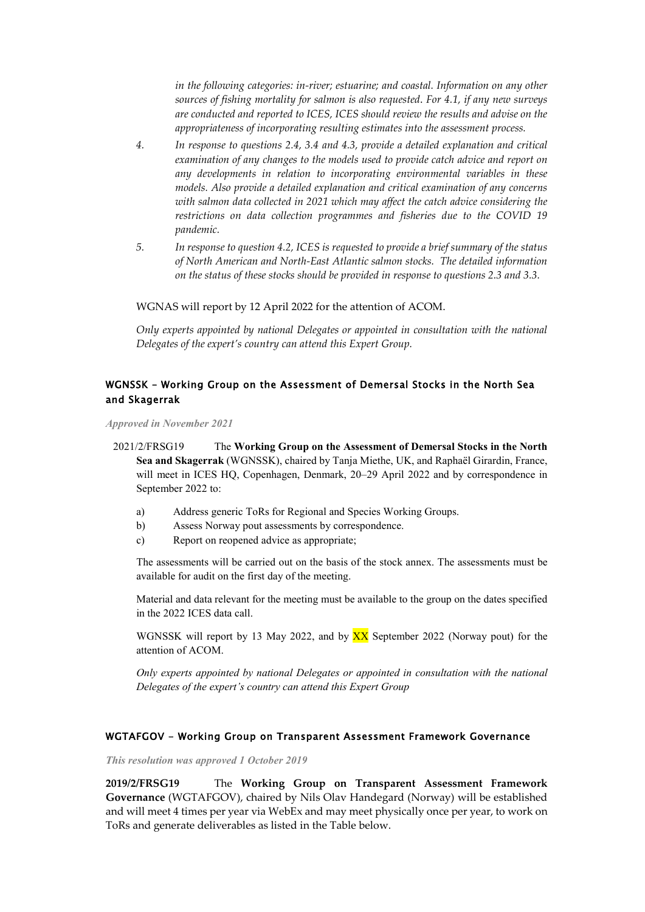*in the following categories: in-river; estuarine; and coastal. Information on any other sources of fishing mortality for salmon is also requested. For 4.1, if any new surveys are conducted and reported to ICES, ICES should review the results and advise on the appropriateness of incorporating resulting estimates into the assessment process.*

4. *In response to questions 2.4, 3.4 and 4.3, provide a detailed explanation and critical examination of any changes to the models used to provide catch advice and report on any developments in relation to incorporating environmental variables in these models. Also provide a detailed explanation and critical examination of any concerns with salmon data collected in 2021 which may affect the catch advice considering the restrictions on data collection programmes and fisheries due to the COVID 19 pandemic.*
5. *In response to question 4.2, ICES is requested to provide a brief summary of the status of North American and North-East Atlantic salmon stocks. The detailed information on the status of these stocks should be provided in response to questions 2.3 and 3.3.*

WGNAS will report by 12 April 2022 for the attention of ACOM.

*Only experts appointed by national Delegates or appointed in consultation with the national Delegates of the expert's country can attend this Expert Group.*

### WGNSSK - Working Group on the Assessment of Demersal Stocks in the North Sea and Skagerrak

***Approved in November 2021***

2021/2/FRSG19 The **Working Group on the Assessment of Demersal Stocks in the North Sea and Skagerrak** (WGNSSK), chaired by Tanja Miethe, UK, and Raphaël Girardin, France, will meet in ICES HQ, Copenhagen, Denmark, 20–29 April 2022 and by correspondence in September 2022 to:

a) Address generic ToRs for Regional and Species Working Groups.
b) Assess Norway pout assessments by correspondence.
c) Report on reopened advice as appropriate;

The assessments will be carried out on the basis of the stock annex. The assessments must be available for audit on the first day of the meeting.

Material and data relevant for the meeting must be available to the group on the dates specified in the 2022 ICES data call.

WGNSSK will report by 13 May 2022, and by XX September 2022 (Norway pout) for the attention of ACOM.

*Only experts appointed by national Delegates or appointed in consultation with the national Delegates of the expert's country can attend this Expert Group*

### WGTAFGOV - Working Group on Transparent Assessment Framework Governance

***This resolution was approved 1 October 2019***

**2019/2/FRSG19** The **Working Group on Transparent Assessment Framework Governance** (WGTAFGOV), chaired by Nils Olav Handegard (Norway) will be established and will meet 4 times per year via WebEx and may meet physically once per year, to work on ToRs and generate deliverables as listed in the Table below.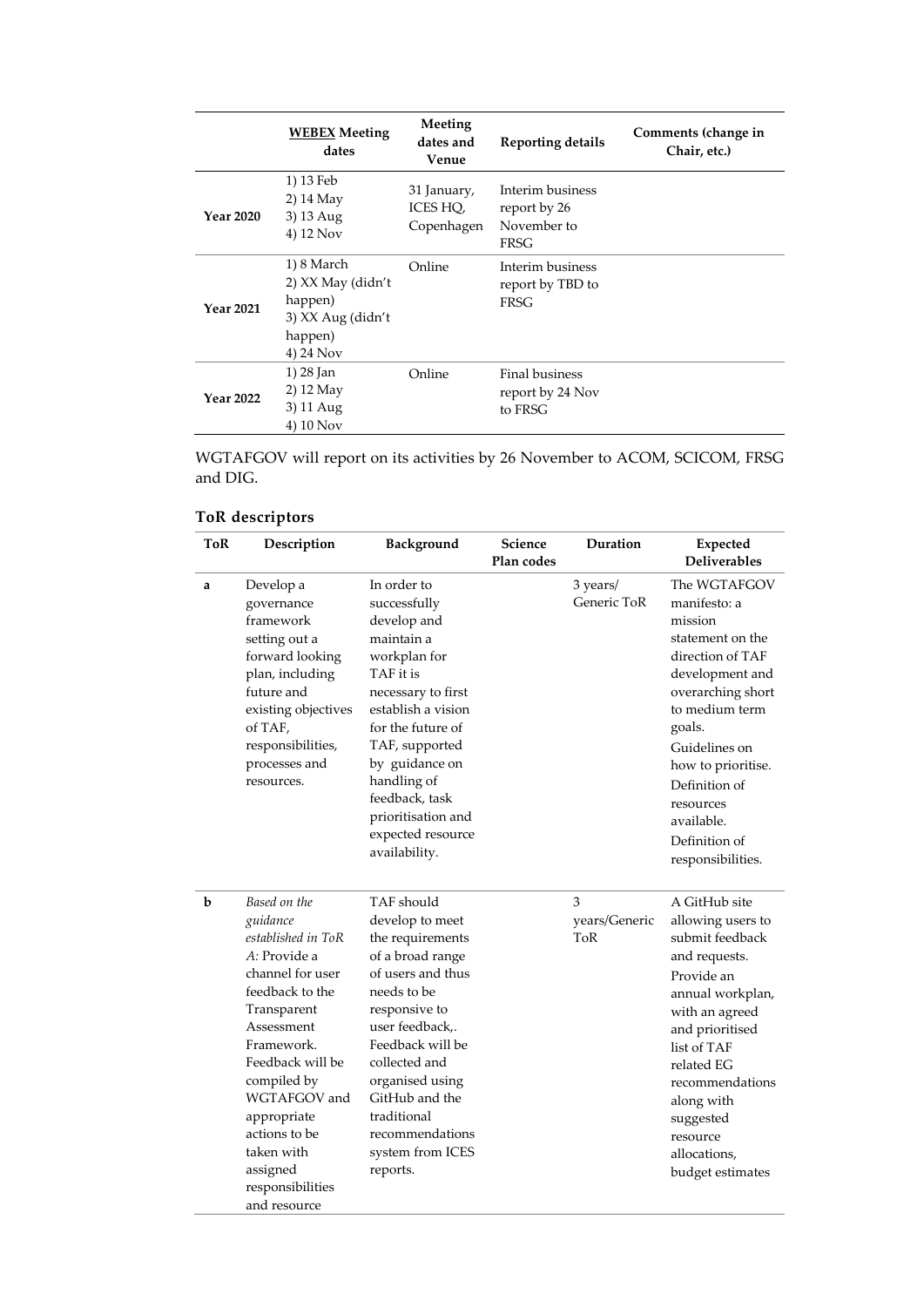| | **<u>WEBEX</u> Meeting dates** | **Meeting dates and Venue** | **Reporting details** | **Comments (change in Chair, etc.)** |
|---|---|---|---|---|
| **Year 2020** | 1) 13 Feb<br>2) 14 May<br>3) 13 Aug<br>4) 12 Nov | 31 January, ICES HQ, Copenhagen | Interim business report by 26 November to FRSG | |
| **Year 2021** | 1) 8 March<br>2) XX May (didn't happen)<br>3) XX Aug (didn't happen)<br>4) 24 Nov | Online | Interim business report by TBD to FRSG | |
| **Year 2022** | 1) 28 Jan<br>2) 12 May<br>3) 11 Aug<br>4) 10 Nov | Online | Final business report by 24 Nov to FRSG | |

WGTAFGOV will report on its activities by 26 November to ACOM, SCICOM, FRSG and DIG.

## ToR descriptors

| ToR | Description | Background | Science Plan codes | Duration | Expected Deliverables |
|---|---|---|---|---|---|
| a | Develop a governance framework setting out a forward looking plan, including future and existing objectives of TAF, responsibilities, processes and resources. | In order to successfully develop and maintain a workplan for TAF it is necessary to first establish a vision for the future of TAF, supported by guidance on handling of feedback, task prioritisation and expected resource availability. | | 3 years/ Generic ToR | The WGTAFGOV manifesto: a mission statement on the direction of TAF development and overarching short to medium term goals.<br>Guidelines on how to prioritise.<br>Definition of resources available.<br>Definition of responsibilities. |
| b | *Based on the guidance established in ToR A:* Provide a channel for user feedback to the Transparent Assessment Framework. Feedback will be compiled by WGTAFGOV and appropriate actions to be taken with assigned responsibilities and resource | TAF should develop to meet the requirements of a broad range of users and thus needs to be responsive to user feedback,. Feedback will be collected and organised using GitHub and the traditional recommendations system from ICES reports. | | 3 years/Generic ToR | A GitHub site allowing users to submit feedback and requests.<br>Provide an annual workplan, with an agreed and prioritised list of TAF related EG recommendations along with suggested resource allocations, budget estimates |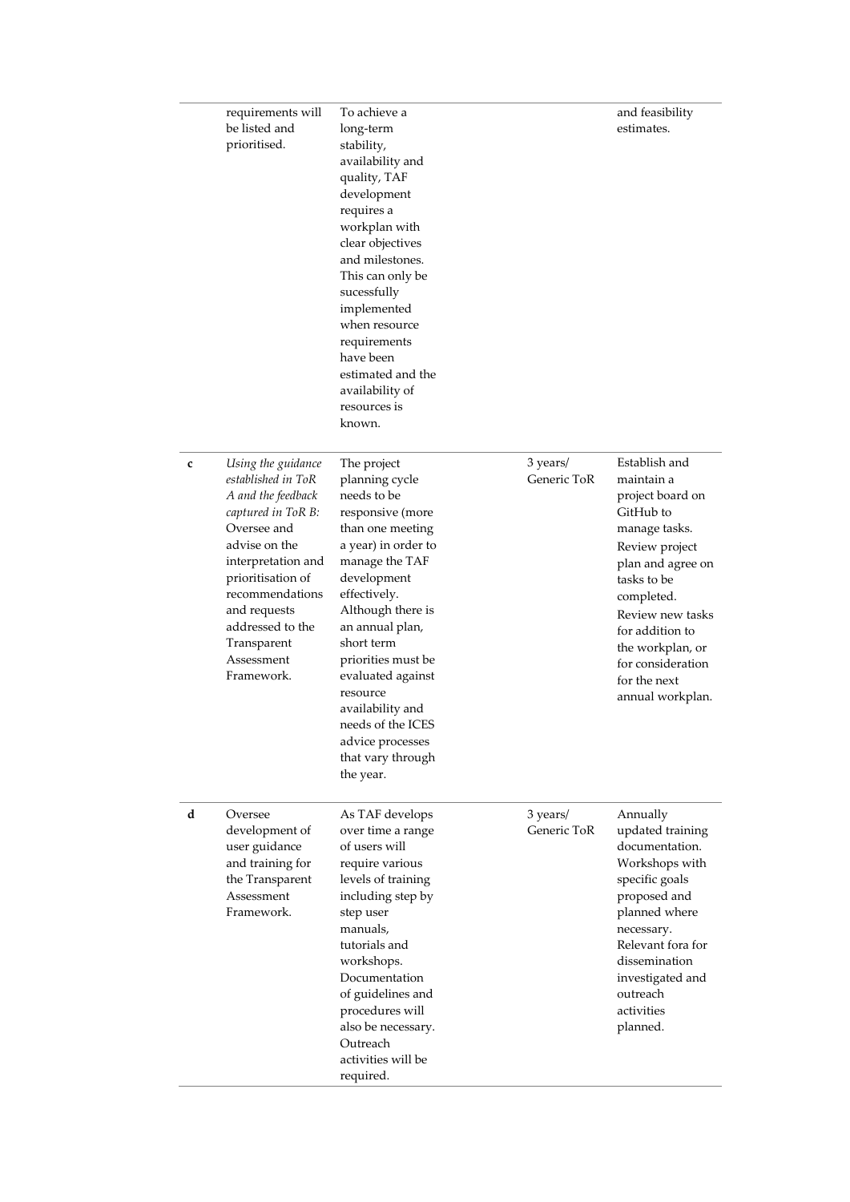| | | | | |
|---|---|---|---|---|
| | requirements will be listed and prioritised. | To achieve a long-term stability, availability and quality, TAF development requires a workplan with clear objectives and milestones. This can only be sucessfully implemented when resource requirements have been estimated and the availability of resources is known. | | and feasibility estimates. |
| **c** | *Using the guidance established in ToR A and the feedback captured in ToR B:* Oversee and advise on the interpretation and prioritisation of recommendations and requests addressed to the Transparent Assessment Framework. | The project planning cycle needs to be responsive (more than one meeting a year) in order to manage the TAF development effectively. Although there is an annual plan, short term priorities must be evaluated against resource availability and needs of the ICES advice processes that vary through the year. | 3 years/ Generic ToR | Establish and maintain a project board on GitHub to manage tasks. Review project plan and agree on tasks to be completed. Review new tasks for addition to the workplan, or for consideration for the next annual workplan. |
| **d** | Oversee development of user guidance and training for the Transparent Assessment Framework. | As TAF develops over time a range of users will require various levels of training including step by step user manuals, tutorials and workshops. Documentation of guidelines and procedures will also be necessary. Outreach activities will be required. | 3 years/ Generic ToR | Annually updated training documentation. Workshops with specific goals proposed and planned where necessary. Relevant fora for dissemination investigated and outreach activities planned. |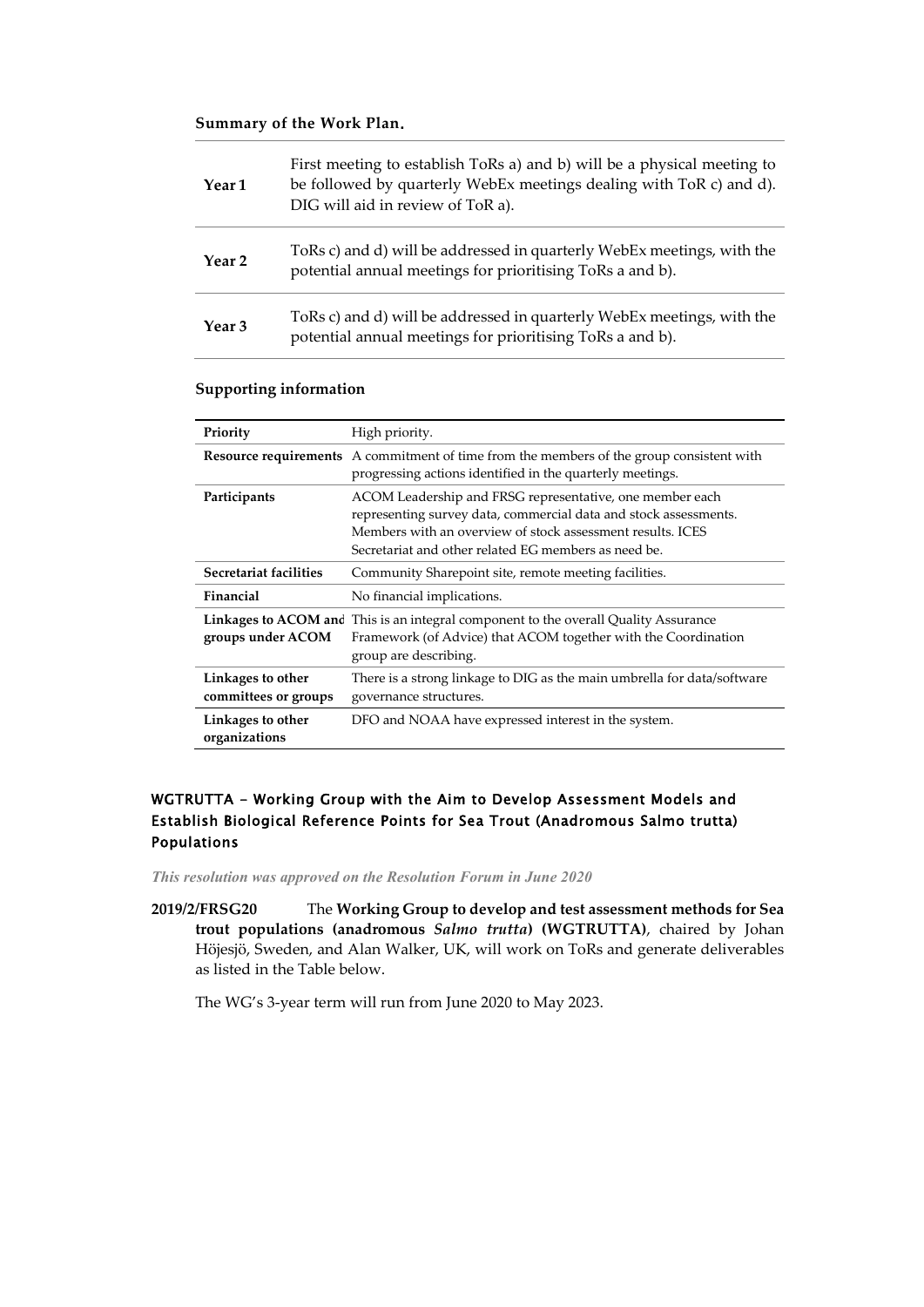**Summary of the Work Plan.**

| | |
|---|---|
| **Year 1** | First meeting to establish ToRs a) and b) will be a physical meeting to be followed by quarterly WebEx meetings dealing with ToR c) and d). DIG will aid in review of ToR a). |
| **Year 2** | ToRs c) and d) will be addressed in quarterly WebEx meetings, with the potential annual meetings for prioritising ToRs a and b). |
| **Year 3** | ToRs c) and d) will be addressed in quarterly WebEx meetings, with the potential annual meetings for prioritising ToRs a and b). |

**Supporting information**

| | |
|---|---|
| **Priority** | High priority. |
| **Resource requirements** | A commitment of time from the members of the group consistent with progressing actions identified in the quarterly meetings. |
| **Participants** | ACOM Leadership and FRSG representative, one member each representing survey data, commercial data and stock assessments. Members with an overview of stock assessment results. ICES Secretariat and other related EG members as need be. |
| **Secretariat facilities** | Community Sharepoint site, remote meeting facilities. |
| **Financial** | No financial implications. |
| **Linkages to ACOM and groups under ACOM** | This is an integral component to the overall Quality Assurance Framework (of Advice) that ACOM together with the Coordination group are describing. |
| **Linkages to other committees or groups** | There is a strong linkage to DIG as the main umbrella for data/software governance structures. |
| **Linkages to other organizations** | DFO and NOAA have expressed interest in the system. |

## WGTRUTTA - Working Group with the Aim to Develop Assessment Models and Establish Biological Reference Points for Sea Trout (Anadromous Salmo trutta) Populations

*This resolution was approved on the Resolution Forum in June 2020*

**2019/2/FRSG20** The **Working Group to develop and test assessment methods for Sea trout populations (anadromous *Salmo trutta*) (WGTRUTTA)**, chaired by Johan Höjesjö, Sweden, and Alan Walker, UK, will work on ToRs and generate deliverables as listed in the Table below.

The WG's 3-year term will run from June 2020 to May 2023.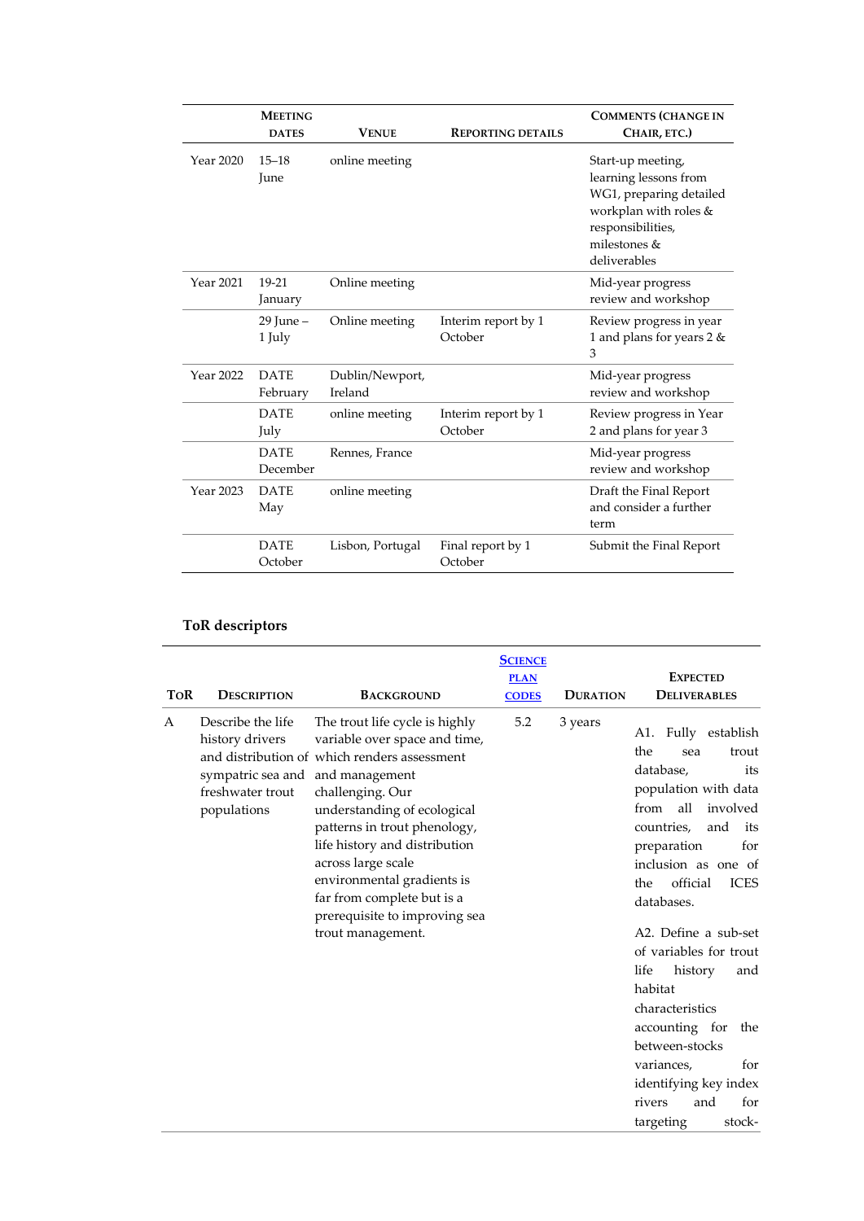| | Meeting dates | Venue | Reporting details | Comments (change in Chair, etc.) |
|---|---|---|---|---|
| Year 2020 | 15–18 June | online meeting | | Start-up meeting, learning lessons from WG1, preparing detailed workplan with roles & responsibilities, milestones & deliverables |
| Year 2021 | 19-21 January | Online meeting | | Mid-year progress review and workshop |
| | 29 June – 1 July | Online meeting | Interim report by 1 October | Review progress in year 1 and plans for years 2 & 3 |
| Year 2022 | DATE February | Dublin/Newport, Ireland | | Mid-year progress review and workshop |
| | DATE July | online meeting | Interim report by 1 October | Review progress in Year 2 and plans for year 3 |
| | DATE December | Rennes, France | | Mid-year progress review and workshop |
| Year 2023 | DATE May | online meeting | | Draft the Final Report and consider a further term |
| | DATE October | Lisbon, Portugal | Final report by 1 October | Submit the Final Report |

## ToR descriptors

| ToR | Description | Background | Science plan codes | Duration | Expected Deliverables |
|---|---|---|---|---|---|
| A | Describe the life history drivers and distribution of sympatric sea and freshwater trout populations | The trout life cycle is highly variable over space and time, which renders assessment and management challenging. Our understanding of ecological patterns in trout phenology, life history and distribution across large scale environmental gradients is far from complete but is a prerequisite to improving sea trout management. | 5.2 | 3 years | A1. Fully establish the sea trout database, its population with data from all involved countries, and its preparation for inclusion as one of the official ICES databases.<br><br>A2. Define a sub-set of variables for trout life history and habitat characteristics accounting for the between-stocks variances, for identifying key index rivers and for targeting stock- |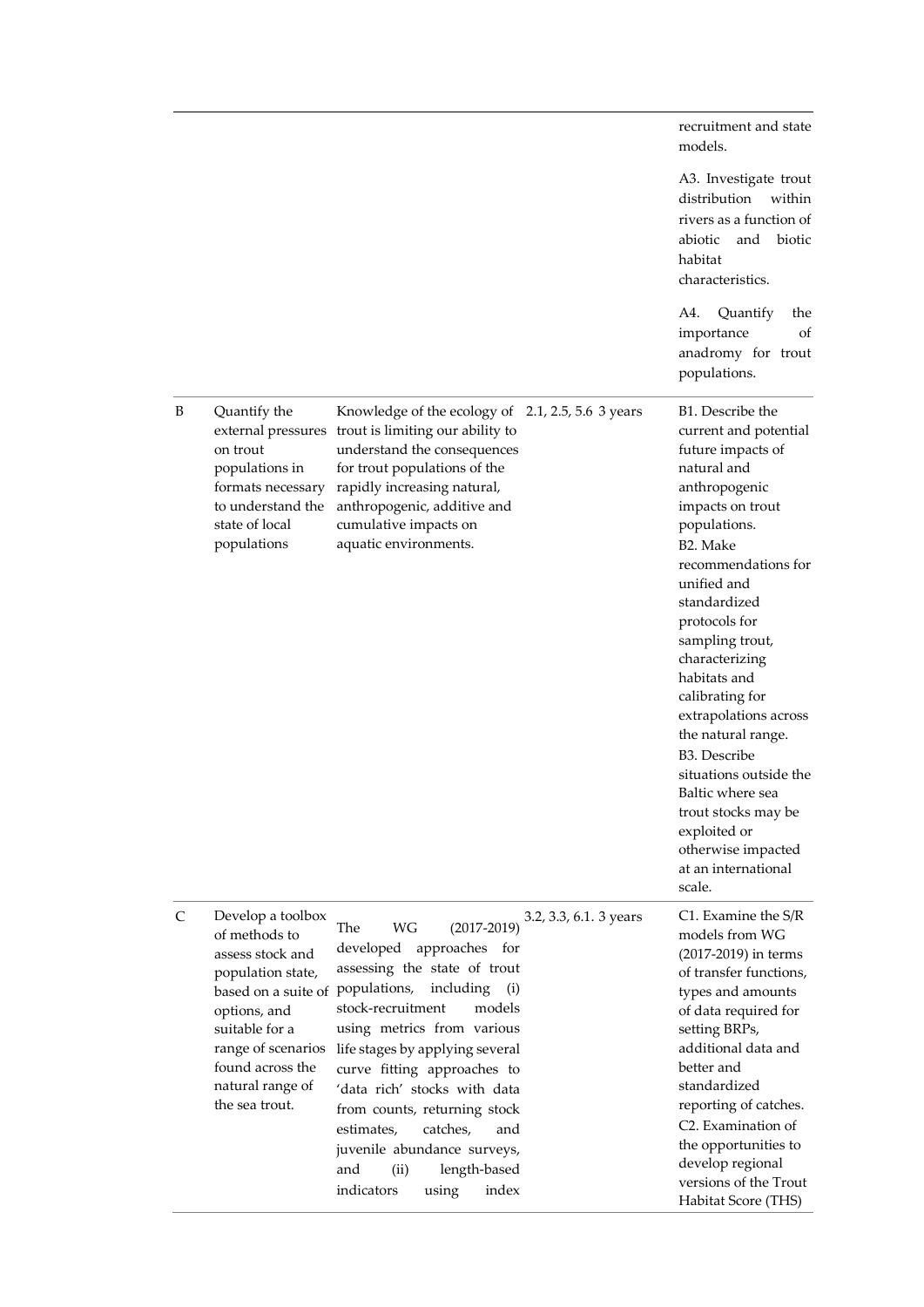| | | | | | |
|---|---|---|---|---|---|
| | | | | | recruitment and state models.<br><br>A3. Investigate trout distribution within rivers as a function of abiotic and biotic habitat characteristics.<br><br>A4. Quantify the importance of anadromy for trout populations. |
| B | Quantify the external pressures on trout populations in formats necessary to understand the state of local populations | Knowledge of the ecology of trout is limiting our ability to understand the consequences for trout populations of the rapidly increasing natural, anthropogenic, additive and cumulative impacts on aquatic environments. | 2.1, 2.5, 5.6 | 3 years | B1. Describe the current and potential future impacts of natural and anthropogenic impacts on trout populations.<br>B2. Make recommendations for unified and standardized protocols for sampling trout, characterizing habitats and calibrating for extrapolations across the natural range.<br>B3. Describe situations outside the Baltic where sea trout stocks may be exploited or otherwise impacted at an international scale. |
| C | Develop a toolbox of methods to assess stock and population state, based on a suite of options, and suitable for a range of scenarios found across the natural range of the sea trout. | The WG (2017-2019) developed approaches for assessing the state of trout populations, including (i) stock-recruitment models using metrics from various life stages by applying several curve fitting approaches to 'data rich' stocks with data from counts, returning stock estimates, catches, and juvenile abundance surveys, and (ii) length-based indicators using index | 3.2, 3.3, 6.1. | 3 years | C1. Examine the S/R models from WG (2017-2019) in terms of transfer functions, types and amounts of data required for setting BRPs, additional data and better and standardized reporting of catches.<br>C2. Examination of the opportunities to develop regional versions of the Trout Habitat Score (THS) |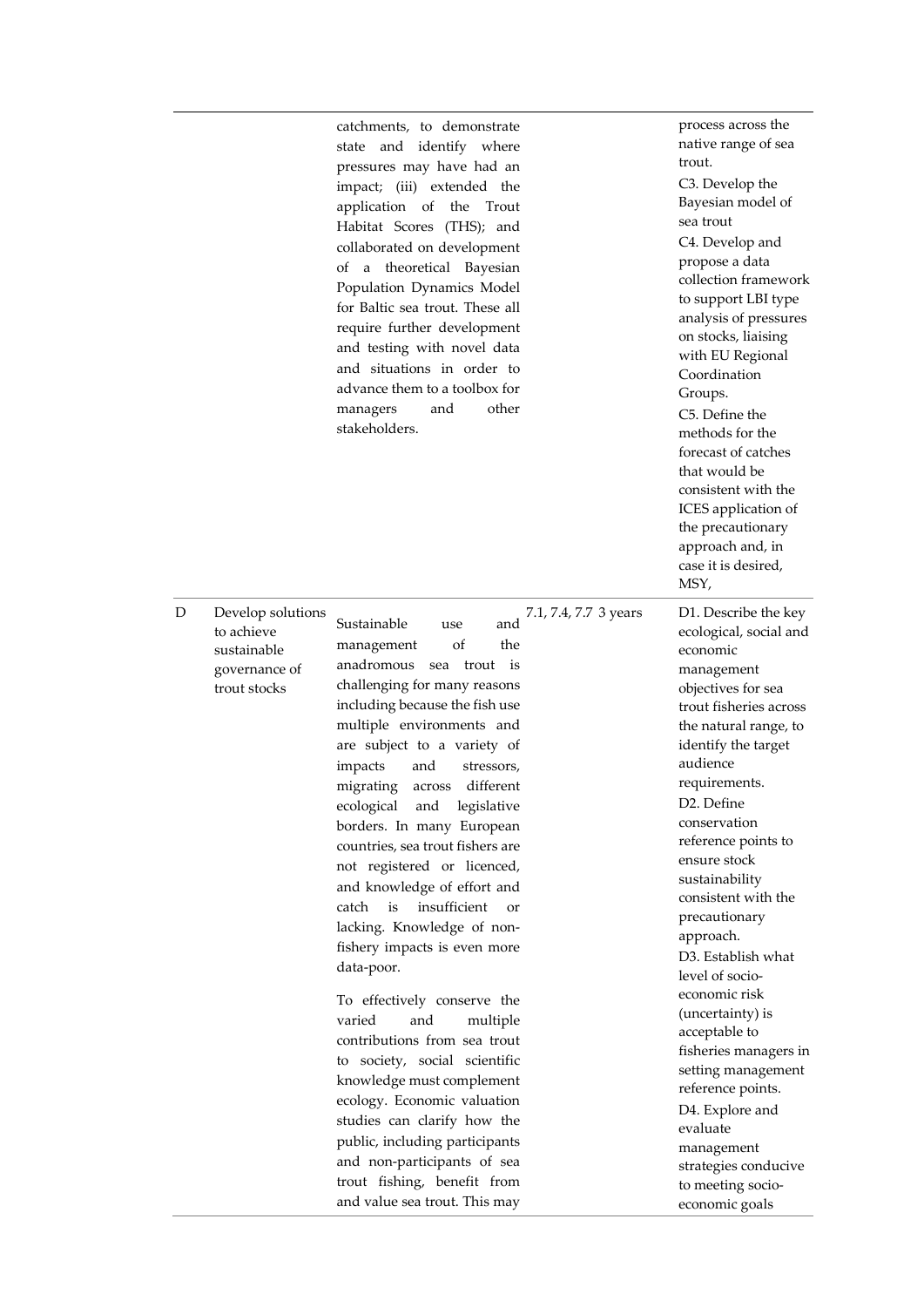| | | | | |
|---|---|---|---|---|
| | | catchments, to demonstrate state and identify where pressures may have had an impact; (iii) extended the application of the Trout Habitat Scores (THS); and collaborated on development of a theoretical Bayesian Population Dynamics Model for Baltic sea trout. These all require further development and testing with novel data and situations in order to advance them to a toolbox for managers and other stakeholders. | | process across the native range of sea trout.<br>C3. Develop the Bayesian model of sea trout<br>C4. Develop and propose a data collection framework to support LBI type analysis of pressures on stocks, liaising with EU Regional Coordination Groups.<br>C5. Define the methods for the forecast of catches that would be consistent with the ICES application of the precautionary approach and, in case it is desired, MSY, |
| D | Develop solutions to achieve sustainable governance of trout stocks | Sustainable use and management of the anadromous sea trout is challenging for many reasons including because the fish use multiple environments and are subject to a variety of impacts and stressors, migrating across different ecological and legislative borders. In many European countries, sea trout fishers are not registered or licenced, and knowledge of effort and catch is insufficient or lacking. Knowledge of non-fishery impacts is even more data-poor.<br><br>To effectively conserve the varied and multiple contributions from sea trout to society, social scientific knowledge must complement ecology. Economic valuation studies can clarify how the public, including participants and non-participants of sea trout fishing, benefit from and value sea trout. This may | 7.1, 7.4, 7.7 3 years | D1. Describe the key ecological, social and economic management objectives for sea trout fisheries across the natural range, to identify the target audience requirements.<br>D2. Define conservation reference points to ensure stock sustainability consistent with the precautionary approach.<br>D3. Establish what level of socio-economic risk (uncertainty) is acceptable to fisheries managers in setting management reference points.<br>D4. Explore and evaluate management strategies conducive to meeting socio-economic goals |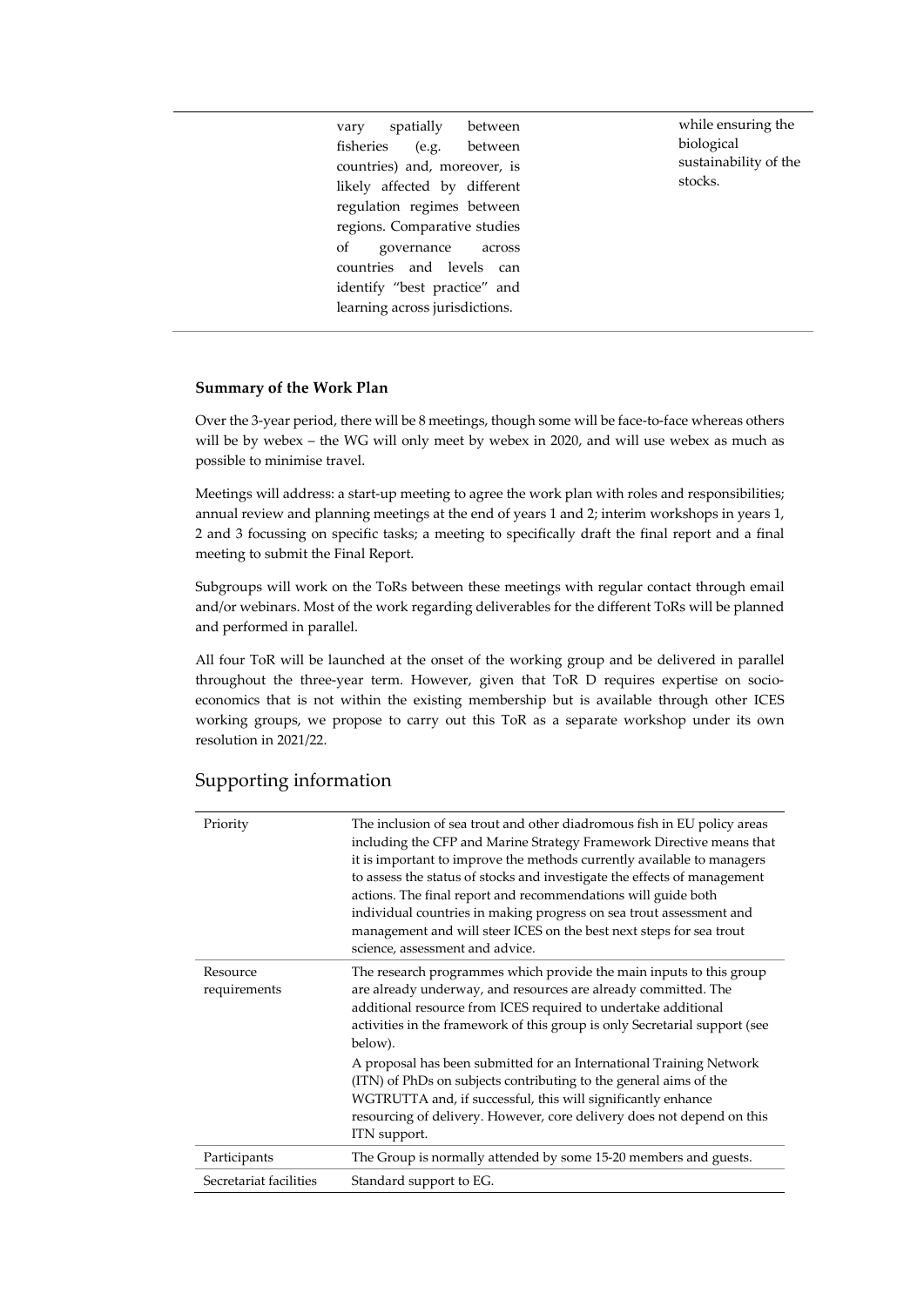| | | |
|---|---|---|
| | vary spatially between fisheries (e.g. between countries) and, moreover, is likely affected by different regulation regimes between regions. Comparative studies of governance across countries and levels can identify "best practice" and learning across jurisdictions. | while ensuring the biological sustainability of the stocks. |

**Summary of the Work Plan**

Over the 3-year period, there will be 8 meetings, though some will be face-to-face whereas others will be by webex – the WG will only meet by webex in 2020, and will use webex as much as possible to minimise travel.

Meetings will address: a start-up meeting to agree the work plan with roles and responsibilities; annual review and planning meetings at the end of years 1 and 2; interim workshops in years 1, 2 and 3 focussing on specific tasks; a meeting to specifically draft the final report and a final meeting to submit the Final Report.

Subgroups will work on the ToRs between these meetings with regular contact through email and/or webinars. Most of the work regarding deliverables for the different ToRs will be planned and performed in parallel.

All four ToR will be launched at the onset of the working group and be delivered in parallel throughout the three-year term. However, given that ToR D requires expertise on socio-economics that is not within the existing membership but is available through other ICES working groups, we propose to carry out this ToR as a separate workshop under its own resolution in 2021/22.

## Supporting information

| | |
|---|---|
| Priority | The inclusion of sea trout and other diadromous fish in EU policy areas including the CFP and Marine Strategy Framework Directive means that it is important to improve the methods currently available to managers to assess the status of stocks and investigate the effects of management actions. The final report and recommendations will guide both individual countries in making progress on sea trout assessment and management and will steer ICES on the best next steps for sea trout science, assessment and advice. |
| Resource requirements | The research programmes which provide the main inputs to this group are already underway, and resources are already committed. The additional resource from ICES required to undertake additional activities in the framework of this group is only Secretarial support (see below).<br><br>A proposal has been submitted for an International Training Network (ITN) of PhDs on subjects contributing to the general aims of the WGTRUTTA and, if successful, this will significantly enhance resourcing of delivery. However, core delivery does not depend on this ITN support. |
| Participants | The Group is normally attended by some 15-20 members and guests. |
| Secretariat facilities | Standard support to EG. |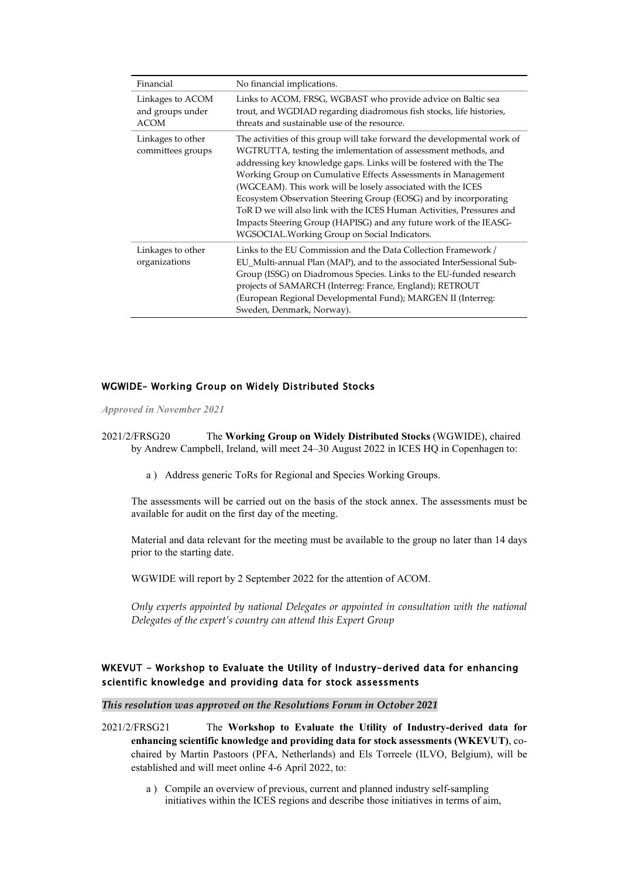| Financial | No financial implications. |
|---|---|
| Linkages to ACOM and groups under ACOM | Links to ACOM, FRSG, WGBAST who provide advice on Baltic sea trout, and WGDIAD regarding diadromous fish stocks, life histories, threats and sustainable use of the resource. |
| Linkages to other committees groups | The activities of this group will take forward the developmental work of WGTRUTTA, testing the imlementation of assessment methods, and addressing key knowledge gaps. Links will be fostered with the The Working Group on Cumulative Effects Assessments in Management (WGCEAM). This work will be losely associated with the ICES Ecosystem Observation Steering Group (EOSG) and by incorporating ToR D we will also link with the ICES Human Activities, Pressures and Impacts Steering Group (HAPISG) and any future work of the IEASG-WGSOCIAL.Working Group on Social Indicators. |
| Linkages to other organizations | Links to the EU Commission and the Data Collection Framework / EU_Multi-annual Plan (MAP), and to the associated InterSessional Sub-Group (ISSG) on Diadromous Species. Links to the EU-funded research projects of SAMARCH (Interreg: France, England); RETROUT (European Regional Developmental Fund); MARGEN II (Interreg: Sweden, Denmark, Norway). |

### WGWIDE– Working Group on Widely Distributed Stocks

*Approved in November 2021*

2021/2/FRSG20 The **Working Group on Widely Distributed Stocks** (WGWIDE), chaired by Andrew Campbell, Ireland, will meet 24–30 August 2022 in ICES HQ in Copenhagen to:

a ) Address generic ToRs for Regional and Species Working Groups.

The assessments will be carried out on the basis of the stock annex. The assessments must be available for audit on the first day of the meeting.

Material and data relevant for the meeting must be available to the group no later than 14 days prior to the starting date.

WGWIDE will report by 2 September 2022 for the attention of ACOM.

*Only experts appointed by national Delegates or appointed in consultation with the national Delegates of the expert's country can attend this Expert Group*

### WKEVUT - Workshop to Evaluate the Utility of Industry-derived data for enhancing scientific knowledge and providing data for stock assessments

***This resolution was approved on the Resolutions Forum in October 2021***

2021/2/FRSG21 The **Workshop to Evaluate the Utility of Industry-derived data for enhancing scientific knowledge and providing data for stock assessments (WKEVUT)**, co-chaired by Martin Pastoors (PFA, Netherlands) and Els Torreele (ILVO, Belgium), will be established and will meet online 4-6 April 2022, to:

a ) Compile an overview of previous, current and planned industry self-sampling initiatives within the ICES regions and describe those initiatives in terms of aim,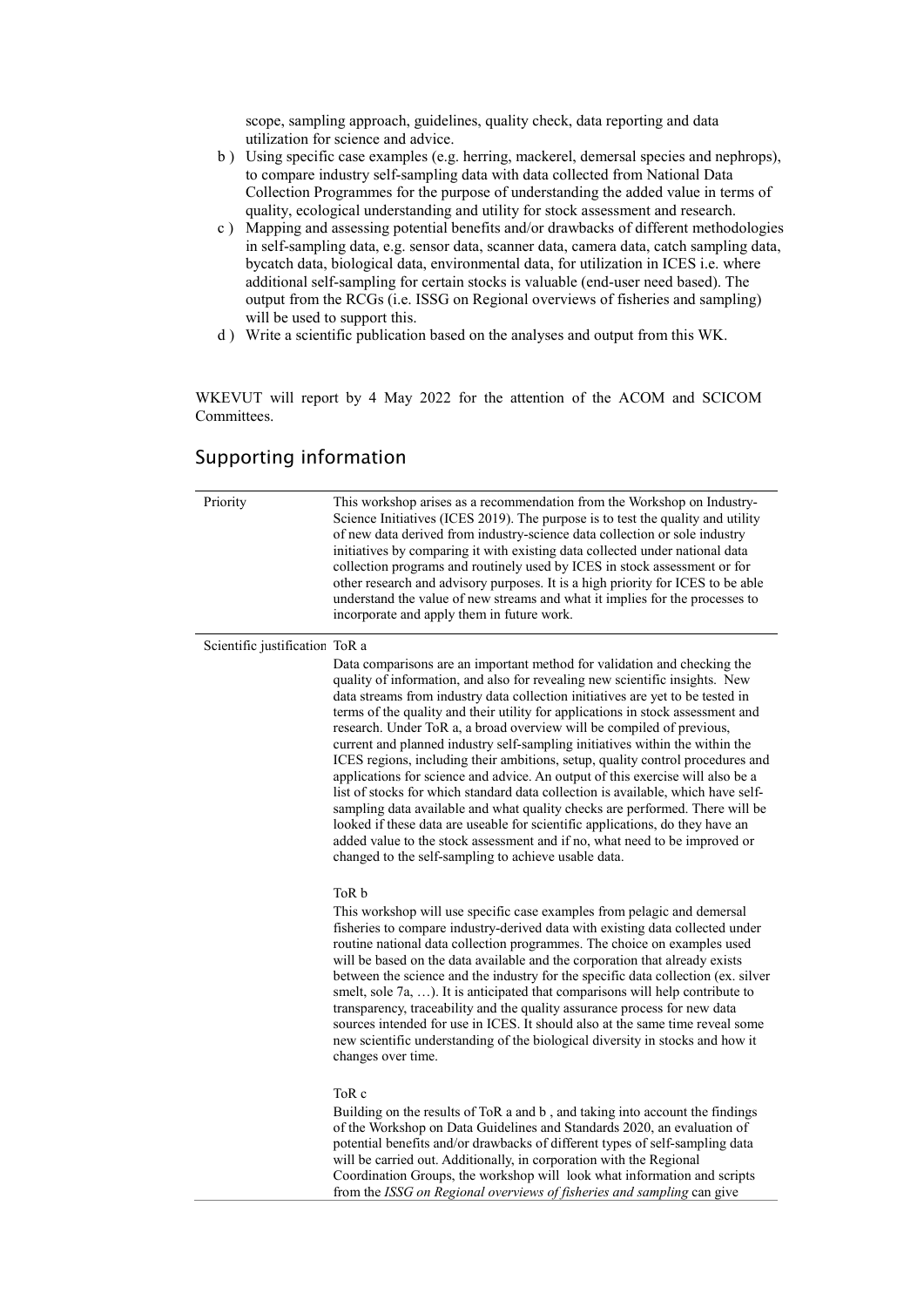scope, sampling approach, guidelines, quality check, data reporting and data utilization for science and advice.

b ) Using specific case examples (e.g. herring, mackerel, demersal species and nephrops), to compare industry self-sampling data with data collected from National Data Collection Programmes for the purpose of understanding the added value in terms of quality, ecological understanding and utility for stock assessment and research.

c ) Mapping and assessing potential benefits and/or drawbacks of different methodologies in self-sampling data, e.g. sensor data, scanner data, camera data, catch sampling data, bycatch data, biological data, environmental data, for utilization in ICES i.e. where additional self-sampling for certain stocks is valuable (end-user need based). The output from the RCGs (i.e. ISSG on Regional overviews of fisheries and sampling) will be used to support this.

d ) Write a scientific publication based on the analyses and output from this WK.

WKEVUT will report by 4 May 2022 for the attention of the ACOM and SCICOM Committees.

## Supporting information

| | |
|---|---|
| Priority | This workshop arises as a recommendation from the Workshop on Industry-Science Initiatives (ICES 2019). The purpose is to test the quality and utility of new data derived from industry-science data collection or sole industry initiatives by comparing it with existing data collected under national data collection programs and routinely used by ICES in stock assessment or for other research and advisory purposes. It is a high priority for ICES to be able understand the value of new streams and what it implies for the processes to incorporate and apply them in future work. |
| Scientific justification | ToR a<br><br>Data comparisons are an important method for validation and checking the quality of information, and also for revealing new scientific insights. New data streams from industry data collection initiatives are yet to be tested in terms of the quality and their utility for applications in stock assessment and research. Under ToR a, a broad overview will be compiled of previous, current and planned industry self-sampling initiatives within the within the ICES regions, including their ambitions, setup, quality control procedures and applications for science and advice. An output of this exercise will also be a list of stocks for which standard data collection is available, which have self-sampling data available and what quality checks are performed. There will be looked if these data are useable for scientific applications, do they have an added value to the stock assessment and if no, what need to be improved or changed to the self-sampling to achieve usable data.<br><br>ToR b<br><br>This workshop will use specific case examples from pelagic and demersal fisheries to compare industry-derived data with existing data collected under routine national data collection programmes. The choice on examples used will be based on the data available and the corporation that already exists between the science and the industry for the specific data collection (ex. silver smelt, sole 7a, …). It is anticipated that comparisons will help contribute to transparency, traceability and the quality assurance process for new data sources intended for use in ICES. It should also at the same time reveal some new scientific understanding of the biological diversity in stocks and how it changes over time.<br><br>ToR c<br><br>Building on the results of ToR a and b , and taking into account the findings of the Workshop on Data Guidelines and Standards 2020, an evaluation of potential benefits and/or drawbacks of different types of self-sampling data will be carried out. Additionally, in corporation with the Regional Coordination Groups, the workshop will look what information and scripts from the *ISSG on Regional overviews of fisheries and sampling* can give |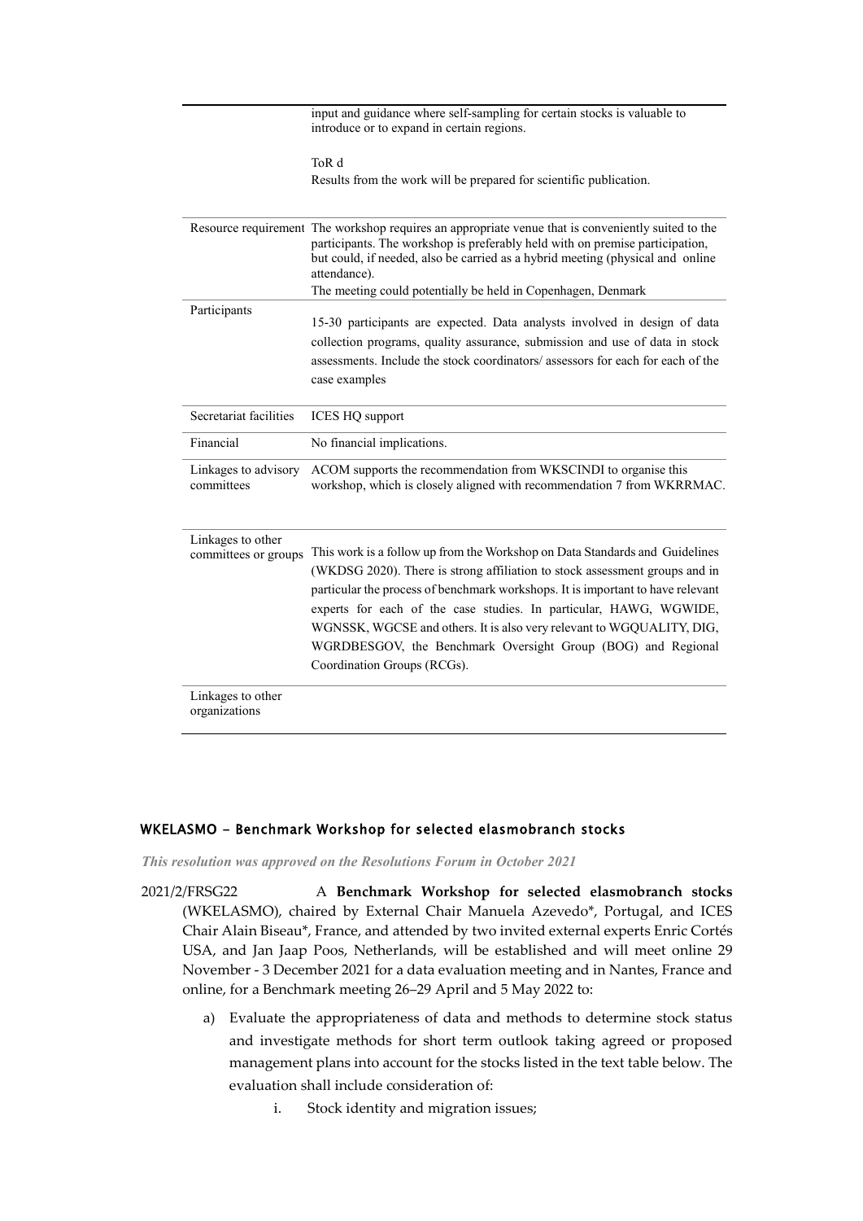| | |
|---|---|
| | input and guidance where self-sampling for certain stocks is valuable to introduce or to expand in certain regions.<br><br>ToR d<br>Results from the work will be prepared for scientific publication. |
| Resource requirement | The workshop requires an appropriate venue that is conveniently suited to the participants. The workshop is preferably held with on premise participation, but could, if needed, also be carried as a hybrid meeting (physical and online attendance).<br>The meeting could potentially be held in Copenhagen, Denmark |
| Participants | 15-30 participants are expected. Data analysts involved in design of data collection programs, quality assurance, submission and use of data in stock assessments. Include the stock coordinators/ assessors for each for each of the case examples |
| Secretariat facilities | ICES HQ support |
| Financial | No financial implications. |
| Linkages to advisory committees | ACOM supports the recommendation from WKSCINDI to organise this workshop, which is closely aligned with recommendation 7 from WKRRMAC. |
| Linkages to other committees or groups | This work is a follow up from the Workshop on Data Standards and Guidelines (WKDSG 2020). There is strong affiliation to stock assessment groups and in particular the process of benchmark workshops. It is important to have relevant experts for each of the case studies. In particular, HAWG, WGWIDE, WGNSSK, WGCSE and others. It is also very relevant to WGQUALITY, DIG, WGRDBESGOV, the Benchmark Oversight Group (BOG) and Regional Coordination Groups (RCGs). |
| Linkages to other organizations | |

## WKELASMO - Benchmark Workshop for selected elasmobranch stocks

***This resolution was approved on the Resolutions Forum in October 2021***

2021/2/FRSG22 A **Benchmark Workshop for selected elasmobranch stocks** (WKELASMO), chaired by External Chair Manuela Azevedo*, Portugal, and ICES Chair Alain Biseau*, France, and attended by two invited external experts Enric Cortés USA, and Jan Jaap Poos, Netherlands, will be established and will meet online 29 November - 3 December 2021 for a data evaluation meeting and in Nantes, France and online, for a Benchmark meeting 26–29 April and 5 May 2022 to:

a) Evaluate the appropriateness of data and methods to determine stock status and investigate methods for short term outlook taking agreed or proposed management plans into account for the stocks listed in the text table below. The evaluation shall include consideration of:

   i. Stock identity and migration issues;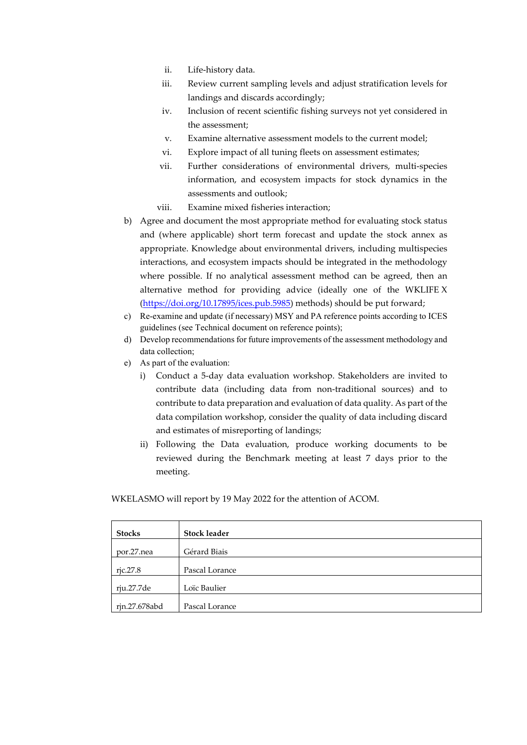- ii. Life-history data.
   - iii. Review current sampling levels and adjust stratification levels for landings and discards accordingly;
   - iv. Inclusion of recent scientific fishing surveys not yet considered in the assessment;
   - v. Examine alternative assessment models to the current model;
   - vi. Explore impact of all tuning fleets on assessment estimates;
   - vii. Further considerations of environmental drivers, multi-species information, and ecosystem impacts for stock dynamics in the assessments and outlook;
   - viii. Examine mixed fisheries interaction;

b) Agree and document the most appropriate method for evaluating stock status and (where applicable) short term forecast and update the stock annex as appropriate. Knowledge about environmental drivers, including multispecies interactions, and ecosystem impacts should be integrated in the methodology where possible. If no analytical assessment method can be agreed, then an alternative method for providing advice (ideally one of the WKLIFE X (https://doi.org/10.17895/ices.pub.5985) methods) should be put forward;

c) Re-examine and update (if necessary) MSY and PA reference points according to ICES guidelines (see Technical document on reference points);

d) Develop recommendations for future improvements of the assessment methodology and data collection;

e) As part of the evaluation:
   - i) Conduct a 5-day data evaluation workshop. Stakeholders are invited to contribute data (including data from non-traditional sources) and to contribute to data preparation and evaluation of data quality. As part of the data compilation workshop, consider the quality of data including discard and estimates of misreporting of landings;
   - ii) Following the Data evaluation, produce working documents to be reviewed during the Benchmark meeting at least 7 days prior to the meeting.

WKELASMO will report by 19 May 2022 for the attention of ACOM.

| Stocks | Stock leader |
|---|---|
| por.27.nea | Gérard Biais |
| rjc.27.8 | Pascal Lorance |
| rju.27.7de | Loïc Baulier |
| rjn.27.678abd | Pascal Lorance |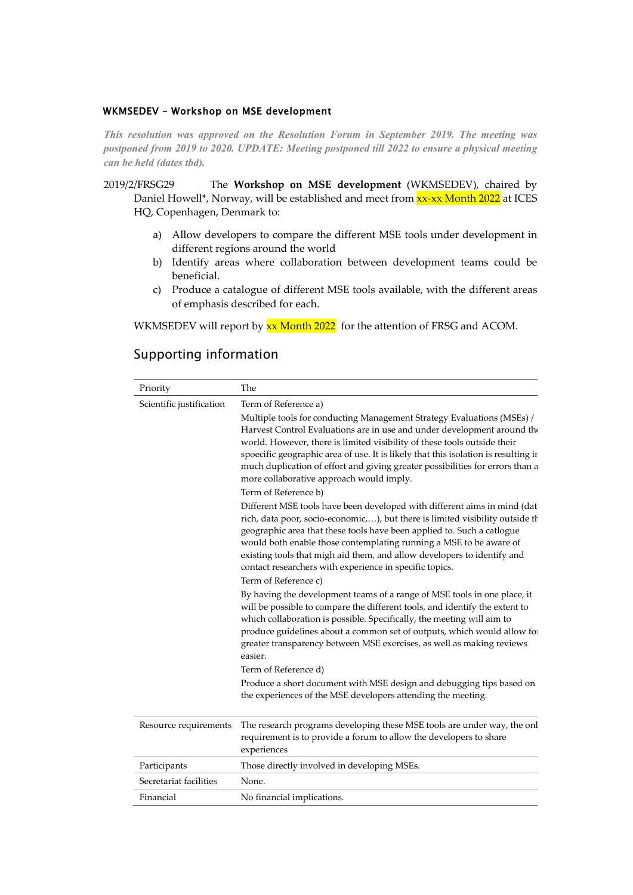#### WKMSEDEV – Workshop on MSE development

***This resolution was approved on the Resolution Forum in September 2019. The meeting was postponed from 2019 to 2020. UPDATE: Meeting postponed till 2022 to ensure a physical meeting can be held (dates tbd).***

2019/2/FRSG29 The **Workshop on MSE development** (WKMSEDEV), chaired by Daniel Howell*, Norway, will be established and meet from xx-xx Month 2022 at ICES HQ, Copenhagen, Denmark to:

a) Allow developers to compare the different MSE tools under development in different regions around the world
b) Identify areas where collaboration between development teams could be beneficial.
c) Produce a catalogue of different MSE tools available, with the different areas of emphasis described for each.

WKMSEDEV will report by xx Month 2022 for the attention of FRSG and ACOM.

## Supporting information

| | |
|---|---|
| Priority | The |
| Scientific justification | Term of Reference a)<br>Multiple tools for conducting Management Strategy Evaluations (MSEs) / Harvest Control Evaluations are in use and under development around the world. However, there is limited visibility of these tools outside their spoecific geographic area of use. It is likely that this isolation is resulting in much duplication of effort and giving greater possibilities for errors than a more collaborative approach would imply.<br>Term of Reference b)<br>Different MSE tools have been developed with different aims in mind (data rich, data poor, socio-economic,…), but there is limited visibility outside the geographic area that these tools have been applied to. Such a catlogue would both enable those contemplating running a MSE to be aware of existing tools that migh aid them, and allow developers to identify and contact researchers with experience in specific topics.<br>Term of Reference c)<br>By having the development teams of a range of MSE tools in one place, it will be possible to compare the different tools, and identify the extent to which collaboration is possible. Specifically, the meeting will aim to produce guidelines about a common set of outputs, which would allow for greater transparency between MSE exercises, as well as making reviews easier.<br>Term of Reference d)<br>Produce a short document with MSE design and debugging tips based on the experiences of the MSE developers attending the meeting. |
| Resource requirements | The research programs developing these MSE tools are under way, the only requirement is to provide a forum to allow the developers to share experiences |
| Participants | Those directly involved in developing MSEs. |
| Secretariat facilities | None. |
| Financial | No financial implications. |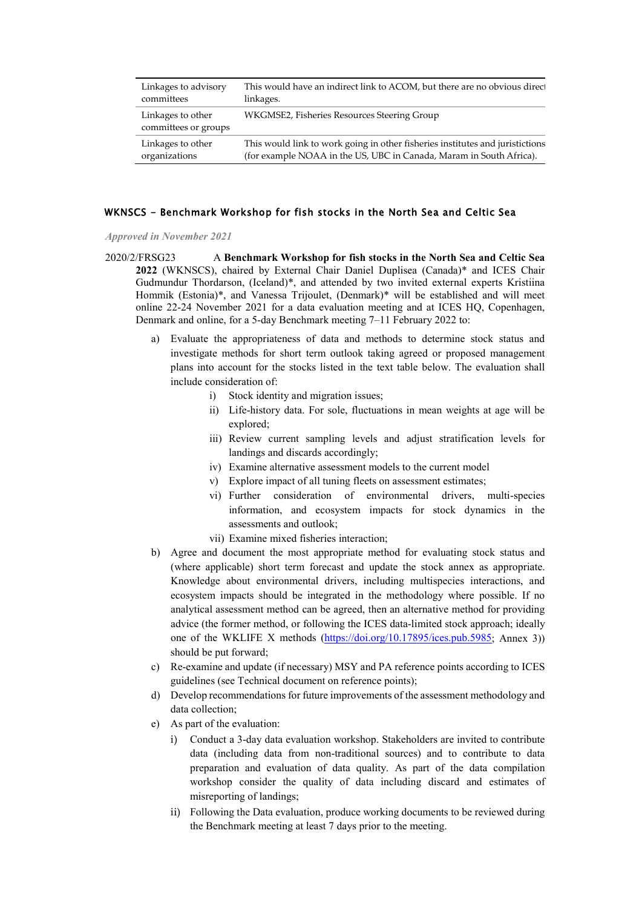| Linkages to advisory committees | This would have an indirect link to ACOM, but there are no obvious direct linkages. |
|---|---|
| Linkages to other committees or groups | WKGMSE2, Fisheries Resources Steering Group |
| Linkages to other organizations | This would link to work going in other fisheries institutes and juristictions (for example NOAA in the US, UBC in Canada, Maram in South Africa). |

## WKNSCS - Benchmark Workshop for fish stocks in the North Sea and Celtic Sea

*Approved in November 2021*

2020/2/FRSG23 A **Benchmark Workshop for fish stocks in the North Sea and Celtic Sea 2022** (WKNSCS), chaired by External Chair Daniel Duplisea (Canada)* and ICES Chair Gudmundur Thordarson, (Iceland)*, and attended by two invited external experts Kristiina Hommik (Estonia)*, and Vanessa Trijoulet, (Denmark)* will be established and will meet online 22-24 November 2021 for a data evaluation meeting and at ICES HQ, Copenhagen, Denmark and online, for a 5-day Benchmark meeting 7–11 February 2022 to:

a) Evaluate the appropriateness of data and methods to determine stock status and investigate methods for short term outlook taking agreed or proposed management plans into account for the stocks listed in the text table below. The evaluation shall include consideration of:
   i) Stock identity and migration issues;
   ii) Life-history data. For sole, fluctuations in mean weights at age will be explored;
   iii) Review current sampling levels and adjust stratification levels for landings and discards accordingly;
   iv) Examine alternative assessment models to the current model
   v) Explore impact of all tuning fleets on assessment estimates;
   vi) Further consideration of environmental drivers, multi-species information, and ecosystem impacts for stock dynamics in the assessments and outlook;
   vii) Examine mixed fisheries interaction;
b) Agree and document the most appropriate method for evaluating stock status and (where applicable) short term forecast and update the stock annex as appropriate. Knowledge about environmental drivers, including multispecies interactions, and ecosystem impacts should be integrated in the methodology where possible. If no analytical assessment method can be agreed, then an alternative method for providing advice (the former method, or following the ICES data-limited stock approach; ideally one of the WKLIFE X methods (https://doi.org/10.17895/ices.pub.5985; Annex 3)) should be put forward;
c) Re-examine and update (if necessary) MSY and PA reference points according to ICES guidelines (see Technical document on reference points);
d) Develop recommendations for future improvements of the assessment methodology and data collection;
e) As part of the evaluation:
   i) Conduct a 3-day data evaluation workshop. Stakeholders are invited to contribute data (including data from non-traditional sources) and to contribute to data preparation and evaluation of data quality. As part of the data compilation workshop consider the quality of data including discard and estimates of misreporting of landings;
   ii) Following the Data evaluation, produce working documents to be reviewed during the Benchmark meeting at least 7 days prior to the meeting.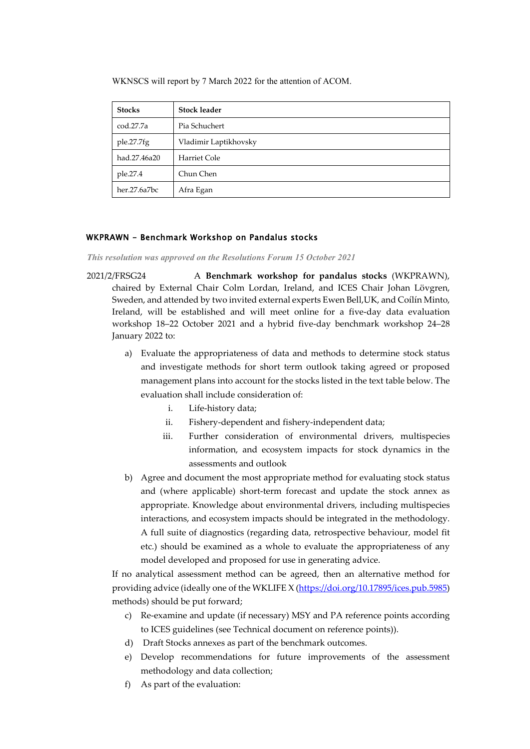WKNSCS will report by 7 March 2022 for the attention of ACOM.

| Stocks | Stock leader |
|---|---|
| cod.27.7a | Pia Schuchert |
| ple.27.7fg | Vladimir Laptikhovsky |
| had.27.46a20 | Harriet Cole |
| ple.27.4 | Chun Chen |
| her.27.6a7bc | Afra Egan |

## WKPRAWN - Benchmark Workshop on Pandalus stocks

*This resolution was approved on the Resolutions Forum 15 October 2021*

2021/2/FRSG24 A **Benchmark workshop for pandalus stocks** (WKPRAWN), chaired by External Chair Colm Lordan, Ireland, and ICES Chair Johan Lövgren, Sweden, and attended by two invited external experts Ewen Bell,UK, and Coílín Minto, Ireland, will be established and will meet online for a five-day data evaluation workshop 18–22 October 2021 and a hybrid five-day benchmark workshop 24–28 January 2022 to:

a) Evaluate the appropriateness of data and methods to determine stock status and investigate methods for short term outlook taking agreed or proposed management plans into account for the stocks listed in the text table below. The evaluation shall include consideration of:

   i. Life-history data;

   ii. Fishery-dependent and fishery-independent data;

   iii. Further consideration of environmental drivers, multispecies information, and ecosystem impacts for stock dynamics in the assessments and outlook

b) Agree and document the most appropriate method for evaluating stock status and (where applicable) short-term forecast and update the stock annex as appropriate. Knowledge about environmental drivers, including multispecies interactions, and ecosystem impacts should be integrated in the methodology. A full suite of diagnostics (regarding data, retrospective behaviour, model fit etc.) should be examined as a whole to evaluate the appropriateness of any model developed and proposed for use in generating advice.

If no analytical assessment method can be agreed, then an alternative method for providing advice (ideally one of the WKLIFE X (https://doi.org/10.17895/ices.pub.5985) methods) should be put forward;

c) Re-examine and update (if necessary) MSY and PA reference points according to ICES guidelines (see Technical document on reference points)).

d) Draft Stocks annexes as part of the benchmark outcomes.

e) Develop recommendations for future improvements of the assessment methodology and data collection;

f) As part of the evaluation: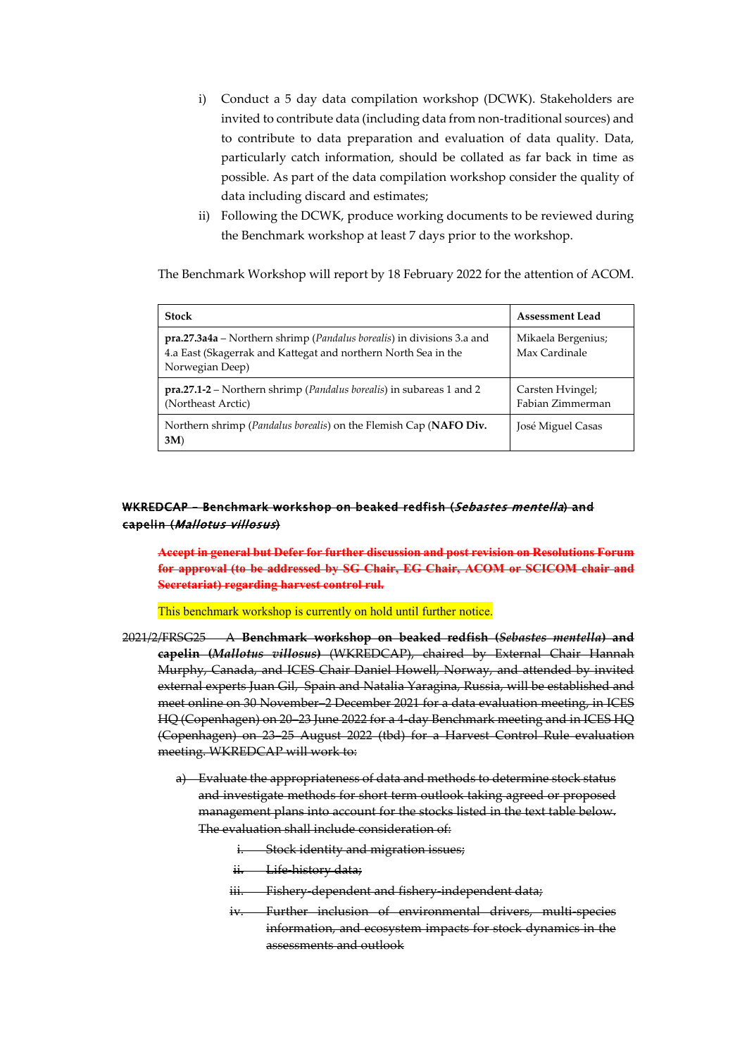i) Conduct a 5 day data compilation workshop (DCWK). Stakeholders are invited to contribute data (including data from non-traditional sources) and to contribute to data preparation and evaluation of data quality. Data, particularly catch information, should be collated as far back in time as possible. As part of the data compilation workshop consider the quality of data including discard and estimates;

ii) Following the DCWK, produce working documents to be reviewed during the Benchmark workshop at least 7 days prior to the workshop.

The Benchmark Workshop will report by 18 February 2022 for the attention of ACOM.

| Stock | Assessment Lead |
|---|---|
| **pra.27.3a4a** – Northern shrimp (*Pandalus borealis*) in divisions 3.a and 4.a East (Skagerrak and Kattegat and northern North Sea in the Norwegian Deep) | Mikaela Bergenius; Max Cardinale |
| **pra.27.1-2** – Northern shrimp (*Pandalus borealis*) in subareas 1 and 2 (Northeast Arctic) | Carsten Hvingel; Fabian Zimmerman |
| Northern shrimp (*Pandalus borealis*) on the Flemish Cap (**NAFO Div. 3M**) | José Miguel Casas |

### ~~WKREDCAP – Benchmark workshop on beaked redfish (*Sebastes mentella*) and capelin (*Mallotus villosus*)~~

~~**Accept in general but Defer for further discussion and post revision on Resolutions Forum for approval (to be addressed by SG Chair, EG Chair, ACOM or SCICOM chair and Secretariat) regarding harvest control rul.**~~

This benchmark workshop is currently on hold until further notice.

~~2021/2/FRSG25 A **Benchmark workshop on beaked redfish (*Sebastes mentella*) and capelin (*Mallotus villosus*)** (WKREDCAP), chaired by External Chair Hannah Murphy, Canada, and ICES Chair Daniel Howell, Norway, and attended by invited external experts Juan Gil, Spain and Natalia Yaragina, Russia, will be established and meet online on 30 November–2 December 2021 for a data evaluation meeting, in ICES HQ (Copenhagen) on 20–23 June 2022 for a 4-day Benchmark meeting and in ICES HQ (Copenhagen) on 23–25 August 2022 (tbd) for a Harvest Control Rule evaluation meeting. WKREDCAP will work to:~~

a) ~~Evaluate the appropriateness of data and methods to determine stock status and investigate methods for short term outlook taking agreed or proposed management plans into account for the stocks listed in the text table below. The evaluation shall include consideration of:~~

   i. ~~Stock identity and migration issues;~~

   ii. ~~Life-history data;~~

   iii. ~~Fishery-dependent and fishery-independent data;~~

   iv. ~~Further inclusion of environmental drivers, multi-species information, and ecosystem impacts for stock dynamics in the assessments and outlook~~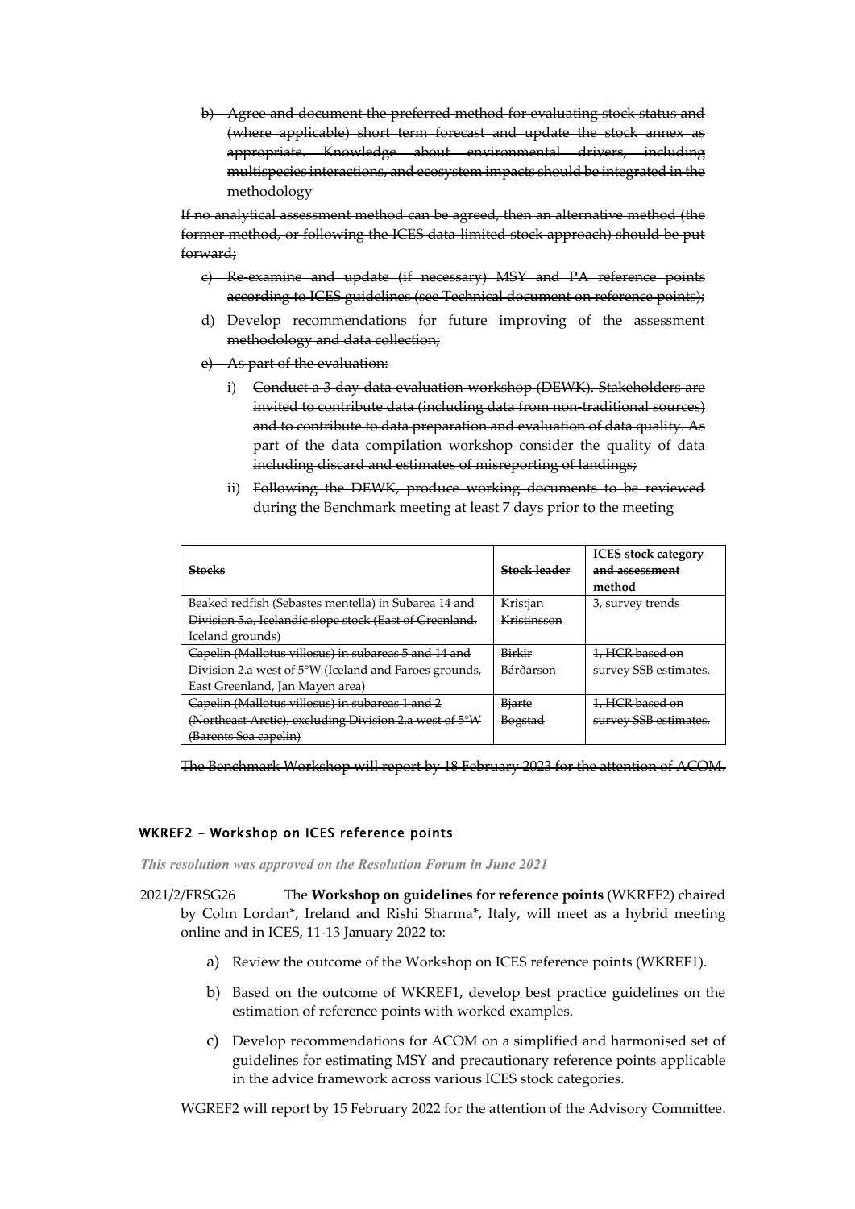b) ~~Agree and document the preferred method for evaluating stock status and (where applicable) short term forecast and update the stock annex as appropriate. Knowledge about environmental drivers, including multispecies interactions, and ecosystem impacts should be integrated in the methodology~~

~~If no analytical assessment method can be agreed, then an alternative method (the former method, or following the ICES data-limited stock approach) should be put forward;~~

c) ~~Re-examine and update (if necessary) MSY and PA reference points according to ICES guidelines (see Technical document on reference points);~~

d) ~~Develop recommendations for future improving of the assessment methodology and data collection;~~

e) ~~As part of the evaluation:~~

   i) ~~Conduct a 3 day data evaluation workshop (DEWK). Stakeholders are invited to contribute data (including data from non-traditional sources) and to contribute to data preparation and evaluation of data quality. As part of the data compilation workshop consider the quality of data including discard and estimates of misreporting of landings;~~

   ii) ~~Following the DEWK, produce working documents to be reviewed during the Benchmark meeting at least 7 days prior to the meeting~~

| ~~**Stocks**~~ | ~~**Stock leader**~~ | ~~**ICES stock category and assessment method**~~ |
|---|---|---|
| ~~Beaked redfish (Sebastes mentella) in Subarea 14 and Division 5.a, Icelandic slope stock (East of Greenland, Iceland grounds)~~ | ~~Kristjan Kristinsson~~ | ~~3, survey trends~~ |
| ~~Capelin (Mallotus villosus) in subareas 5 and 14 and Division 2.a west of 5°W (Iceland and Faroes grounds, East Greenland, Jan Mayen area)~~ | ~~Birkir Bárðarson~~ | ~~1, HCR based on survey SSB estimates.~~ |
| ~~Capelin (Mallotus villosus) in subareas 1 and 2 (Northeast Arctic), excluding Division 2.a west of 5°W (Barents Sea capelin)~~ | ~~Bjarte Bogstad~~ | ~~1, HCR based on survey SSB estimates.~~ |

~~The Benchmark Workshop will report by 18 February 2023 for the attention of ACOM.~~

### WKREF2 – Workshop on ICES reference points

***This resolution was approved on the Resolution Forum in June 2021***

2021/2/FRSG26 The **Workshop on guidelines for reference points** (WKREF2) chaired by Colm Lordan\*, Ireland and Rishi Sharma\*, Italy, will meet as a hybrid meeting online and in ICES, 11-13 January 2022 to:

a) Review the outcome of the Workshop on ICES reference points (WKREF1).

b) Based on the outcome of WKREF1, develop best practice guidelines on the estimation of reference points with worked examples.

c) Develop recommendations for ACOM on a simplified and harmonised set of guidelines for estimating MSY and precautionary reference points applicable in the advice framework across various ICES stock categories.

WGREF2 will report by 15 February 2022 for the attention of the Advisory Committee.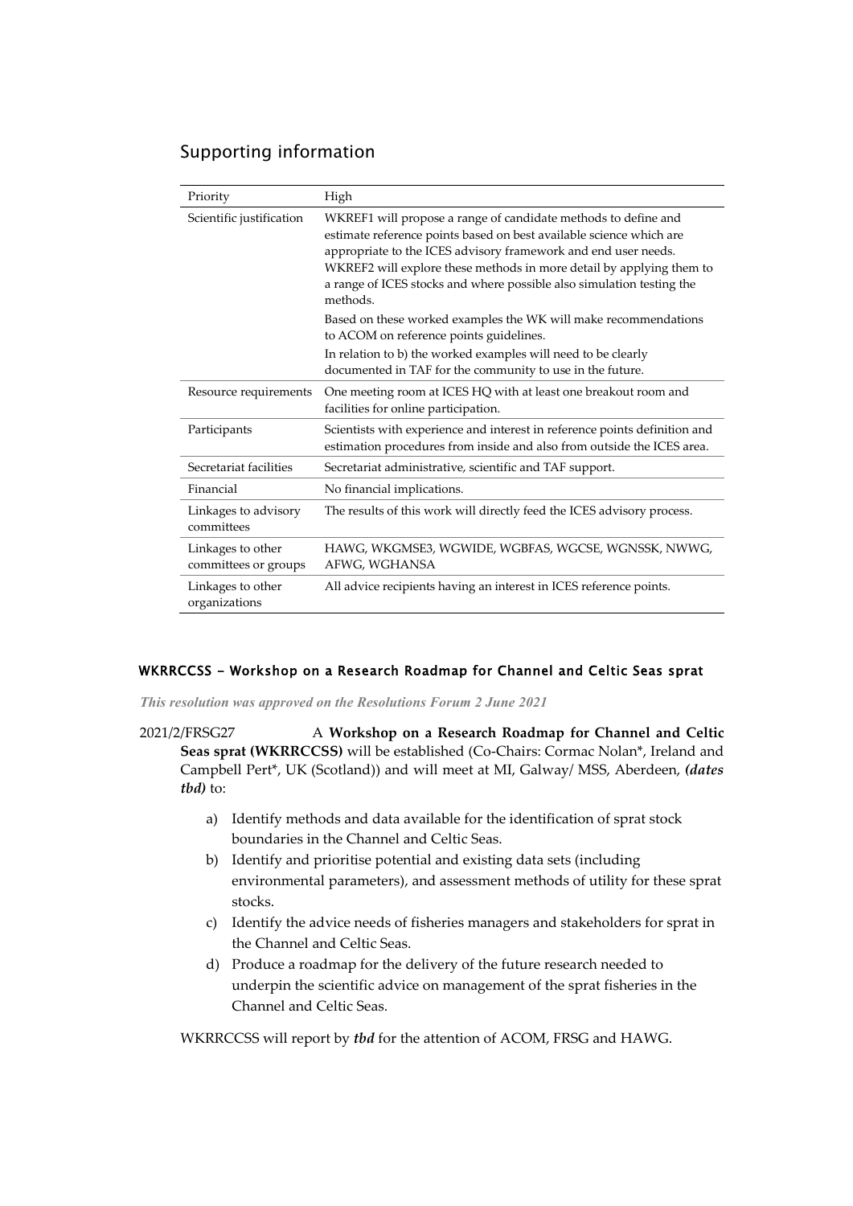## Supporting information

| Priority | High |
|---|---|
| Scientific justification | WKREF1 will propose a range of candidate methods to define and estimate reference points based on best available science which are appropriate to the ICES advisory framework and end user needs. WKREF2 will explore these methods in more detail by applying them to a range of ICES stocks and where possible also simulation testing the methods.<br><br>Based on these worked examples the WK will make recommendations to ACOM on reference points guidelines.<br><br>In relation to b) the worked examples will need to be clearly documented in TAF for the community to use in the future. |
| Resource requirements | One meeting room at ICES HQ with at least one breakout room and facilities for online participation. |
| Participants | Scientists with experience and interest in reference points definition and estimation procedures from inside and also from outside the ICES area. |
| Secretariat facilities | Secretariat administrative, scientific and TAF support. |
| Financial | No financial implications. |
| Linkages to advisory committees | The results of this work will directly feed the ICES advisory process. |
| Linkages to other committees or groups | HAWG, WKGMSE3, WGWIDE, WGBFAS, WGCSE, WGNSSK, NWWG, AFWG, WGHANSA |
| Linkages to other organizations | All advice recipients having an interest in ICES reference points. |

### WKRRCCSS - Workshop on a Research Roadmap for Channel and Celtic Seas sprat

***This resolution was approved on the Resolutions Forum 2 June 2021***

2021/2/FRSG27 A **Workshop on a Research Roadmap for Channel and Celtic Seas sprat (WKRRCCSS)** will be established (Co-Chairs: Cormac Nolan*, Ireland and Campbell Pert*, UK (Scotland)) and will meet at MI, Galway/ MSS, Aberdeen, ***(dates tbd)*** to:

a) Identify methods and data available for the identification of sprat stock boundaries in the Channel and Celtic Seas.
b) Identify and prioritise potential and existing data sets (including environmental parameters), and assessment methods of utility for these sprat stocks.
c) Identify the advice needs of fisheries managers and stakeholders for sprat in the Channel and Celtic Seas.
d) Produce a roadmap for the delivery of the future research needed to underpin the scientific advice on management of the sprat fisheries in the Channel and Celtic Seas.

WKRRCCSS will report by ***tbd*** for the attention of ACOM, FRSG and HAWG.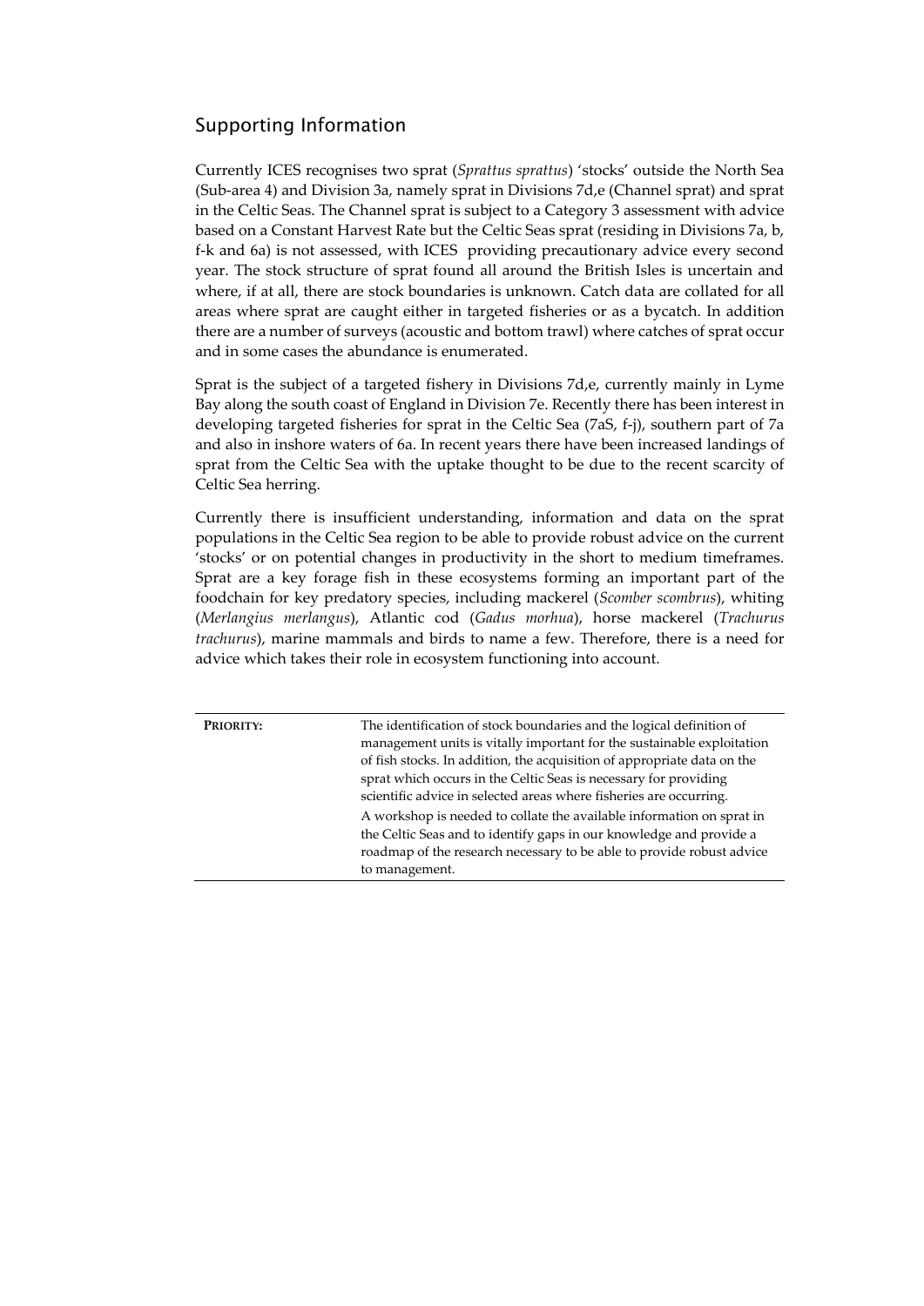## Supporting Information

Currently ICES recognises two sprat (*Sprattus sprattus*) 'stocks' outside the North Sea (Sub-area 4) and Division 3a, namely sprat in Divisions 7d,e (Channel sprat) and sprat in the Celtic Seas. The Channel sprat is subject to a Category 3 assessment with advice based on a Constant Harvest Rate but the Celtic Seas sprat (residing in Divisions 7a, b, f-k and 6a) is not assessed, with ICES providing precautionary advice every second year. The stock structure of sprat found all around the British Isles is uncertain and where, if at all, there are stock boundaries is unknown. Catch data are collated for all areas where sprat are caught either in targeted fisheries or as a bycatch. In addition there are a number of surveys (acoustic and bottom trawl) where catches of sprat occur and in some cases the abundance is enumerated.

Sprat is the subject of a targeted fishery in Divisions 7d,e, currently mainly in Lyme Bay along the south coast of England in Division 7e. Recently there has been interest in developing targeted fisheries for sprat in the Celtic Sea (7aS, f-j), southern part of 7a and also in inshore waters of 6a. In recent years there have been increased landings of sprat from the Celtic Sea with the uptake thought to be due to the recent scarcity of Celtic Sea herring.

Currently there is insufficient understanding, information and data on the sprat populations in the Celtic Sea region to be able to provide robust advice on the current 'stocks' or on potential changes in productivity in the short to medium timeframes. Sprat are a key forage fish in these ecosystems forming an important part of the foodchain for key predatory species, including mackerel (*Scomber scombrus*), whiting (*Merlangius merlangus*), Atlantic cod (*Gadus morhua*), horse mackerel (*Trachurus trachurus*), marine mammals and birds to name a few. Therefore, there is a need for advice which takes their role in ecosystem functioning into account.

| | |
|---|---|
| **PRIORITY:** | The identification of stock boundaries and the logical definition of management units is vitally important for the sustainable exploitation of fish stocks. In addition, the acquisition of appropriate data on the sprat which occurs in the Celtic Seas is necessary for providing scientific advice in selected areas where fisheries are occurring.<br>A workshop is needed to collate the available information on sprat in the Celtic Seas and to identify gaps in our knowledge and provide a roadmap of the research necessary to be able to provide robust advice to management. |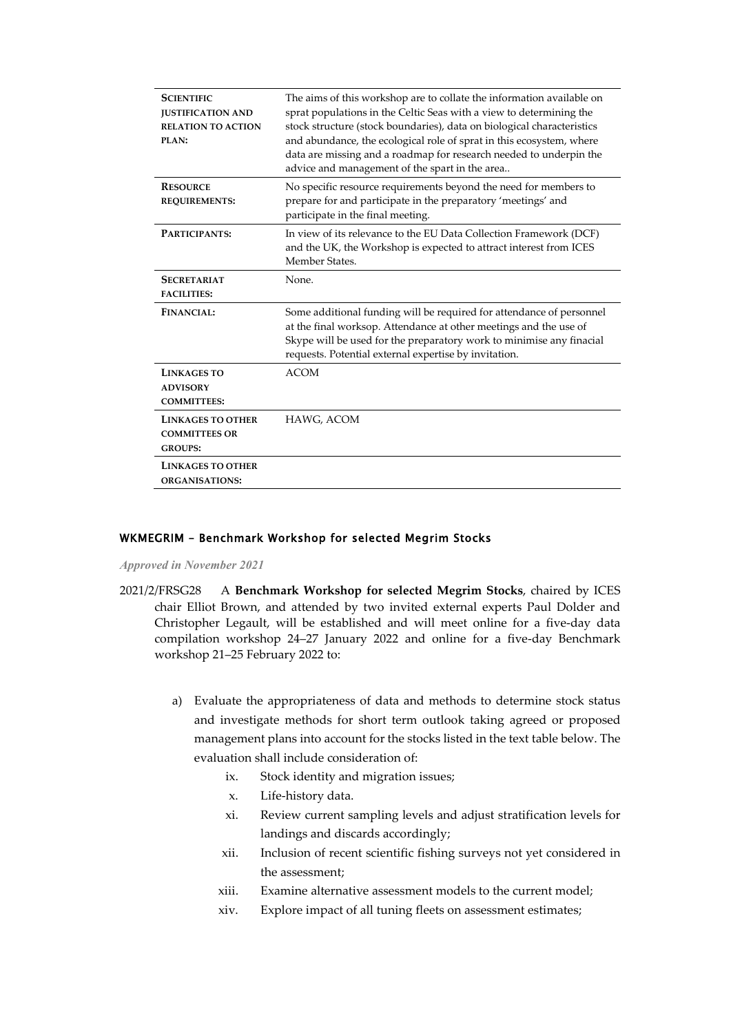| | |
|---|---|
| **Scientific justification and relation to action plan:** | The aims of this workshop are to collate the information available on sprat populations in the Celtic Seas with a view to determining the stock structure (stock boundaries), data on biological characteristics and abundance, the ecological role of sprat in this ecosystem, where data are missing and a roadmap for research needed to underpin the advice and management of the spart in the area.. |
| **Resource requirements:** | No specific resource requirements beyond the need for members to prepare for and participate in the preparatory 'meetings' and participate in the final meeting. |
| **Participants:** | In view of its relevance to the EU Data Collection Framework (DCF) and the UK, the Workshop is expected to attract interest from ICES Member States. |
| **Secretariat facilities:** | None. |
| **Financial:** | Some additional funding will be required for attendance of personnel at the final worksop. Attendance at other meetings and the use of Skype will be used for the preparatory work to minimise any finacial requests. Potential external expertise by invitation. |
| **Linkages to advisory committees:** | ACOM |
| **Linkages to other committees or groups:** | HAWG, ACOM |
| **Linkages to other organisations:** | |

## WKMEGRIM – Benchmark Workshop for selected Megrim Stocks

*Approved in November 2021*

2021/2/FRSG28 A **Benchmark Workshop for selected Megrim Stocks**, chaired by ICES chair Elliot Brown, and attended by two invited external experts Paul Dolder and Christopher Legault, will be established and will meet online for a five-day data compilation workshop 24–27 January 2022 and online for a five-day Benchmark workshop 21–25 February 2022 to:

a) Evaluate the appropriateness of data and methods to determine stock status and investigate methods for short term outlook taking agreed or proposed management plans into account for the stocks listed in the text table below. The evaluation shall include consideration of:

   ix. Stock identity and migration issues;

   x. Life-history data.

   xi. Review current sampling levels and adjust stratification levels for landings and discards accordingly;

   xii. Inclusion of recent scientific fishing surveys not yet considered in the assessment;

   xiii. Examine alternative assessment models to the current model;

   xiv. Explore impact of all tuning fleets on assessment estimates;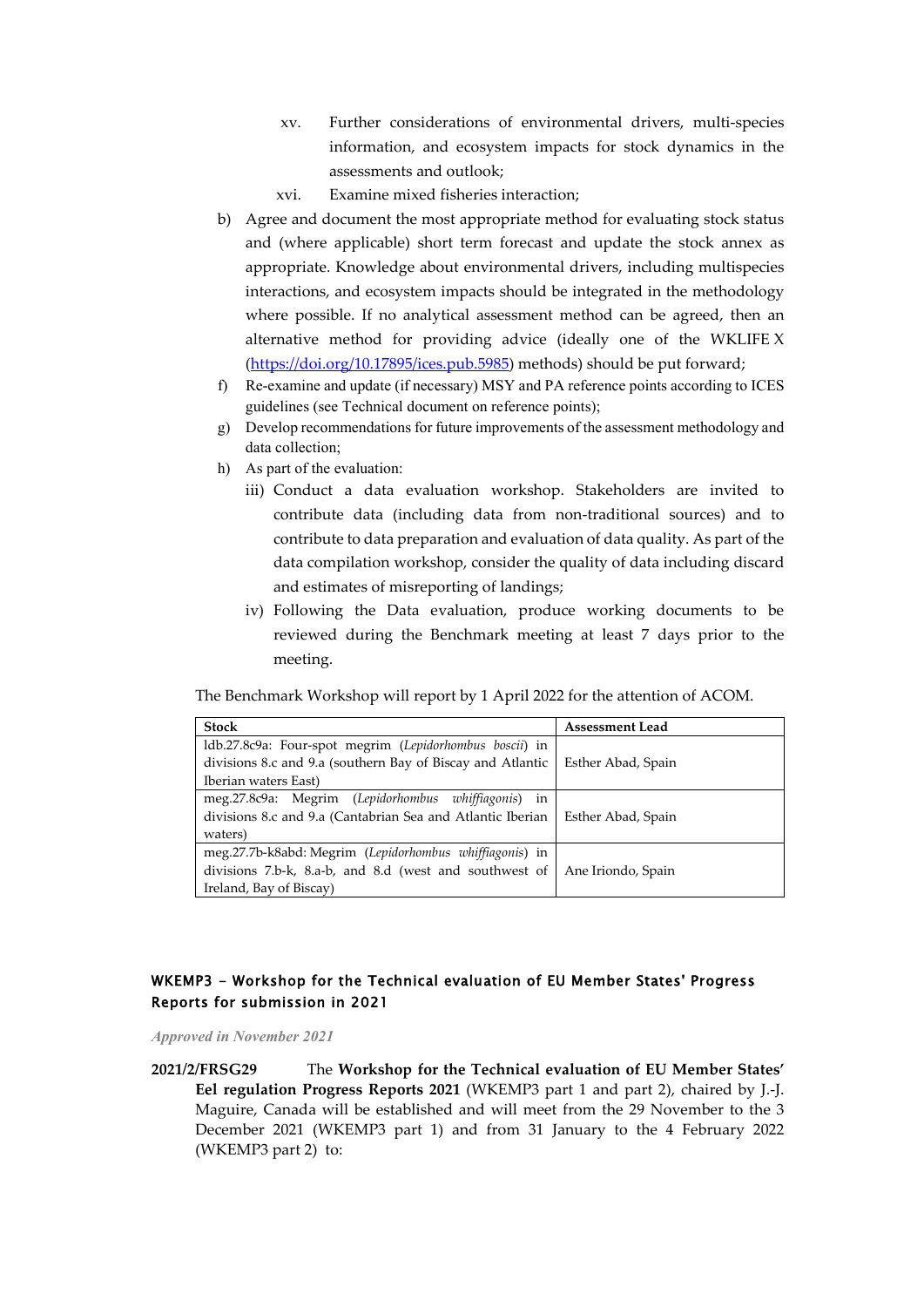xv. Further considerations of environmental drivers, multi-species information, and ecosystem impacts for stock dynamics in the assessments and outlook;

xvi. Examine mixed fisheries interaction;

b) Agree and document the most appropriate method for evaluating stock status and (where applicable) short term forecast and update the stock annex as appropriate. Knowledge about environmental drivers, including multispecies interactions, and ecosystem impacts should be integrated in the methodology where possible. If no analytical assessment method can be agreed, then an alternative method for providing advice (ideally one of the WKLIFE X (https://doi.org/10.17895/ices.pub.5985) methods) should be put forward;

f) Re-examine and update (if necessary) MSY and PA reference points according to ICES guidelines (see Technical document on reference points);

g) Develop recommendations for future improvements of the assessment methodology and data collection;

h) As part of the evaluation:

iii) Conduct a data evaluation workshop. Stakeholders are invited to contribute data (including data from non-traditional sources) and to contribute to data preparation and evaluation of data quality. As part of the data compilation workshop, consider the quality of data including discard and estimates of misreporting of landings;

iv) Following the Data evaluation, produce working documents to be reviewed during the Benchmark meeting at least 7 days prior to the meeting.

The Benchmark Workshop will report by 1 April 2022 for the attention of ACOM.

| Stock | Assessment Lead |
|---|---|
| ldb.27.8c9a: Four-spot megrim (*Lepidorhombus boscii*) in divisions 8.c and 9.a (southern Bay of Biscay and Atlantic Iberian waters East) | Esther Abad, Spain |
| meg.27.8c9a: Megrim (*Lepidorhombus whiffiagonis*) in divisions 8.c and 9.a (Cantabrian Sea and Atlantic Iberian waters) | Esther Abad, Spain |
| meg.27.7b-k8abd: Megrim (*Lepidorhombus whiffiagonis*) in divisions 7.b-k, 8.a-b, and 8.d (west and southwest of Ireland, Bay of Biscay) | Ane Iriondo, Spain |

## WKEMP3 - Workshop for the Technical evaluation of EU Member States' Progress Reports for submission in 2021

*Approved in November 2021*

**2021/2/FRSG29** The **Workshop for the Technical evaluation of EU Member States' Eel regulation Progress Reports 2021** (WKEMP3 part 1 and part 2), chaired by J.-J. Maguire, Canada will be established and will meet from the 29 November to the 3 December 2021 (WKEMP3 part 1) and from 31 January to the 4 February 2022 (WKEMP3 part 2) to: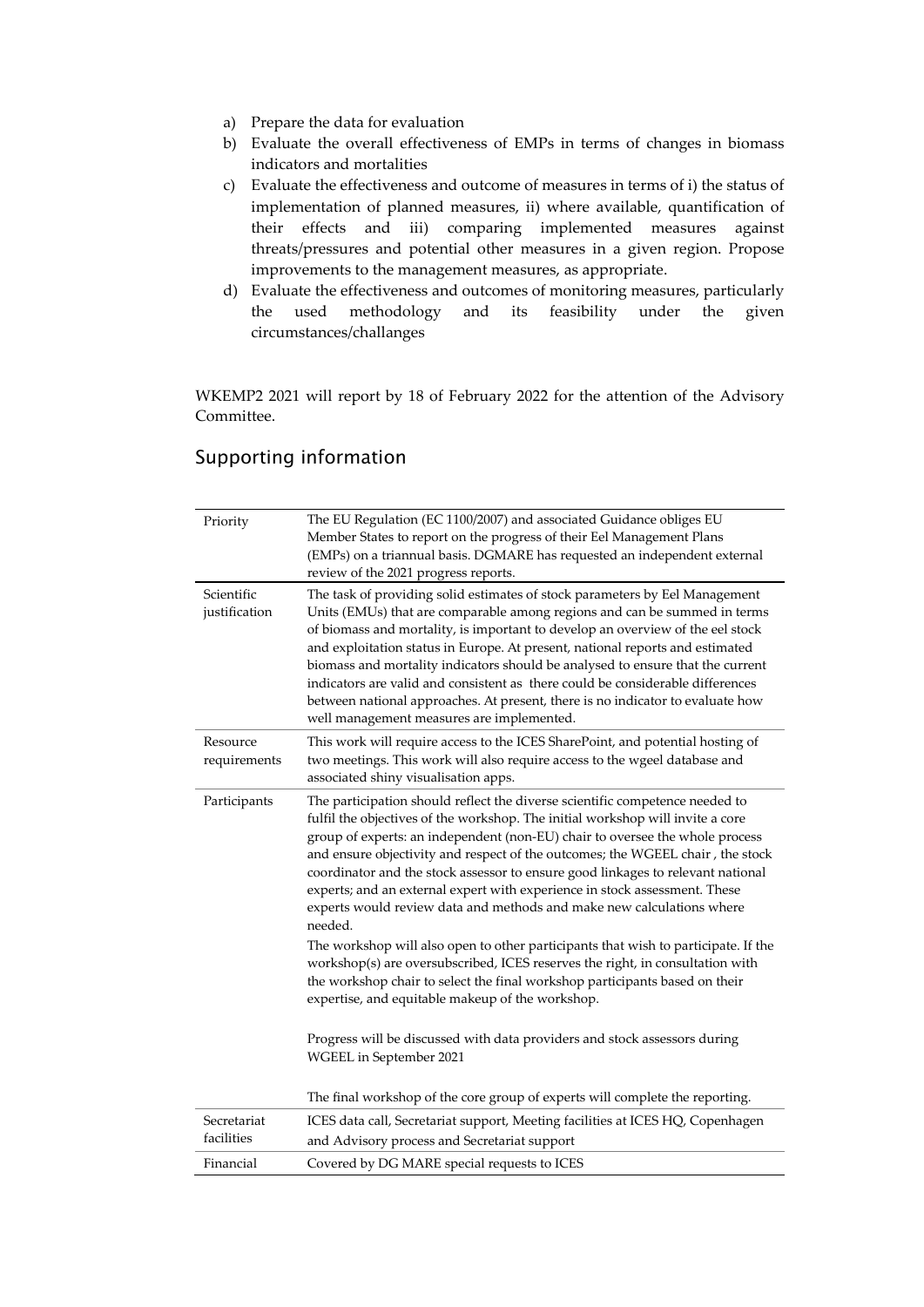a) Prepare the data for evaluation
b) Evaluate the overall effectiveness of EMPs in terms of changes in biomass indicators and mortalities
c) Evaluate the effectiveness and outcome of measures in terms of i) the status of implementation of planned measures, ii) where available, quantification of their effects and iii) comparing implemented measures against threats/pressures and potential other measures in a given region. Propose improvements to the management measures, as appropriate.
d) Evaluate the effectiveness and outcomes of monitoring measures, particularly the used methodology and its feasibility under the given circumstances/challanges

WKEMP2 2021 will report by 18 of February 2022 for the attention of the Advisory Committee.

## Supporting information

| | |
|---|---|
| Priority | The EU Regulation (EC 1100/2007) and associated Guidance obliges EU Member States to report on the progress of their Eel Management Plans (EMPs) on a triannual basis. DGMARE has requested an independent external review of the 2021 progress reports. |
| Scientific justification | The task of providing solid estimates of stock parameters by Eel Management Units (EMUs) that are comparable among regions and can be summed in terms of biomass and mortality, is important to develop an overview of the eel stock and exploitation status in Europe. At present, national reports and estimated biomass and mortality indicators should be analysed to ensure that the current indicators are valid and consistent as there could be considerable differences between national approaches. At present, there is no indicator to evaluate how well management measures are implemented. |
| Resource requirements | This work will require access to the ICES SharePoint, and potential hosting of two meetings. This work will also require access to the wgeel database and associated shiny visualisation apps. |
| Participants | The participation should reflect the diverse scientific competence needed to fulfil the objectives of the workshop. The initial workshop will invite a core group of experts: an independent (non-EU) chair to oversee the whole process and ensure objectivity and respect of the outcomes; the WGEEL chair , the stock coordinator and the stock assessor to ensure good linkages to relevant national experts; and an external expert with experience in stock assessment. These experts would review data and methods and make new calculations where needed.<br>The workshop will also open to other participants that wish to participate. If the workshop(s) are oversubscribed, ICES reserves the right, in consultation with the workshop chair to select the final workshop participants based on their expertise, and equitable makeup of the workshop.<br><br>Progress will be discussed with data providers and stock assessors during WGEEL in September 2021<br><br>The final workshop of the core group of experts will complete the reporting. |
| Secretariat facilities | ICES data call, Secretariat support, Meeting facilities at ICES HQ, Copenhagen and Advisory process and Secretariat support |
| Financial | Covered by DG MARE special requests to ICES |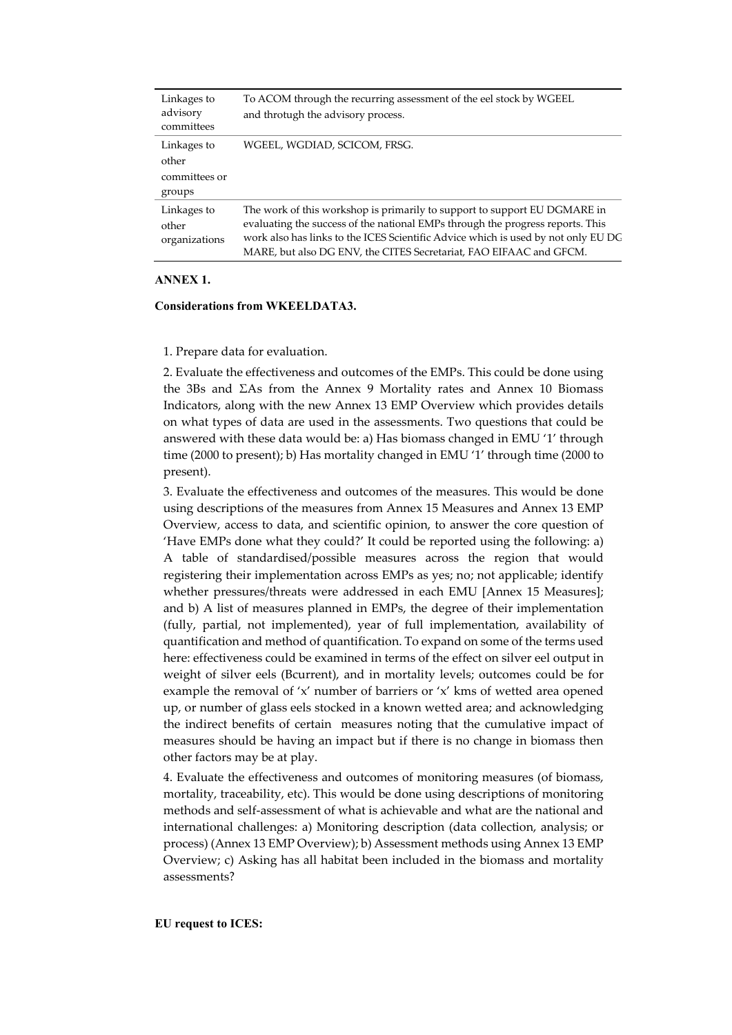| | |
|---|---|
| Linkages to advisory committees | To ACOM through the recurring assessment of the eel stock by WGEEL and throtugh the advisory process. |
| Linkages to other committees or groups | WGEEL, WGDIAD, SCICOM, FRSG. |
| Linkages to other organizations | The work of this workshop is primarily to support to support EU DGMARE in evaluating the success of the national EMPs through the progress reports. This work also has links to the ICES Scientific Advice which is used by not only EU DG MARE, but also DG ENV, the CITES Secretariat, FAO EIFAAC and GFCM. |

**ANNEX 1.**

**Considerations from WKEELDATA3.**

1. Prepare data for evaluation.

2. Evaluate the effectiveness and outcomes of the EMPs. This could be done using the 3Bs and ΣAs from the Annex 9 Mortality rates and Annex 10 Biomass Indicators, along with the new Annex 13 EMP Overview which provides details on what types of data are used in the assessments. Two questions that could be answered with these data would be: a) Has biomass changed in EMU '1' through time (2000 to present); b) Has mortality changed in EMU '1' through time (2000 to present).

3. Evaluate the effectiveness and outcomes of the measures. This would be done using descriptions of the measures from Annex 15 Measures and Annex 13 EMP Overview, access to data, and scientific opinion, to answer the core question of 'Have EMPs done what they could?' It could be reported using the following: a) A table of standardised/possible measures across the region that would registering their implementation across EMPs as yes; no; not applicable; identify whether pressures/threats were addressed in each EMU [Annex 15 Measures]; and b) A list of measures planned in EMPs, the degree of their implementation (fully, partial, not implemented), year of full implementation, availability of quantification and method of quantification. To expand on some of the terms used here: effectiveness could be examined in terms of the effect on silver eel output in weight of silver eels (Bcurrent), and in mortality levels; outcomes could be for example the removal of 'x' number of barriers or 'x' kms of wetted area opened up, or number of glass eels stocked in a known wetted area; and acknowledging the indirect benefits of certain measures noting that the cumulative impact of measures should be having an impact but if there is no change in biomass then other factors may be at play.

4. Evaluate the effectiveness and outcomes of monitoring measures (of biomass, mortality, traceability, etc). This would be done using descriptions of monitoring methods and self-assessment of what is achievable and what are the national and international challenges: a) Monitoring description (data collection, analysis; or process) (Annex 13 EMP Overview); b) Assessment methods using Annex 13 EMP Overview; c) Asking has all habitat been included in the biomass and mortality assessments?

**EU request to ICES:**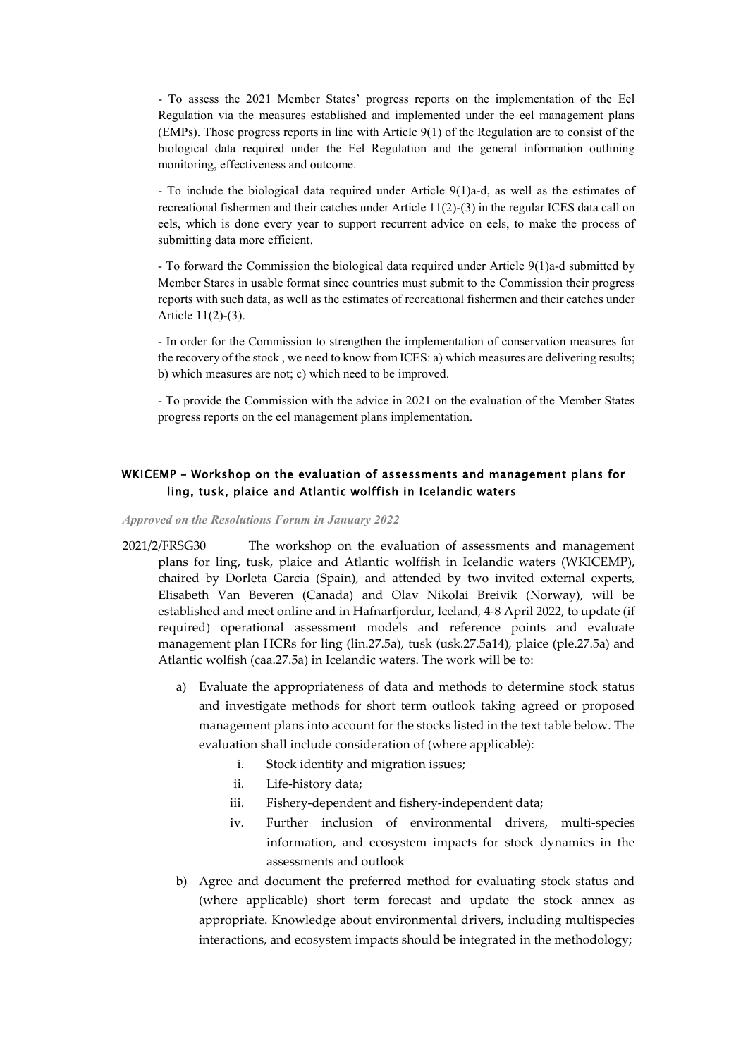- To assess the 2021 Member States' progress reports on the implementation of the Eel Regulation via the measures established and implemented under the eel management plans (EMPs). Those progress reports in line with Article 9(1) of the Regulation are to consist of the biological data required under the Eel Regulation and the general information outlining monitoring, effectiveness and outcome.

- To include the biological data required under Article 9(1)a-d, as well as the estimates of recreational fishermen and their catches under Article 11(2)-(3) in the regular ICES data call on eels, which is done every year to support recurrent advice on eels, to make the process of submitting data more efficient.

- To forward the Commission the biological data required under Article 9(1)a-d submitted by Member Stares in usable format since countries must submit to the Commission their progress reports with such data, as well as the estimates of recreational fishermen and their catches under Article 11(2)-(3).

- In order for the Commission to strengthen the implementation of conservation measures for the recovery of the stock , we need to know from ICES: a) which measures are delivering results; b) which measures are not; c) which need to be improved.

- To provide the Commission with the advice in 2021 on the evaluation of the Member States progress reports on the eel management plans implementation.

## WKICEMP - Workshop on the evaluation of assessments and management plans for ling, tusk, plaice and Atlantic wolffish in Icelandic waters

*Approved on the Resolutions Forum in January 2022*

2021/2/FRSG30 The workshop on the evaluation of assessments and management plans for ling, tusk, plaice and Atlantic wolffish in Icelandic waters (WKICEMP), chaired by Dorleta Garcia (Spain), and attended by two invited external experts, Elisabeth Van Beveren (Canada) and Olav Nikolai Breivik (Norway), will be established and meet online and in Hafnarfjordur, Iceland, 4-8 April 2022, to update (if required) operational assessment models and reference points and evaluate management plan HCRs for ling (lin.27.5a), tusk (usk.27.5a14), plaice (ple.27.5a) and Atlantic wolfish (caa.27.5a) in Icelandic waters. The work will be to:

a) Evaluate the appropriateness of data and methods to determine stock status and investigate methods for short term outlook taking agreed or proposed management plans into account for the stocks listed in the text table below. The evaluation shall include consideration of (where applicable):
   i. Stock identity and migration issues;
   ii. Life-history data;
   iii. Fishery-dependent and fishery-independent data;
   iv. Further inclusion of environmental drivers, multi-species information, and ecosystem impacts for stock dynamics in the assessments and outlook

b) Agree and document the preferred method for evaluating stock status and (where applicable) short term forecast and update the stock annex as appropriate. Knowledge about environmental drivers, including multispecies interactions, and ecosystem impacts should be integrated in the methodology;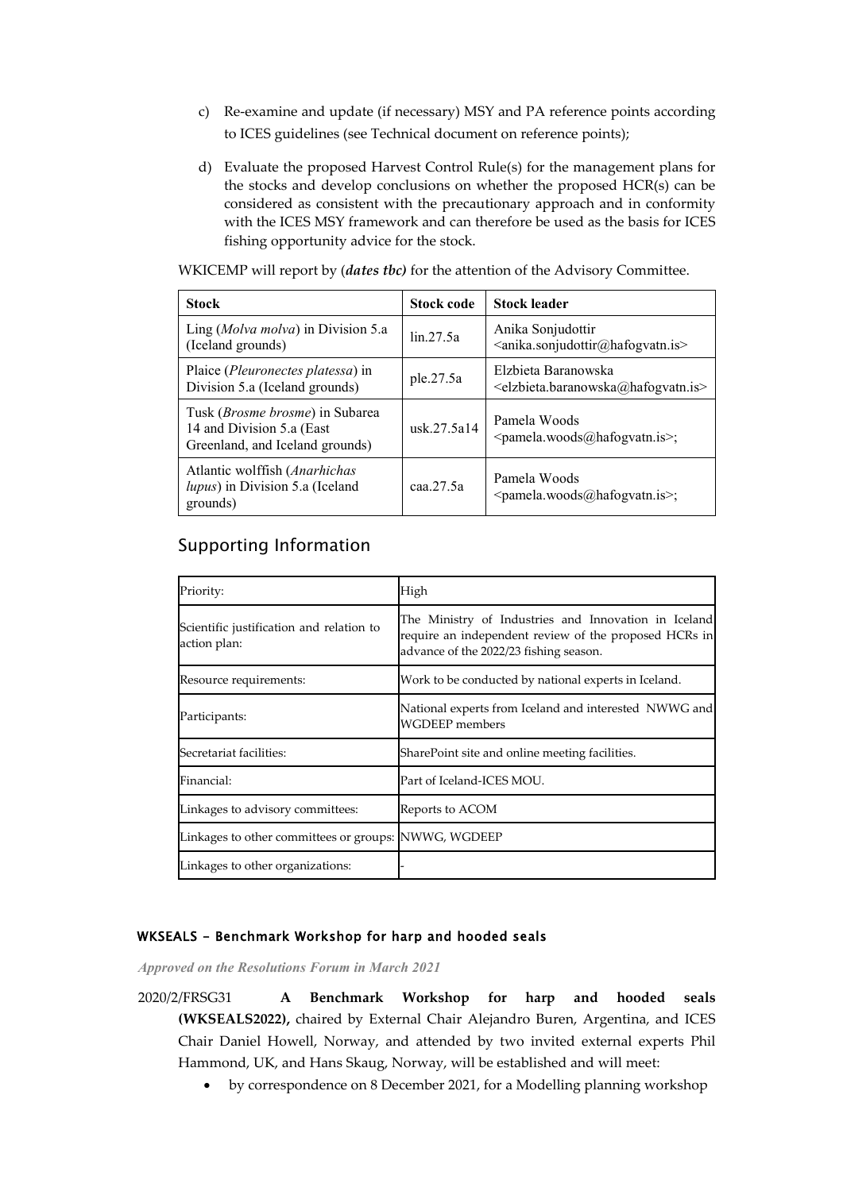c) Re-examine and update (if necessary) MSY and PA reference points according to ICES guidelines (see Technical document on reference points);

d) Evaluate the proposed Harvest Control Rule(s) for the management plans for the stocks and develop conclusions on whether the proposed HCR(s) can be considered as consistent with the precautionary approach and in conformity with the ICES MSY framework and can therefore be used as the basis for ICES fishing opportunity advice for the stock.

WKICEMP will report by (***dates tbc)*** for the attention of the Advisory Committee.

| **Stock** | **Stock code** | **Stock leader** |
|---|---|---|
| Ling (*Molva molva*) in Division 5.a (Iceland grounds) | lin.27.5a | Anika Sonjudottir <anika.sonjudottir@hafogvatn.is> |
| Plaice (*Pleuronectes platessa*) in Division 5.a (Iceland grounds) | ple.27.5a | Elzbieta Baranowska <elzbieta.baranowska@hafogvatn.is> |
| Tusk (*Brosme brosme*) in Subarea 14 and Division 5.a (East Greenland, and Iceland grounds) | usk.27.5a14 | Pamela Woods <pamela.woods@hafogvatn.is>; |
| Atlantic wolffish (*Anarhichas lupus*) in Division 5.a (Iceland grounds) | caa.27.5a | Pamela Woods <pamela.woods@hafogvatn.is>; |

## Supporting Information

| | |
|---|---|
| Priority: | High |
| Scientific justification and relation to action plan: | The Ministry of Industries and Innovation in Iceland require an independent review of the proposed HCRs in advance of the 2022/23 fishing season. |
| Resource requirements: | Work to be conducted by national experts in Iceland. |
| Participants: | National experts from Iceland and interested NWWG and WGDEEP members |
| Secretariat facilities: | SharePoint site and online meeting facilities. |
| Financial: | Part of Iceland-ICES MOU. |
| Linkages to advisory committees: | Reports to ACOM |
| Linkages to other committees or groups: | NWWG, WGDEEP |
| Linkages to other organizations: | - |

### WKSEALS - Benchmark Workshop for harp and hooded seals

***Approved on the Resolutions Forum in March 2021***

2020/2/FRSG31 **A Benchmark Workshop for harp and hooded seals (WKSEALS2022),** chaired by External Chair Alejandro Buren, Argentina, and ICES Chair Daniel Howell, Norway, and attended by two invited external experts Phil Hammond, UK, and Hans Skaug, Norway, will be established and will meet:

- by correspondence on 8 December 2021, for a Modelling planning workshop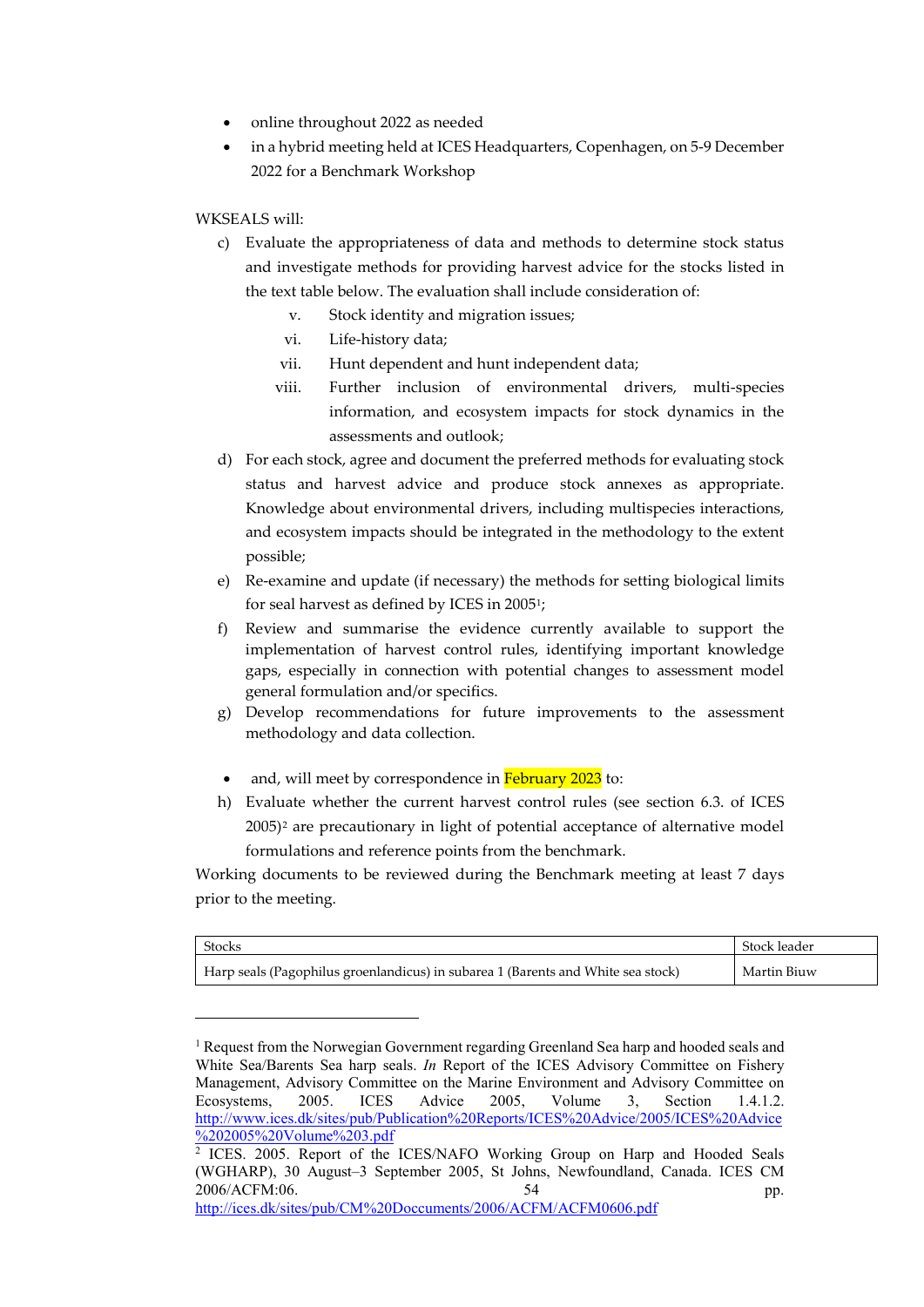- online throughout 2022 as needed
- in a hybrid meeting held at ICES Headquarters, Copenhagen, on 5-9 December 2022 for a Benchmark Workshop

WKSEALS will:

c) Evaluate the appropriateness of data and methods to determine stock status and investigate methods for providing harvest advice for the stocks listed in the text table below. The evaluation shall include consideration of:
   v. Stock identity and migration issues;
   vi. Life-history data;
   vii. Hunt dependent and hunt independent data;
   viii. Further inclusion of environmental drivers, multi-species information, and ecosystem impacts for stock dynamics in the assessments and outlook;

d) For each stock, agree and document the preferred methods for evaluating stock status and harvest advice and produce stock annexes as appropriate. Knowledge about environmental drivers, including multispecies interactions, and ecosystem impacts should be integrated in the methodology to the extent possible;

e) Re-examine and update (if necessary) the methods for setting biological limits for seal harvest as defined by ICES in 2005[1];

f) Review and summarise the evidence currently available to support the implementation of harvest control rules, identifying important knowledge gaps, especially in connection with potential changes to assessment model general formulation and/or specifics.

g) Develop recommendations for future improvements to the assessment methodology and data collection.

- and, will meet by correspondence in February 2023 to:

h) Evaluate whether the current harvest control rules (see section 6.3. of ICES 2005)[2] are precautionary in light of potential acceptance of alternative model formulations and reference points from the benchmark.

Working documents to be reviewed during the Benchmark meeting at least 7 days prior to the meeting.

| Stocks | Stock leader |
|---|---|
| Harp seals (Pagophilus groenlandicus) in subarea 1 (Barents and White sea stock) | Martin Biuw |

---

[1] Request from the Norwegian Government regarding Greenland Sea harp and hooded seals and White Sea/Barents Sea harp seals. *In* Report of the ICES Advisory Committee on Fishery Management, Advisory Committee on the Marine Environment and Advisory Committee on Ecosystems, 2005. ICES Advice 2005, Volume 3, Section 1.4.1.2. http://www.ices.dk/sites/pub/Publication%20Reports/ICES%20Advice/2005/ICES%20Advice%202005%20Volume%203.pdf

[2] ICES. 2005. Report of the ICES/NAFO Working Group on Harp and Hooded Seals (WGHARP), 30 August–3 September 2005, St Johns, Newfoundland, Canada. ICES CM 2006/ACFM:06. 54 pp. http://ices.dk/sites/pub/CM%20Doccuments/2006/ACFM/ACFM0606.pdf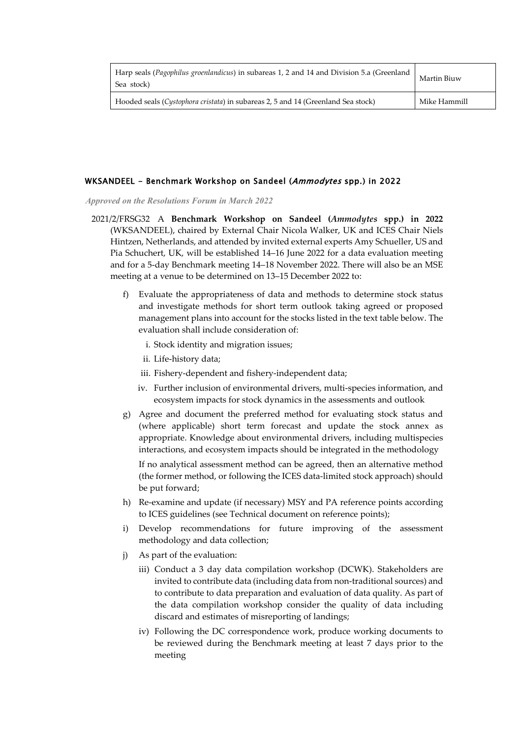| Harp seals (*Pagophilus groenlandicus*) in subareas 1, 2 and 14 and Division 5.a (Greenland Sea stock) | Martin Biuw |
| --- | --- |
| Hooded seals (*Cystophora cristata*) in subareas 2, 5 and 14 (Greenland Sea stock) | Mike Hammill |

### WKSANDEEL – Benchmark Workshop on Sandeel (*Ammodytes* spp.) in 2022

***Approved on the Resolutions Forum in March 2022***

2021/2/FRSG32 A **Benchmark Workshop on Sandeel (*Ammodytes* spp.) in 2022** (WKSANDEEL), chaired by External Chair Nicola Walker, UK and ICES Chair Niels Hintzen, Netherlands, and attended by invited external experts Amy Schueller, US and Pia Schuchert, UK, will be established 14–16 June 2022 for a data evaluation meeting and for a 5-day Benchmark meeting 14–18 November 2022. There will also be an MSE meeting at a venue to be determined on 13–15 December 2022 to:

f) Evaluate the appropriateness of data and methods to determine stock status and investigate methods for short term outlook taking agreed or proposed management plans into account for the stocks listed in the text table below. The evaluation shall include consideration of:

   i. Stock identity and migration issues;

   ii. Life-history data;

   iii. Fishery-dependent and fishery-independent data;

   iv. Further inclusion of environmental drivers, multi-species information, and ecosystem impacts for stock dynamics in the assessments and outlook

g) Agree and document the preferred method for evaluating stock status and (where applicable) short term forecast and update the stock annex as appropriate. Knowledge about environmental drivers, including multispecies interactions, and ecosystem impacts should be integrated in the methodology

   If no analytical assessment method can be agreed, then an alternative method (the former method, or following the ICES data-limited stock approach) should be put forward;

h) Re-examine and update (if necessary) MSY and PA reference points according to ICES guidelines (see Technical document on reference points);

i) Develop recommendations for future improving of the assessment methodology and data collection;

j) As part of the evaluation:

   iii) Conduct a 3 day data compilation workshop (DCWK). Stakeholders are invited to contribute data (including data from non-traditional sources) and to contribute to data preparation and evaluation of data quality. As part of the data compilation workshop consider the quality of data including discard and estimates of misreporting of landings;

   iv) Following the DC correspondence work, produce working documents to be reviewed during the Benchmark meeting at least 7 days prior to the meeting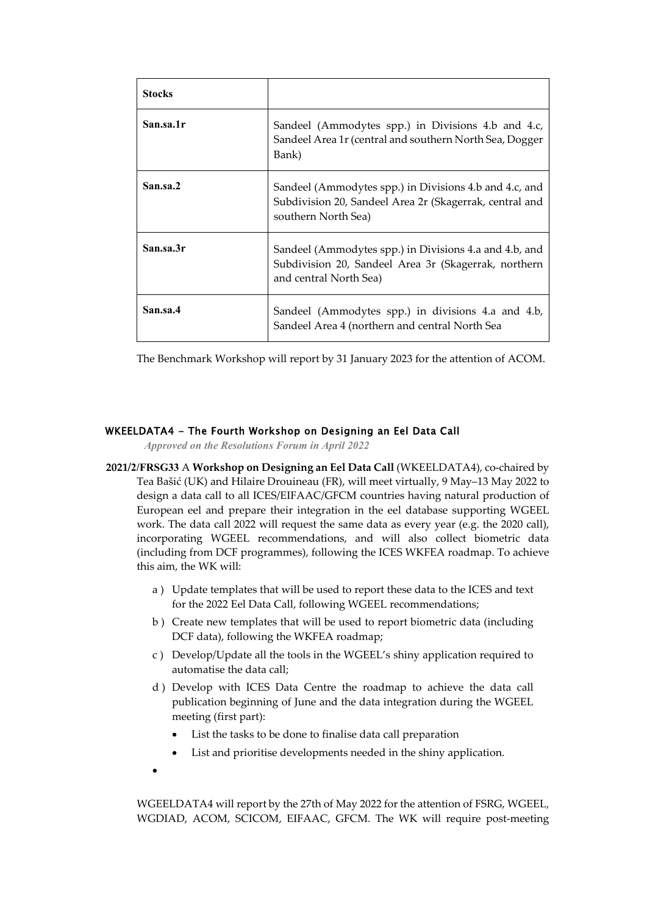| Stocks | |
|---|---|
| San.sa.1r | Sandeel (Ammodytes spp.) in Divisions 4.b and 4.c, Sandeel Area 1r (central and southern North Sea, Dogger Bank) |
| San.sa.2 | Sandeel (Ammodytes spp.) in Divisions 4.b and 4.c, and Subdivision 20, Sandeel Area 2r (Skagerrak, central and southern North Sea) |
| San.sa.3r | Sandeel (Ammodytes spp.) in Divisions 4.a and 4.b, and Subdivision 20, Sandeel Area 3r (Skagerrak, northern and central North Sea) |
| San.sa.4 | Sandeel (Ammodytes spp.) in divisions 4.a and 4.b, Sandeel Area 4 (northern and central North Sea |

The Benchmark Workshop will report by 31 January 2023 for the attention of ACOM.

### WKEELDATA4 - The Fourth Workshop on Designing an Eel Data Call

*Approved on the Resolutions Forum in April 2022*

**2021/2/FRSG33** A **Workshop on Designing an Eel Data Call** (WKEELDATA4), co-chaired by Tea Bašić (UK) and Hilaire Drouineau (FR), will meet virtually, 9 May–13 May 2022 to design a data call to all ICES/EIFAAC/GFCM countries having natural production of European eel and prepare their integration in the eel database supporting WGEEL work. The data call 2022 will request the same data as every year (e.g. the 2020 call), incorporating WGEEL recommendations, and will also collect biometric data (including from DCF programmes), following the ICES WKFEA roadmap. To achieve this aim, the WK will:

a ) Update templates that will be used to report these data to the ICES and text for the 2022 Eel Data Call, following WGEEL recommendations;

b ) Create new templates that will be used to report biometric data (including DCF data), following the WKFEA roadmap;

c ) Develop/Update all the tools in the WGEEL's shiny application required to automatise the data call;

d ) Develop with ICES Data Centre the roadmap to achieve the data call publication beginning of June and the data integration during the WGEEL meeting (first part):

- List the tasks to be done to finalise data call preparation
- List and prioritise developments needed in the shiny application.

WGEELDATA4 will report by the 27th of May 2022 for the attention of FSRG, WGEEL, WGDIAD, ACOM, SCICOM, EIFAAC, GFCM. The WK will require post-meeting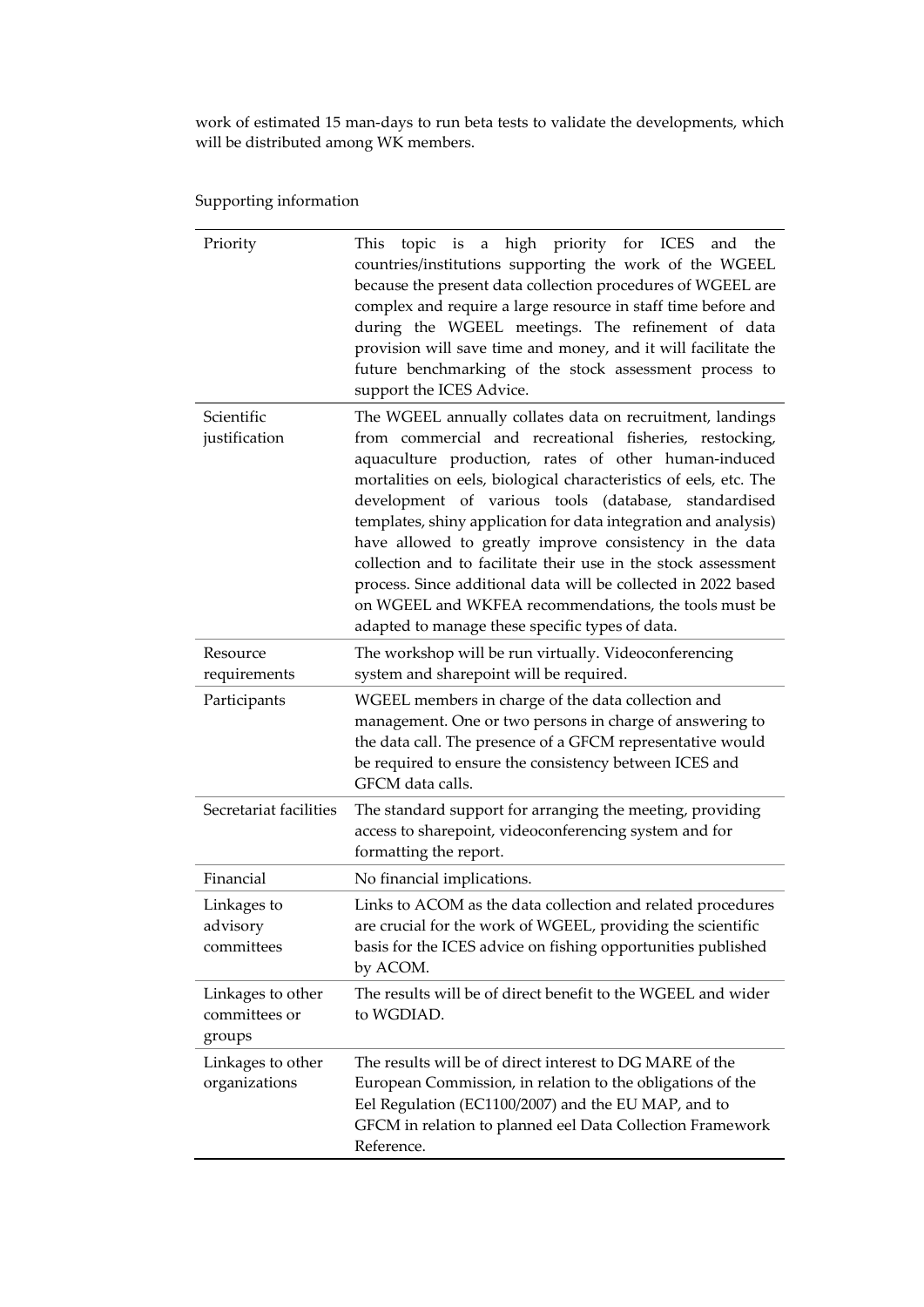work of estimated 15 man-days to run beta tests to validate the developments, which will be distributed among WK members.

Supporting information

| | |
|---|---|
| Priority | This topic is a high priority for ICES and the countries/institutions supporting the work of the WGEEL because the present data collection procedures of WGEEL are complex and require a large resource in staff time before and during the WGEEL meetings. The refinement of data provision will save time and money, and it will facilitate the future benchmarking of the stock assessment process to support the ICES Advice. |
| Scientific justification | The WGEEL annually collates data on recruitment, landings from commercial and recreational fisheries, restocking, aquaculture production, rates of other human-induced mortalities on eels, biological characteristics of eels, etc. The development of various tools (database, standardised templates, shiny application for data integration and analysis) have allowed to greatly improve consistency in the data collection and to facilitate their use in the stock assessment process. Since additional data will be collected in 2022 based on WGEEL and WKFEA recommendations, the tools must be adapted to manage these specific types of data. |
| Resource requirements | The workshop will be run virtually. Videoconferencing system and sharepoint will be required. |
| Participants | WGEEL members in charge of the data collection and management. One or two persons in charge of answering to the data call. The presence of a GFCM representative would be required to ensure the consistency between ICES and GFCM data calls. |
| Secretariat facilities | The standard support for arranging the meeting, providing access to sharepoint, videoconferencing system and for formatting the report. |
| Financial | No financial implications. |
| Linkages to advisory committees | Links to ACOM as the data collection and related procedures are crucial for the work of WGEEL, providing the scientific basis for the ICES advice on fishing opportunities published by ACOM. |
| Linkages to other committees or groups | The results will be of direct benefit to the WGEEL and wider to WGDIAD. |
| Linkages to other organizations | The results will be of direct interest to DG MARE of the European Commission, in relation to the obligations of the Eel Regulation (EC1100/2007) and the EU MAP, and to GFCM in relation to planned eel Data Collection Framework Reference. |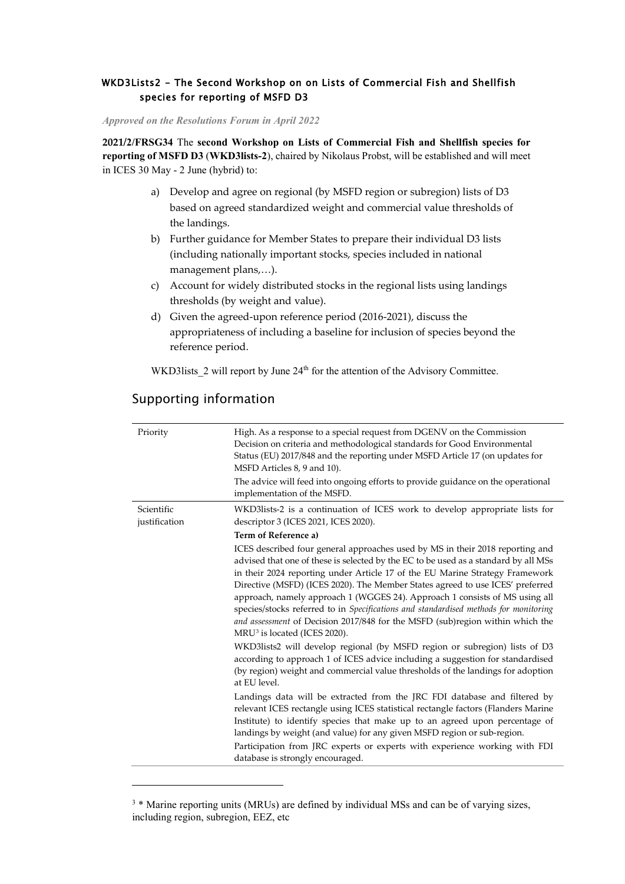### WKD3Lists2 - The Second Workshop on on Lists of Commercial Fish and Shellfish species for reporting of MSFD D3

*Approved on the Resolutions Forum in April 2022*

**2021/2/FRSG34** The **second Workshop on Lists of Commercial Fish and Shellfish species for reporting of MSFD D3** (**WKD3lists-2**), chaired by Nikolaus Probst, will be established and will meet in ICES 30 May - 2 June (hybrid) to:

a) Develop and agree on regional (by MSFD region or subregion) lists of D3 based on agreed standardized weight and commercial value thresholds of the landings.

b) Further guidance for Member States to prepare their individual D3 lists (including nationally important stocks, species included in national management plans,…).

c) Account for widely distributed stocks in the regional lists using landings thresholds (by weight and value).

d) Given the agreed-upon reference period (2016-2021), discuss the appropriateness of including a baseline for inclusion of species beyond the reference period.

WKD3lists_2 will report by June 24th for the attention of the Advisory Committee.

## Supporting information

| | |
|---|---|
| Priority | High. As a response to a special request from DGENV on the Commission Decision on criteria and methodological standards for Good Environmental Status (EU) 2017/848 and the reporting under MSFD Article 17 (on updates for MSFD Articles 8, 9 and 10).<br>The advice will feed into ongoing efforts to provide guidance on the operational implementation of the MSFD. |
| Scientific justification | WKD3lists-2 is a continuation of ICES work to develop appropriate lists for descriptor 3 (ICES 2021, ICES 2020).<br>**Term of Reference a)**<br>ICES described four general approaches used by MS in their 2018 reporting and advised that one of these is selected by the EC to be used as a standard by all MSs in their 2024 reporting under Article 17 of the EU Marine Strategy Framework Directive (MSFD) (ICES 2020). The Member States agreed to use ICES' preferred approach, namely approach 1 (WGGES 24). Approach 1 consists of MS using all species/stocks referred to in *Specifications and standardised methods for monitoring and assessment* of Decision 2017/848 for the MSFD (sub)region within which the MRU[3] is located (ICES 2020).<br>WKD3lists2 will develop regional (by MSFD region or subregion) lists of D3 according to approach 1 of ICES advice including a suggestion for standardised (by region) weight and commercial value thresholds of the landings for adoption at EU level.<br>Landings data will be extracted from the JRC FDI database and filtered by relevant ICES rectangle using ICES statistical rectangle factors (Flanders Marine Institute) to identify species that make up to an agreed upon percentage of landings by weight (and value) for any given MSFD region or sub-region.<br>Participation from JRC experts or experts with experience working with FDI database is strongly encouraged. |

[3] * Marine reporting units (MRUs) are defined by individual MSs and can be of varying sizes, including region, subregion, EEZ, etc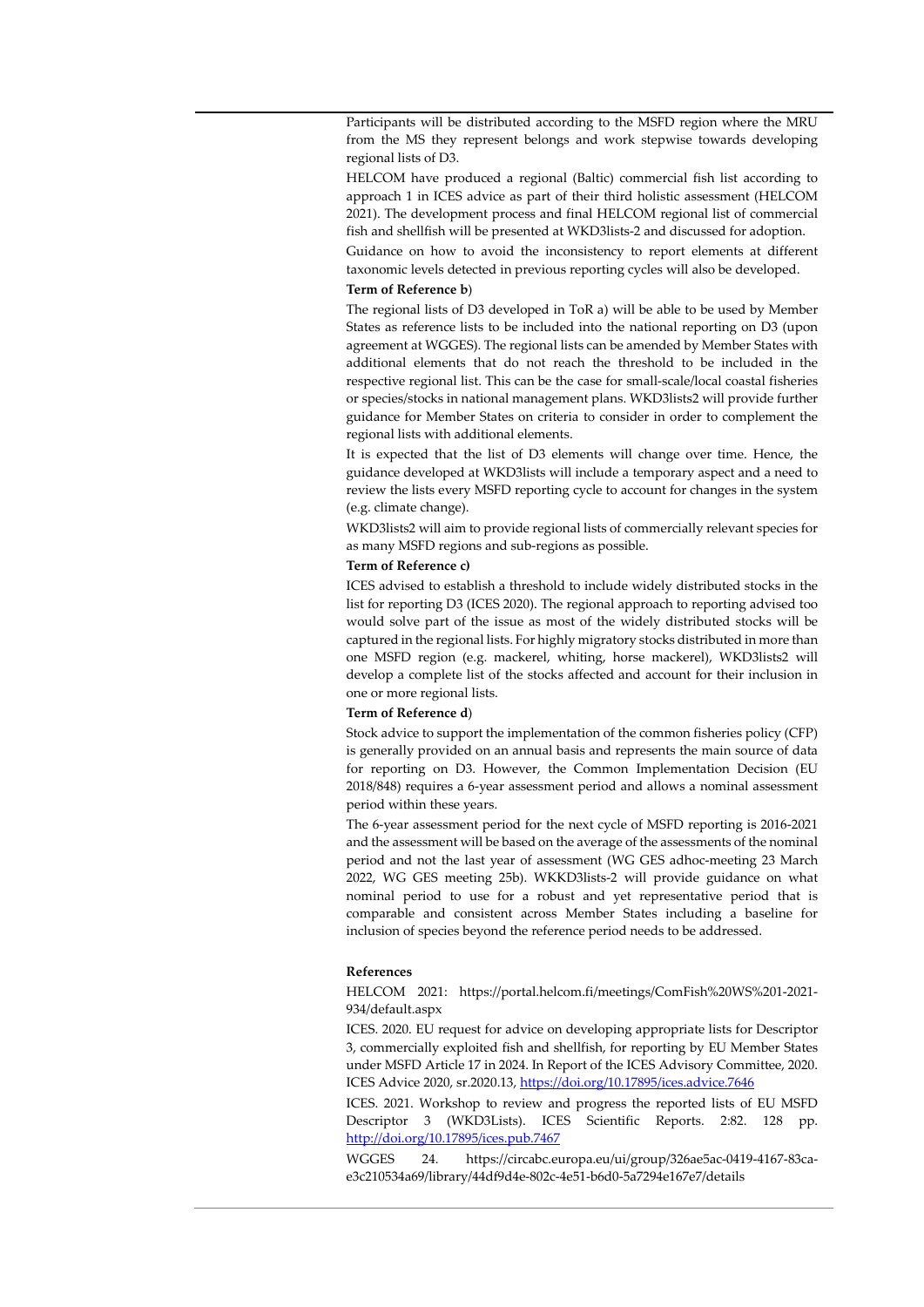Participants will be distributed according to the MSFD region where the MRU from the MS they represent belongs and work stepwise towards developing regional lists of D3.

HELCOM have produced a regional (Baltic) commercial fish list according to approach 1 in ICES advice as part of their third holistic assessment (HELCOM 2021). The development process and final HELCOM regional list of commercial fish and shellfish will be presented at WKD3lists-2 and discussed for adoption.

Guidance on how to avoid the inconsistency to report elements at different taxonomic levels detected in previous reporting cycles will also be developed.

**Term of Reference b**)

The regional lists of D3 developed in ToR a) will be able to be used by Member States as reference lists to be included into the national reporting on D3 (upon agreement at WGGES). The regional lists can be amended by Member States with additional elements that do not reach the threshold to be included in the respective regional list. This can be the case for small-scale/local coastal fisheries or species/stocks in national management plans. WKD3lists2 will provide further guidance for Member States on criteria to consider in order to complement the regional lists with additional elements.

It is expected that the list of D3 elements will change over time. Hence, the guidance developed at WKD3lists will include a temporary aspect and a need to review the lists every MSFD reporting cycle to account for changes in the system (e.g. climate change).

WKD3lists2 will aim to provide regional lists of commercially relevant species for as many MSFD regions and sub-regions as possible.

**Term of Reference c)**

ICES advised to establish a threshold to include widely distributed stocks in the list for reporting D3 (ICES 2020). The regional approach to reporting advised too would solve part of the issue as most of the widely distributed stocks will be captured in the regional lists. For highly migratory stocks distributed in more than one MSFD region (e.g. mackerel, whiting, horse mackerel), WKD3lists2 will develop a complete list of the stocks affected and account for their inclusion in one or more regional lists.

**Term of Reference d**)

Stock advice to support the implementation of the common fisheries policy (CFP) is generally provided on an annual basis and represents the main source of data for reporting on D3. However, the Common Implementation Decision (EU 2018/848) requires a 6-year assessment period and allows a nominal assessment period within these years.

The 6-year assessment period for the next cycle of MSFD reporting is 2016-2021 and the assessment will be based on the average of the assessments of the nominal period and not the last year of assessment (WG GES adhoc-meeting 23 March 2022, WG GES meeting 25b). WKKD3lists-2 will provide guidance on what nominal period to use for a robust and yet representative period that is comparable and consistent across Member States including a baseline for inclusion of species beyond the reference period needs to be addressed.

**References**

HELCOM 2021: https://portal.helcom.fi/meetings/ComFish%20WS%201-2021-934/default.aspx

ICES. 2020. EU request for advice on developing appropriate lists for Descriptor 3, commercially exploited fish and shellfish, for reporting by EU Member States under MSFD Article 17 in 2024. In Report of the ICES Advisory Committee, 2020. ICES Advice 2020, sr.2020.13, https://doi.org/10.17895/ices.advice.7646

ICES. 2021. Workshop to review and progress the reported lists of EU MSFD Descriptor 3 (WKD3Lists). ICES Scientific Reports. 2:82. 128 pp. http://doi.org/10.17895/ices.pub.7467

WGGES 24. https://circabc.europa.eu/ui/group/326ae5ac-0419-4167-83ca-e3c210534a69/library/44df9d4e-802c-4e51-b6d0-5a7294e167e7/details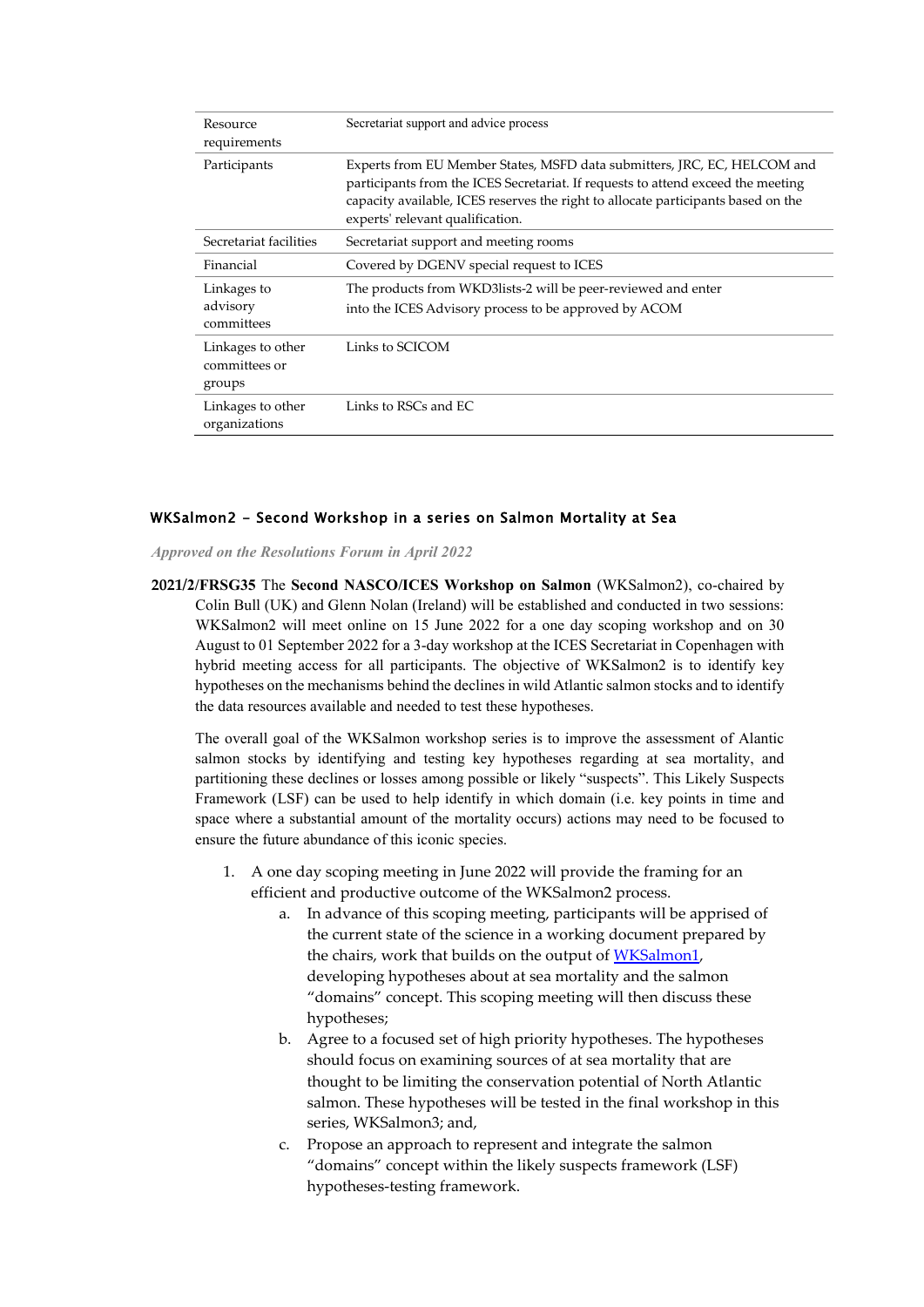| | |
|---|---|
| Resource requirements | Secretariat support and advice process |
| Participants | Experts from EU Member States, MSFD data submitters, JRC, EC, HELCOM and participants from the ICES Secretariat. If requests to attend exceed the meeting capacity available, ICES reserves the right to allocate participants based on the experts' relevant qualification. |
| Secretariat facilities | Secretariat support and meeting rooms |
| Financial | Covered by DGENV special request to ICES |
| Linkages to advisory committees | The products from WKD3lists-2 will be peer-reviewed and enter into the ICES Advisory process to be approved by ACOM |
| Linkages to other committees or groups | Links to SCICOM |
| Linkages to other organizations | Links to RSCs and EC |

#### WKSalmon2 - Second Workshop in a series on Salmon Mortality at Sea

*Approved on the Resolutions Forum in April 2022*

**2021/2/FRSG35** The **Second NASCO/ICES Workshop on Salmon** (WKSalmon2), co-chaired by Colin Bull (UK) and Glenn Nolan (Ireland) will be established and conducted in two sessions: WKSalmon2 will meet online on 15 June 2022 for a one day scoping workshop and on 30 August to 01 September 2022 for a 3-day workshop at the ICES Secretariat in Copenhagen with hybrid meeting access for all participants. The objective of WKSalmon2 is to identify key hypotheses on the mechanisms behind the declines in wild Atlantic salmon stocks and to identify the data resources available and needed to test these hypotheses.

The overall goal of the WKSalmon workshop series is to improve the assessment of Alantic salmon stocks by identifying and testing key hypotheses regarding at sea mortality, and partitioning these declines or losses among possible or likely "suspects". This Likely Suspects Framework (LSF) can be used to help identify in which domain (i.e. key points in time and space where a substantial amount of the mortality occurs) actions may need to be focused to ensure the future abundance of this iconic species.

1. A one day scoping meeting in June 2022 will provide the framing for an efficient and productive outcome of the WKSalmon2 process.
   a. In advance of this scoping meeting, participants will be apprised of the current state of the science in a working document prepared by the chairs, work that builds on the output of WKSalmon1, developing hypotheses about at sea mortality and the salmon "domains" concept. This scoping meeting will then discuss these hypotheses;
   b. Agree to a focused set of high priority hypotheses. The hypotheses should focus on examining sources of at sea mortality that are thought to be limiting the conservation potential of North Atlantic salmon. These hypotheses will be tested in the final workshop in this series, WKSalmon3; and,
   c. Propose an approach to represent and integrate the salmon "domains" concept within the likely suspects framework (LSF) hypotheses-testing framework.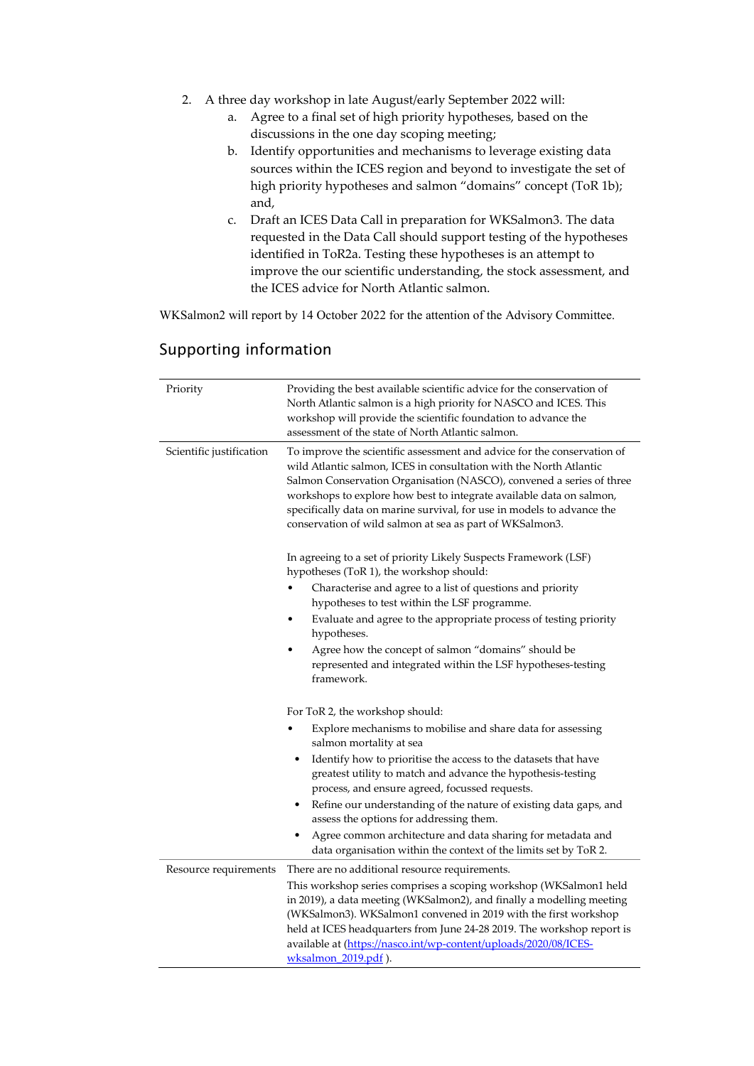2. A three day workshop in late August/early September 2022 will:
    a. Agree to a final set of high priority hypotheses, based on the discussions in the one day scoping meeting;
    b. Identify opportunities and mechanisms to leverage existing data sources within the ICES region and beyond to investigate the set of high priority hypotheses and salmon "domains" concept (ToR 1b); and,
    c. Draft an ICES Data Call in preparation for WKSalmon3. The data requested in the Data Call should support testing of the hypotheses identified in ToR2a. Testing these hypotheses is an attempt to improve the our scientific understanding, the stock assessment, and the ICES advice for North Atlantic salmon.

WKSalmon2 will report by 14 October 2022 for the attention of the Advisory Committee.

## Supporting information

| | |
|---|---|
| Priority | Providing the best available scientific advice for the conservation of North Atlantic salmon is a high priority for NASCO and ICES. This workshop will provide the scientific foundation to advance the assessment of the state of North Atlantic salmon. |
| Scientific justification | To improve the scientific assessment and advice for the conservation of wild Atlantic salmon, ICES in consultation with the North Atlantic Salmon Conservation Organisation (NASCO), convened a series of three workshops to explore how best to integrate available data on salmon, specifically data on marine survival, for use in models to advance the conservation of wild salmon at sea as part of WKSalmon3.<br><br>In agreeing to a set of priority Likely Suspects Framework (LSF) hypotheses (ToR 1), the workshop should:<br>• Characterise and agree to a list of questions and priority hypotheses to test within the LSF programme.<br>• Evaluate and agree to the appropriate process of testing priority hypotheses.<br>• Agree how the concept of salmon "domains" should be represented and integrated within the LSF hypotheses-testing framework.<br><br>For ToR 2, the workshop should:<br>• Explore mechanisms to mobilise and share data for assessing salmon mortality at sea<br>• Identify how to prioritise the access to the datasets that have greatest utility to match and advance the hypothesis-testing process, and ensure agreed, focussed requests.<br>• Refine our understanding of the nature of existing data gaps, and assess the options for addressing them.<br>• Agree common architecture and data sharing for metadata and data organisation within the context of the limits set by ToR 2. |
| Resource requirements | There are no additional resource requirements.<br>This workshop series comprises a scoping workshop (WKSalmon1 held in 2019), a data meeting (WKSalmon2), and finally a modelling meeting (WKSalmon3). WKSalmon1 convened in 2019 with the first workshop held at ICES headquarters from June 24-28 2019. The workshop report is available at (https://nasco.int/wp-content/uploads/2020/08/ICES-wksalmon_2019.pdf ). |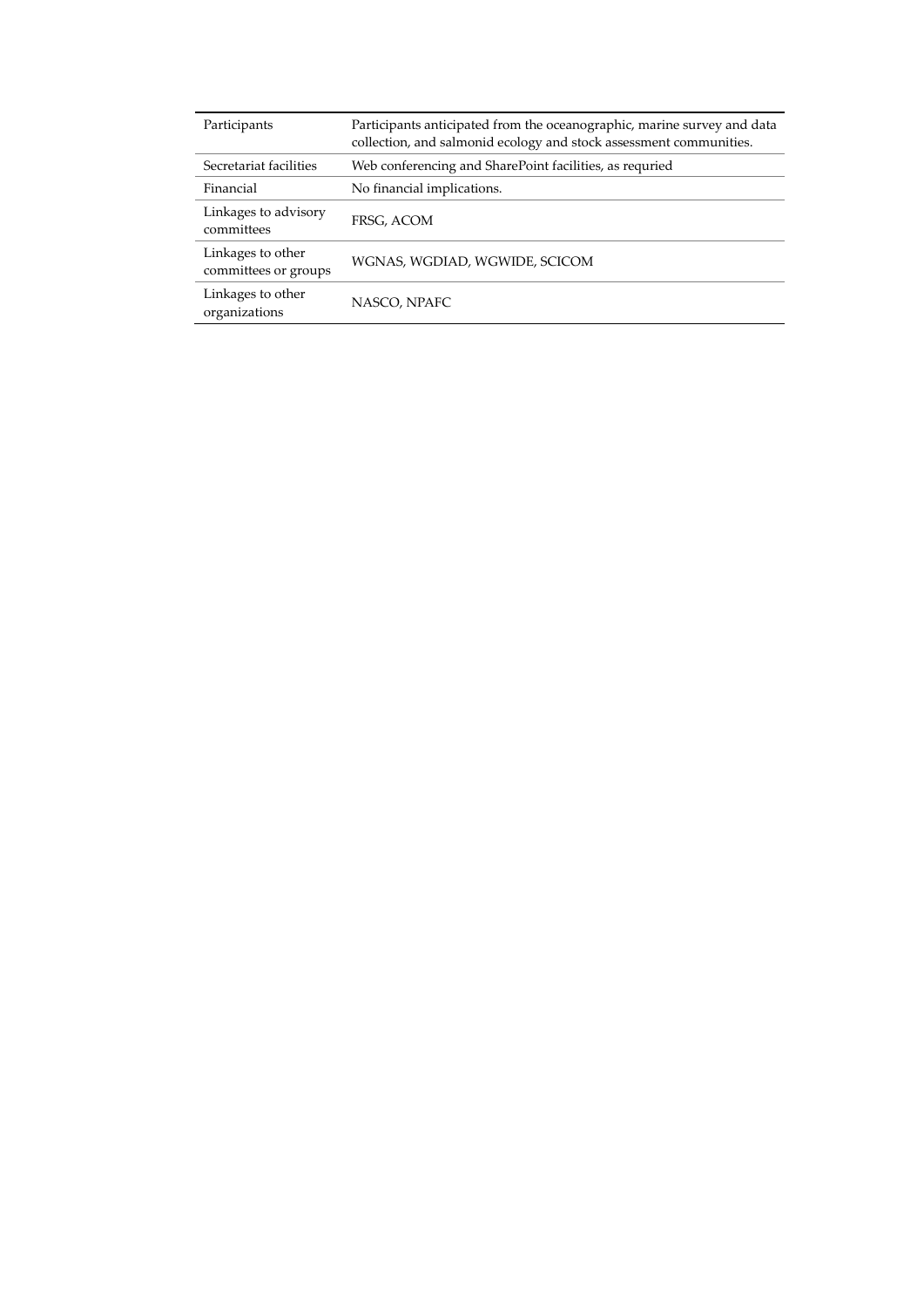| | |
|---|---|
| Participants | Participants anticipated from the oceanographic, marine survey and data collection, and salmonid ecology and stock assessment communities. |
| Secretariat facilities | Web conferencing and SharePoint facilities, as requried |
| Financial | No financial implications. |
| Linkages to advisory committees | FRSG, ACOM |
| Linkages to other committees or groups | WGNAS, WGDIAD, WGWIDE, SCICOM |
| Linkages to other organizations | NASCO, NPAFC |